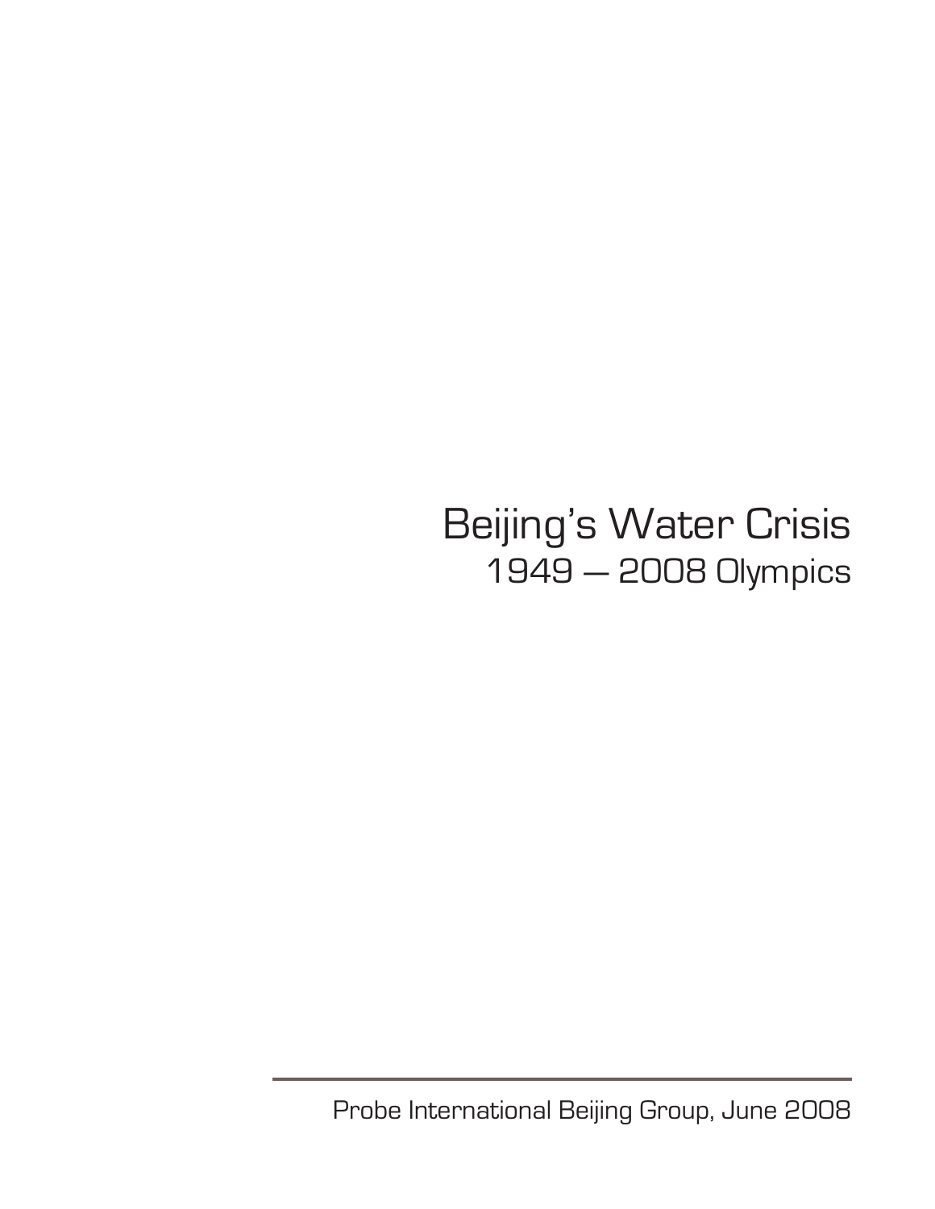# Beijing's Water Crisis

## 1949 — 2008 Olympics

Probe International Beijing Group, June 2008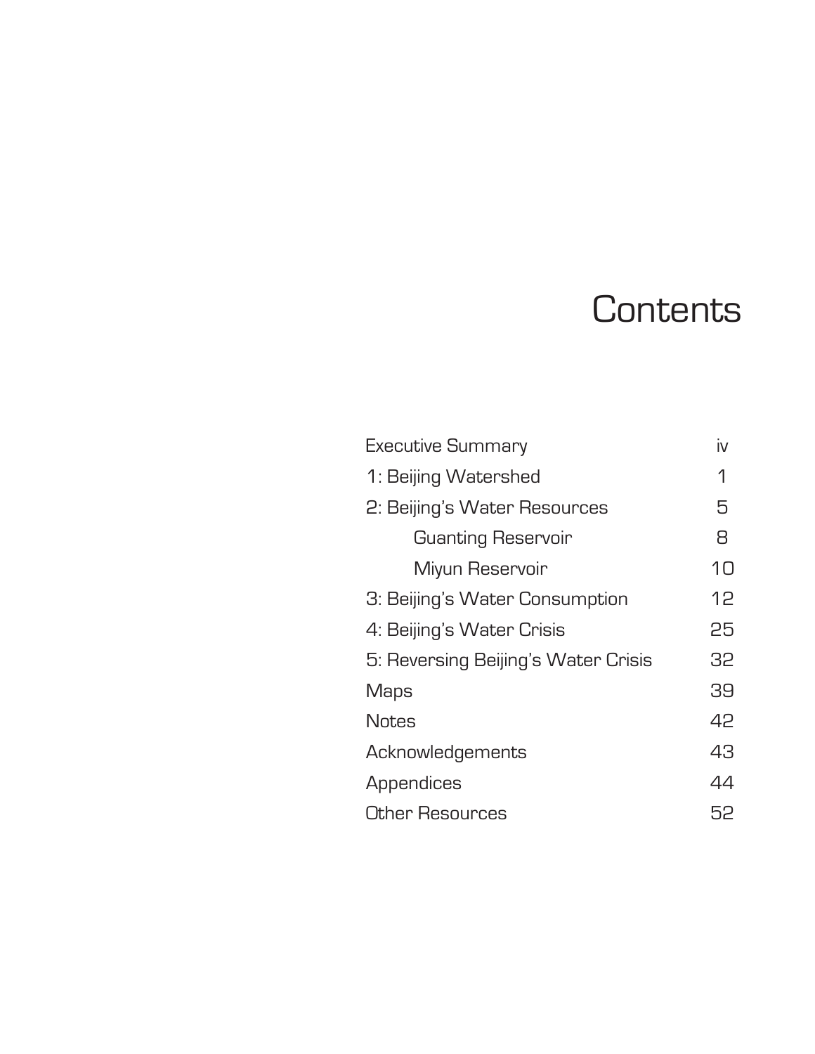# Contents

| | |
|---|---|
| Executive Summary | iv |
| 1: Beijing Watershed | 1 |
| 2: Beijing's Water Resources | 5 |
| Guanting Reservoir | 8 |
| Miyun Reservoir | 10 |
| 3: Beijing's Water Consumption | 12 |
| 4: Beijing's Water Crisis | 25 |
| 5: Reversing Beijing's Water Crisis | 32 |
| Maps | 39 |
| Notes | 42 |
| Acknowledgements | 43 |
| Appendices | 44 |
| Other Resources | 52 |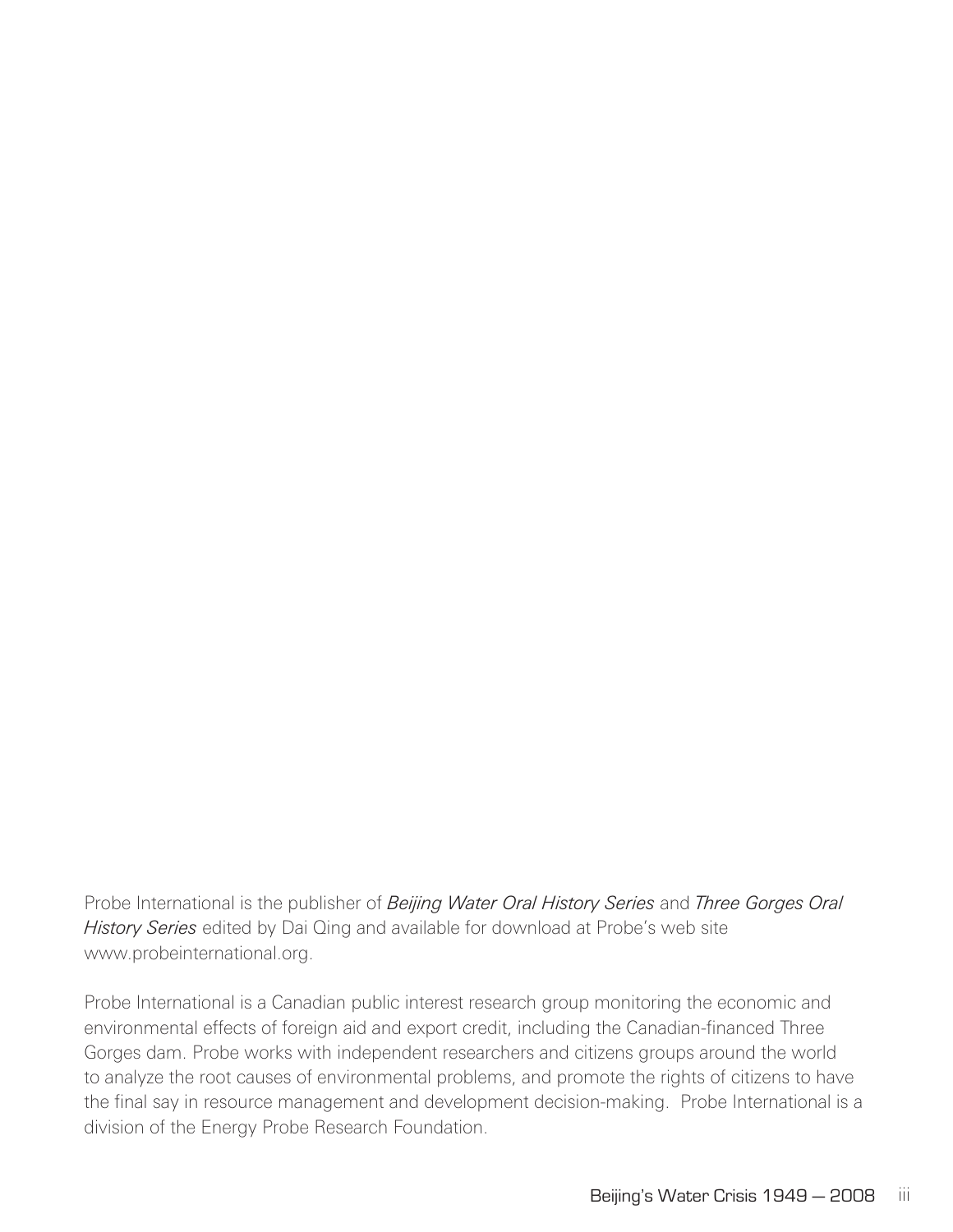Probe International is the publisher of *Beijing Water Oral History Series* and *Three Gorges Oral History Series* edited by Dai Qing and available for download at Probe's web site www.probeinternational.org.

Probe International is a Canadian public interest research group monitoring the economic and environmental effects of foreign aid and export credit, including the Canadian-financed Three Gorges dam. Probe works with independent researchers and citizens groups around the world to analyze the root causes of environmental problems, and promote the rights of citizens to have the final say in resource management and development decision-making. Probe International is a division of the Energy Probe Research Foundation.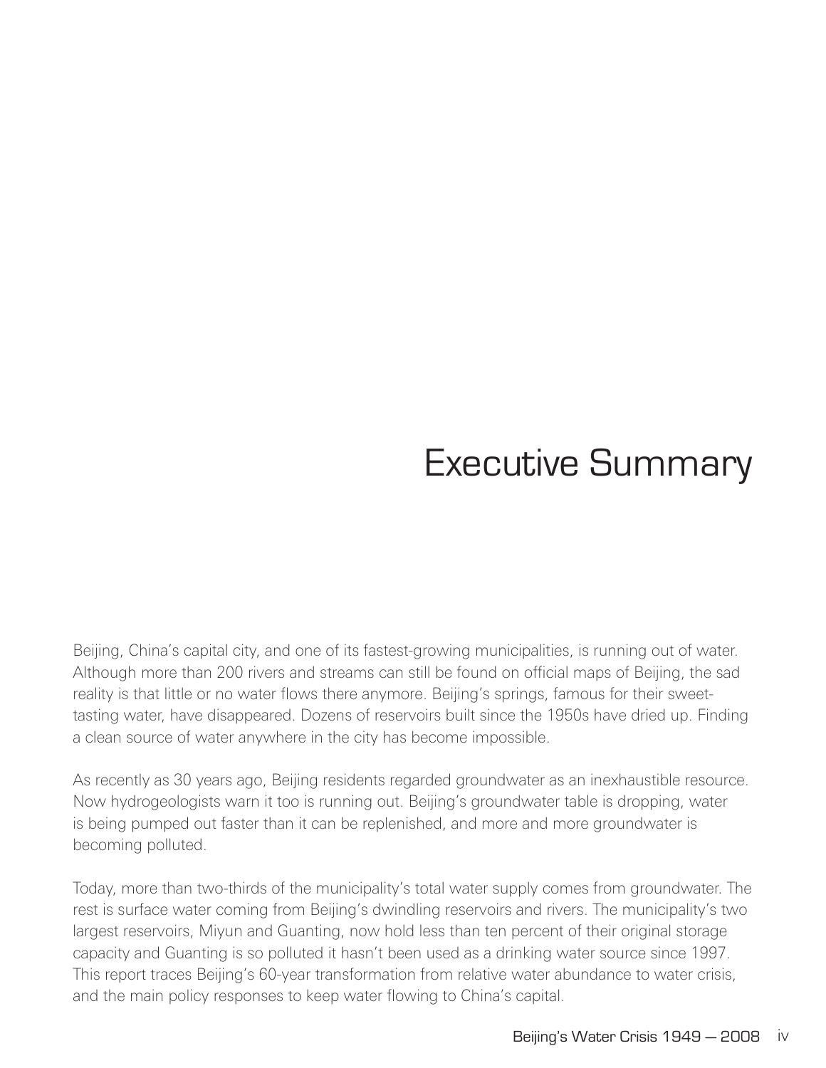# Executive Summary

Beijing, China's capital city, and one of its fastest-growing municipalities, is running out of water. Although more than 200 rivers and streams can still be found on official maps of Beijing, the sad reality is that little or no water flows there anymore. Beijing's springs, famous for their sweet-tasting water, have disappeared. Dozens of reservoirs built since the 1950s have dried up. Finding a clean source of water anywhere in the city has become impossible.

As recently as 30 years ago, Beijing residents regarded groundwater as an inexhaustible resource. Now hydrogeologists warn it too is running out. Beijing's groundwater table is dropping, water is being pumped out faster than it can be replenished, and more and more groundwater is becoming polluted.

Today, more than two-thirds of the municipality's total water supply comes from groundwater. The rest is surface water coming from Beijing's dwindling reservoirs and rivers. The municipality's two largest reservoirs, Miyun and Guanting, now hold less than ten percent of their original storage capacity and Guanting is so polluted it hasn't been used as a drinking water source since 1997. This report traces Beijing's 60-year transformation from relative water abundance to water crisis, and the main policy responses to keep water flowing to China's capital.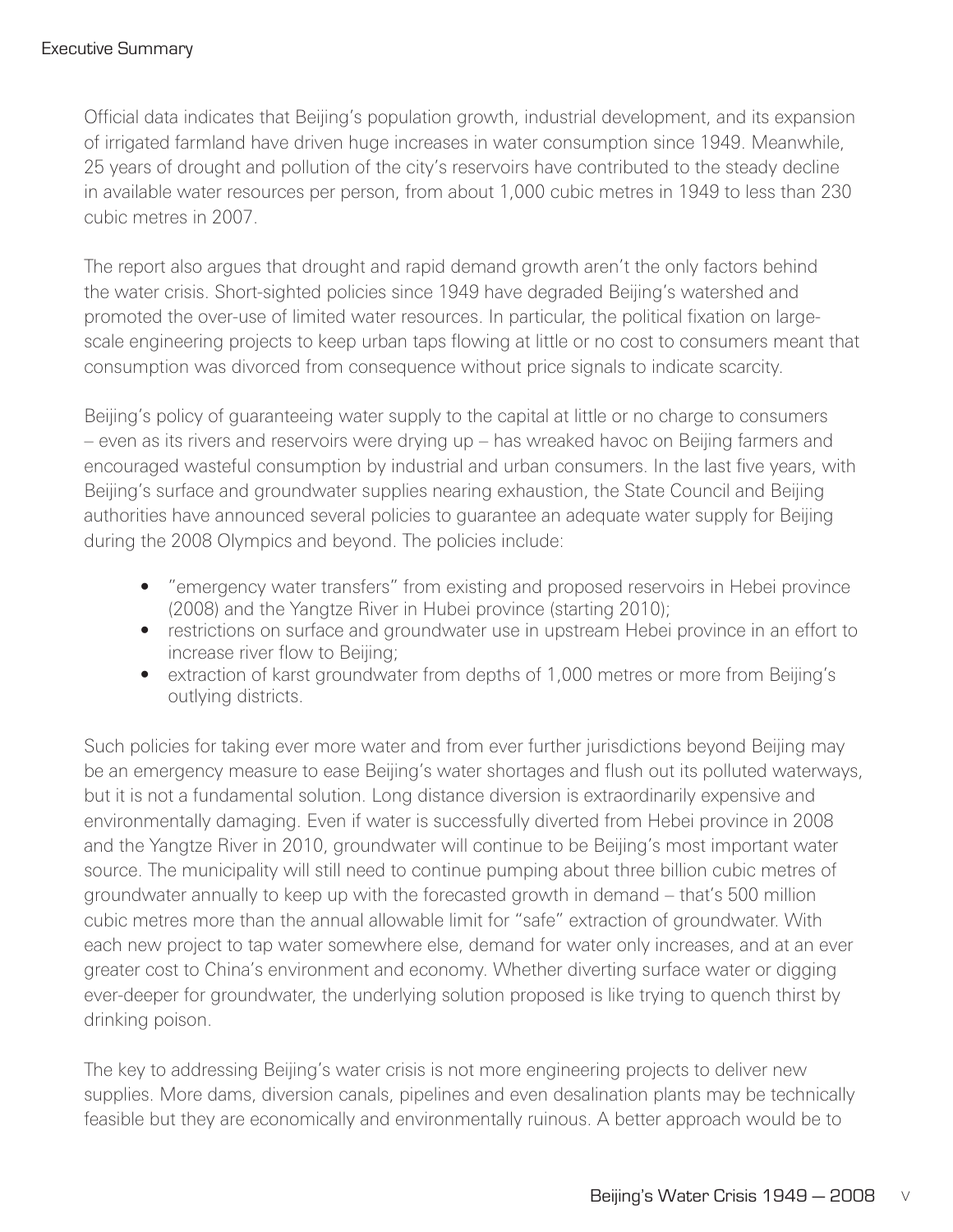Official data indicates that Beijing's population growth, industrial development, and its expansion of irrigated farmland have driven huge increases in water consumption since 1949. Meanwhile, 25 years of drought and pollution of the city's reservoirs have contributed to the steady decline in available water resources per person, from about 1,000 cubic metres in 1949 to less than 230 cubic metres in 2007.

The report also argues that drought and rapid demand growth aren't the only factors behind the water crisis. Short-sighted policies since 1949 have degraded Beijing's watershed and promoted the over-use of limited water resources. In particular, the political fixation on large-scale engineering projects to keep urban taps flowing at little or no cost to consumers meant that consumption was divorced from consequence without price signals to indicate scarcity.

Beijing's policy of guaranteeing water supply to the capital at little or no charge to consumers – even as its rivers and reservoirs were drying up – has wreaked havoc on Beijing farmers and encouraged wasteful consumption by industrial and urban consumers. In the last five years, with Beijing's surface and groundwater supplies nearing exhaustion, the State Council and Beijing authorities have announced several policies to guarantee an adequate water supply for Beijing during the 2008 Olympics and beyond. The policies include:

- "emergency water transfers" from existing and proposed reservoirs in Hebei province (2008) and the Yangtze River in Hubei province (starting 2010);
- restrictions on surface and groundwater use in upstream Hebei province in an effort to increase river flow to Beijing;
- extraction of karst groundwater from depths of 1,000 metres or more from Beijing's outlying districts.

Such policies for taking ever more water and from ever further jurisdictions beyond Beijing may be an emergency measure to ease Beijing's water shortages and flush out its polluted waterways, but it is not a fundamental solution. Long distance diversion is extraordinarily expensive and environmentally damaging. Even if water is successfully diverted from Hebei province in 2008 and the Yangtze River in 2010, groundwater will continue to be Beijing's most important water source. The municipality will still need to continue pumping about three billion cubic metres of groundwater annually to keep up with the forecasted growth in demand – that's 500 million cubic metres more than the annual allowable limit for "safe" extraction of groundwater. With each new project to tap water somewhere else, demand for water only increases, and at an ever greater cost to China's environment and economy. Whether diverting surface water or digging ever-deeper for groundwater, the underlying solution proposed is like trying to quench thirst by drinking poison.

The key to addressing Beijing's water crisis is not more engineering projects to deliver new supplies. More dams, diversion canals, pipelines and even desalination plants may be technically feasible but they are economically and environmentally ruinous. A better approach would be to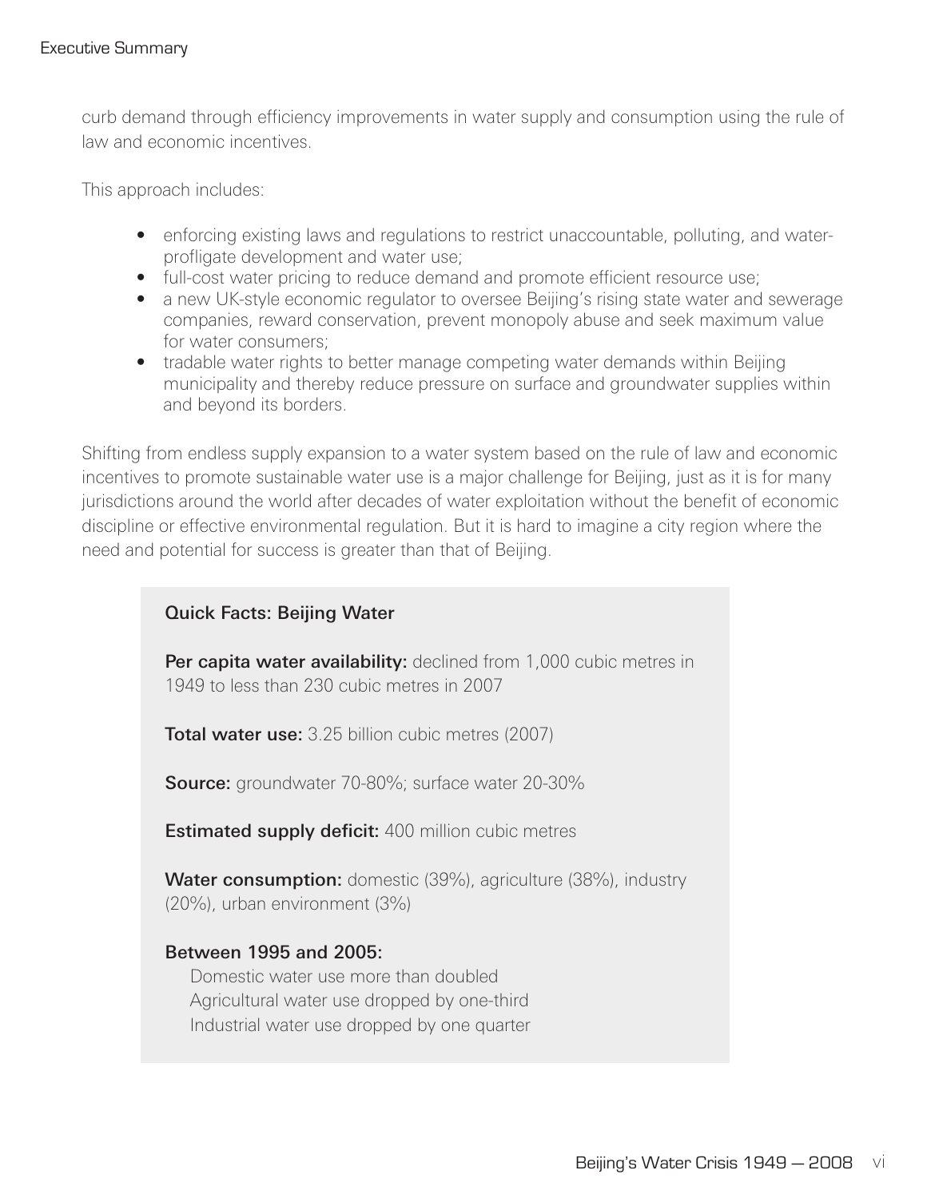curb demand through efficiency improvements in water supply and consumption using the rule of law and economic incentives.

This approach includes:

- enforcing existing laws and regulations to restrict unaccountable, polluting, and water-profligate development and water use;
- full-cost water pricing to reduce demand and promote efficient resource use;
- a new UK-style economic regulator to oversee Beijing's rising state water and sewerage companies, reward conservation, prevent monopoly abuse and seek maximum value for water consumers;
- tradable water rights to better manage competing water demands within Beijing municipality and thereby reduce pressure on surface and groundwater supplies within and beyond its borders.

Shifting from endless supply expansion to a water system based on the rule of law and economic incentives to promote sustainable water use is a major challenge for Beijing, just as it is for many jurisdictions around the world after decades of water exploitation without the benefit of economic discipline or effective environmental regulation. But it is hard to imagine a city region where the need and potential for success is greater than that of Beijing.

### Quick Facts: Beijing Water

**Per capita water availability:** declined from 1,000 cubic metres in 1949 to less than 230 cubic metres in 2007

**Total water use:** 3.25 billion cubic metres (2007)

**Source:** groundwater 70-80%; surface water 20-30%

**Estimated supply deficit:** 400 million cubic metres

**Water consumption:** domestic (39%), agriculture (38%), industry (20%), urban environment (3%)

**Between 1995 and 2005:**

Domestic water use more than doubled
Agricultural water use dropped by one-third
Industrial water use dropped by one quarter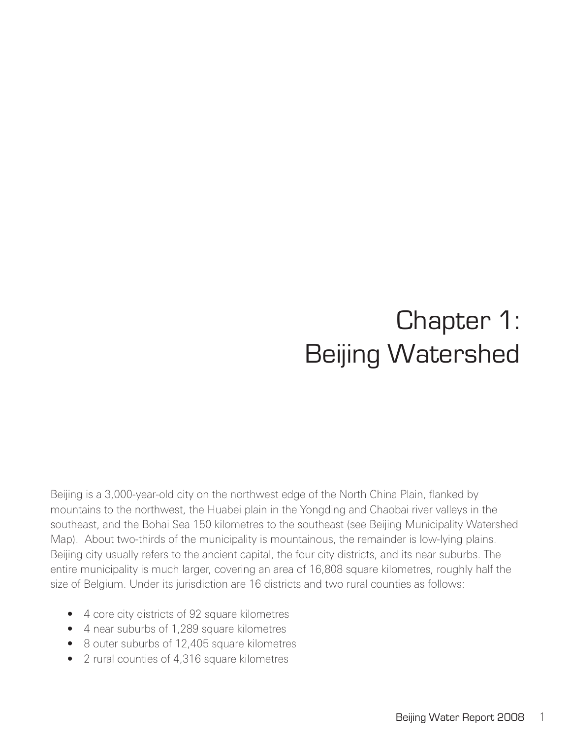# Chapter 1: Beijing Watershed

Beijing is a 3,000-year-old city on the northwest edge of the North China Plain, flanked by mountains to the northwest, the Huabei plain in the Yongding and Chaobai river valleys in the southeast, and the Bohai Sea 150 kilometres to the southeast (see Beijing Municipality Watershed Map). About two-thirds of the municipality is mountainous, the remainder is low-lying plains. Beijing city usually refers to the ancient capital, the four city districts, and its near suburbs. The entire municipality is much larger, covering an area of 16,808 square kilometres, roughly half the size of Belgium. Under its jurisdiction are 16 districts and two rural counties as follows:

- 4 core city districts of 92 square kilometres
- 4 near suburbs of 1,289 square kilometres
- 8 outer suburbs of 12,405 square kilometres
- 2 rural counties of 4,316 square kilometres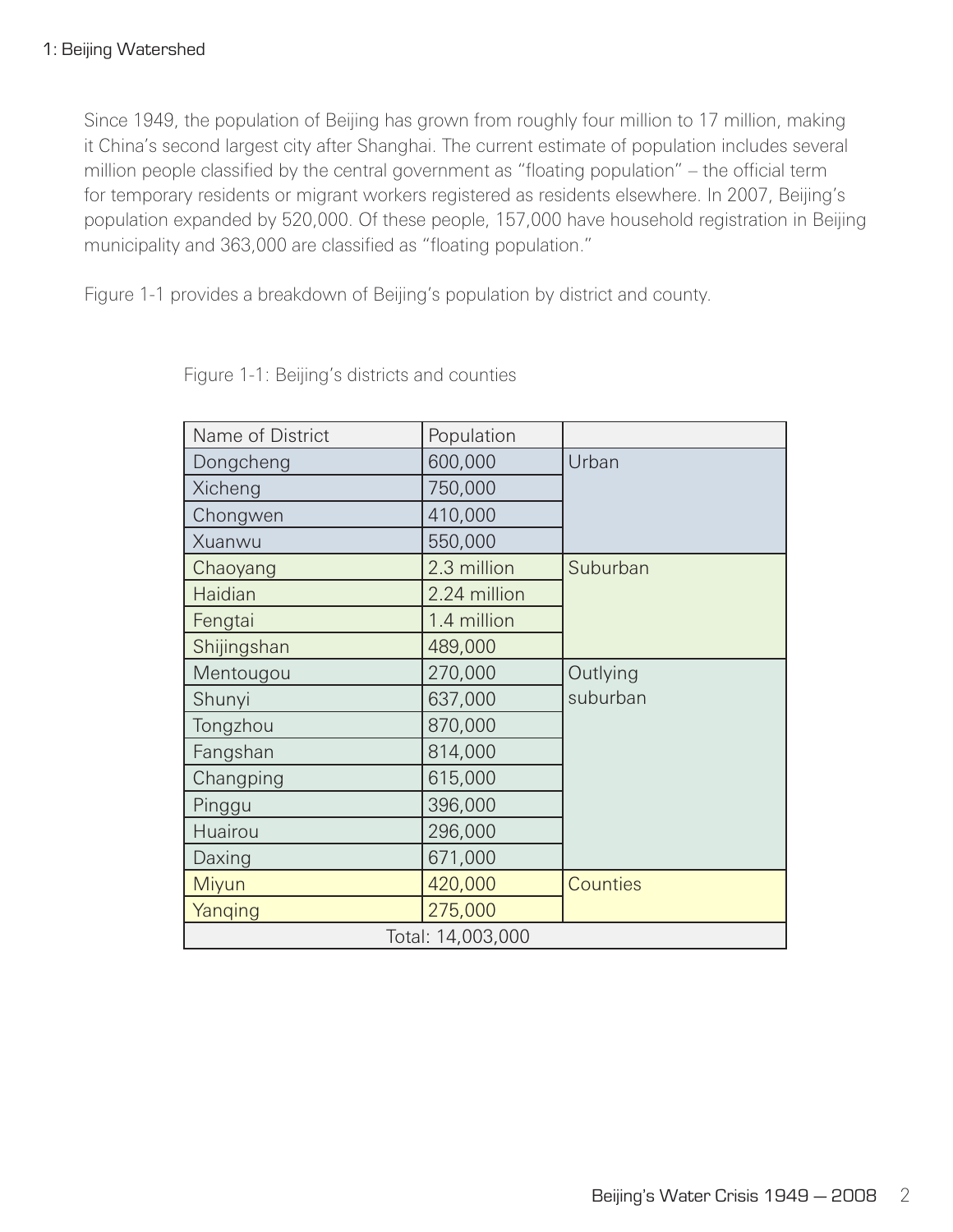Since 1949, the population of Beijing has grown from roughly four million to 17 million, making it China's second largest city after Shanghai. The current estimate of population includes several million people classified by the central government as "floating population" – the official term for temporary residents or migrant workers registered as residents elsewhere. In 2007, Beijing's population expanded by 520,000. Of these people, 157,000 have household registration in Beijing municipality and 363,000 are classified as "floating population."

Figure 1-1 provides a breakdown of Beijing's population by district and county.

Figure 1-1: Beijing's districts and counties

| Name of District | Population | |
|---|---|---|
| Dongcheng | 600,000 | Urban |
| Xicheng | 750,000 | |
| Chongwen | 410,000 | |
| Xuanwu | 550,000 | |
| Chaoyang | 2.3 million | Suburban |
| Haidian | 2.24 million | |
| Fengtai | 1.4 million | |
| Shijingshan | 489,000 | |
| Mentougou | 270,000 | Outlying suburban |
| Shunyi | 637,000 | |
| Tongzhou | 870,000 | |
| Fangshan | 814,000 | |
| Changping | 615,000 | |
| Pinggu | 396,000 | |
| Huairou | 296,000 | |
| Daxing | 671,000 | |
| Miyun | 420,000 | Counties |
| Yanqing | 275,000 | |
| Total: 14,003,000 | | |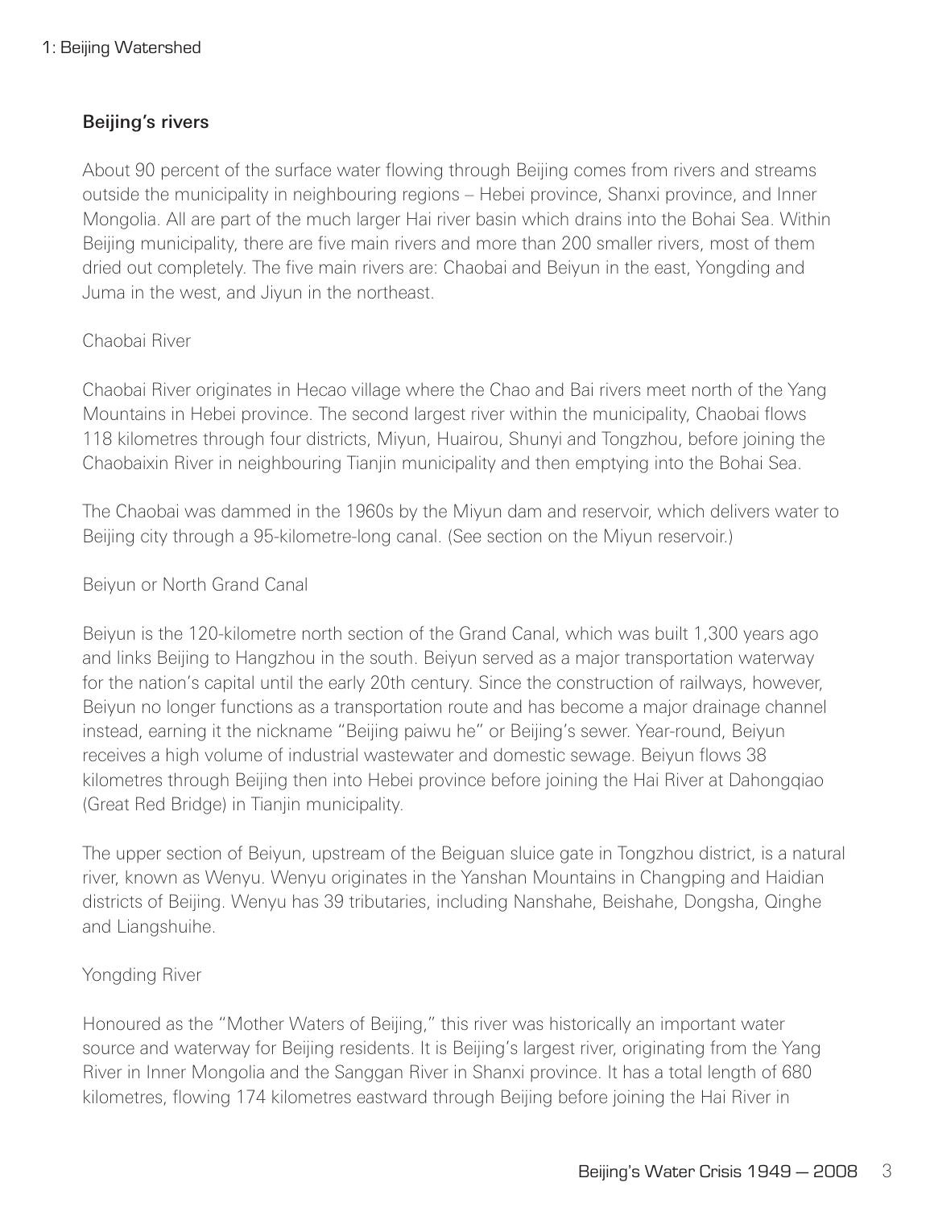## Beijing's rivers

About 90 percent of the surface water flowing through Beijing comes from rivers and streams outside the municipality in neighbouring regions – Hebei province, Shanxi province, and Inner Mongolia. All are part of the much larger Hai river basin which drains into the Bohai Sea. Within Beijing municipality, there are five main rivers and more than 200 smaller rivers, most of them dried out completely. The five main rivers are: Chaobai and Beiyun in the east, Yongding and Juma in the west, and Jiyun in the northeast.

### Chaobai River

Chaobai River originates in Hecao village where the Chao and Bai rivers meet north of the Yang Mountains in Hebei province. The second largest river within the municipality, Chaobai flows 118 kilometres through four districts, Miyun, Huairou, Shunyi and Tongzhou, before joining the Chaobaixin River in neighbouring Tianjin municipality and then emptying into the Bohai Sea.

The Chaobai was dammed in the 1960s by the Miyun dam and reservoir, which delivers water to Beijing city through a 95-kilometre-long canal. (See section on the Miyun reservoir.)

### Beiyun or North Grand Canal

Beiyun is the 120-kilometre north section of the Grand Canal, which was built 1,300 years ago and links Beijing to Hangzhou in the south. Beiyun served as a major transportation waterway for the nation's capital until the early 20th century. Since the construction of railways, however, Beiyun no longer functions as a transportation route and has become a major drainage channel instead, earning it the nickname "Beijing paiwu he" or Beijing's sewer. Year-round, Beiyun receives a high volume of industrial wastewater and domestic sewage. Beiyun flows 38 kilometres through Beijing then into Hebei province before joining the Hai River at Dahongqiao (Great Red Bridge) in Tianjin municipality.

The upper section of Beiyun, upstream of the Beiguan sluice gate in Tongzhou district, is a natural river, known as Wenyu. Wenyu originates in the Yanshan Mountains in Changping and Haidian districts of Beijing. Wenyu has 39 tributaries, including Nanshahe, Beishahe, Dongsha, Qinghe and Liangshuihe.

### Yongding River

Honoured as the "Mother Waters of Beijing," this river was historically an important water source and waterway for Beijing residents. It is Beijing's largest river, originating from the Yang River in Inner Mongolia and the Sanggan River in Shanxi province. It has a total length of 680 kilometres, flowing 174 kilometres eastward through Beijing before joining the Hai River in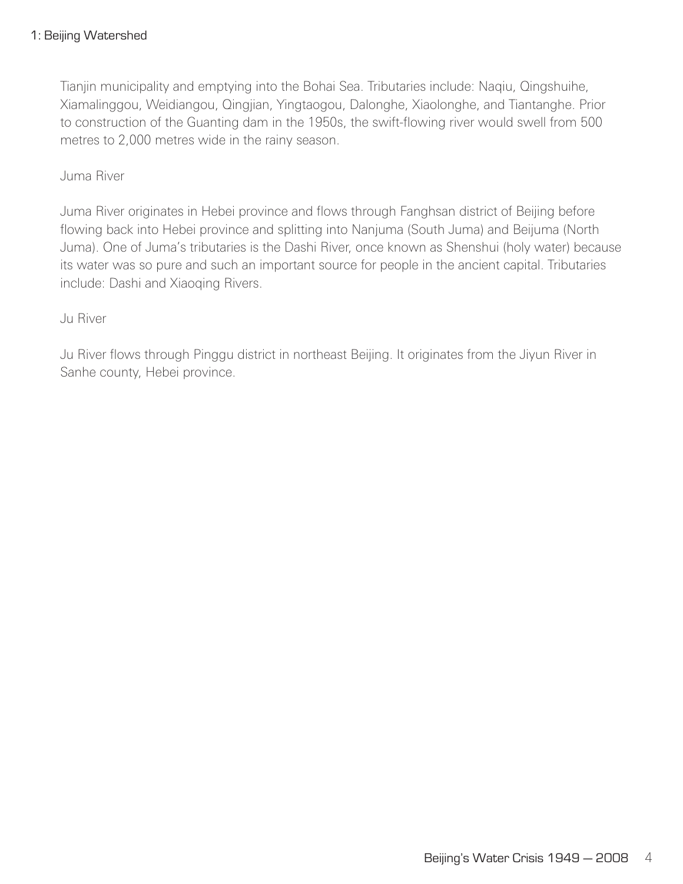Tianjin municipality and emptying into the Bohai Sea. Tributaries include: Naqiu, Qingshuihe, Xiamalinggou, Weidiangou, Qingjian, Yingtaogou, Dalonghe, Xiaolonghe, and Tiantanghe. Prior to construction of the Guanting dam in the 1950s, the swift-flowing river would swell from 500 metres to 2,000 metres wide in the rainy season.

### Juma River

Juma River originates in Hebei province and flows through Fanghsan district of Beijing before flowing back into Hebei province and splitting into Nanjuma (South Juma) and Beijuma (North Juma). One of Juma's tributaries is the Dashi River, once known as Shenshui (holy water) because its water was so pure and such an important source for people in the ancient capital. Tributaries include: Dashi and Xiaoqing Rivers.

### Ju River

Ju River flows through Pinggu district in northeast Beijing. It originates from the Jiyun River in Sanhe county, Hebei province.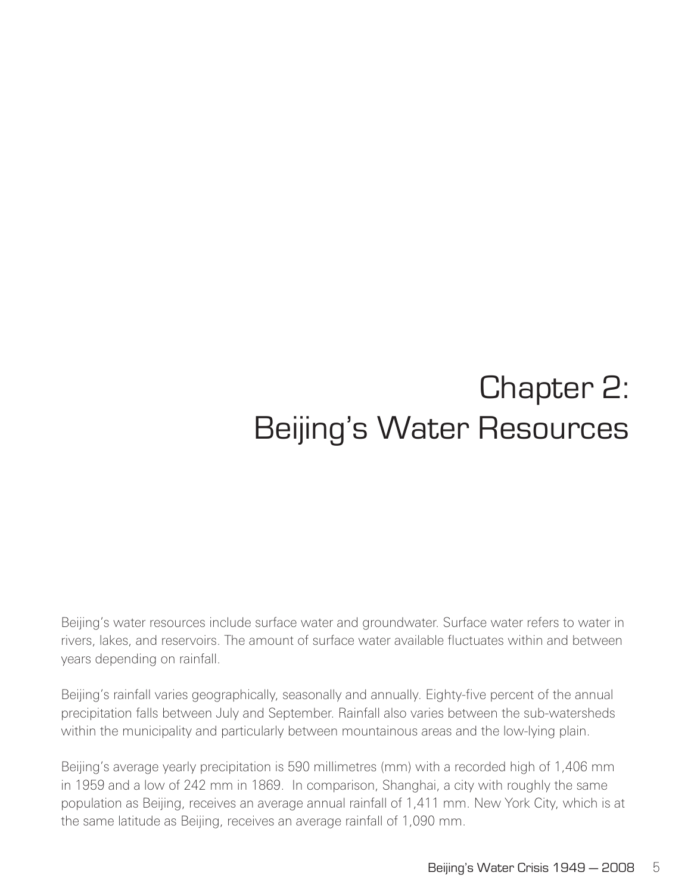# Chapter 2: Beijing's Water Resources

Beijing's water resources include surface water and groundwater. Surface water refers to water in rivers, lakes, and reservoirs. The amount of surface water available fluctuates within and between years depending on rainfall.

Beijing's rainfall varies geographically, seasonally and annually. Eighty-five percent of the annual precipitation falls between July and September. Rainfall also varies between the sub-watersheds within the municipality and particularly between mountainous areas and the low-lying plain.

Beijing's average yearly precipitation is 590 millimetres (mm) with a recorded high of 1,406 mm in 1959 and a low of 242 mm in 1869. In comparison, Shanghai, a city with roughly the same population as Beijing, receives an average annual rainfall of 1,411 mm. New York City, which is at the same latitude as Beijing, receives an average rainfall of 1,090 mm.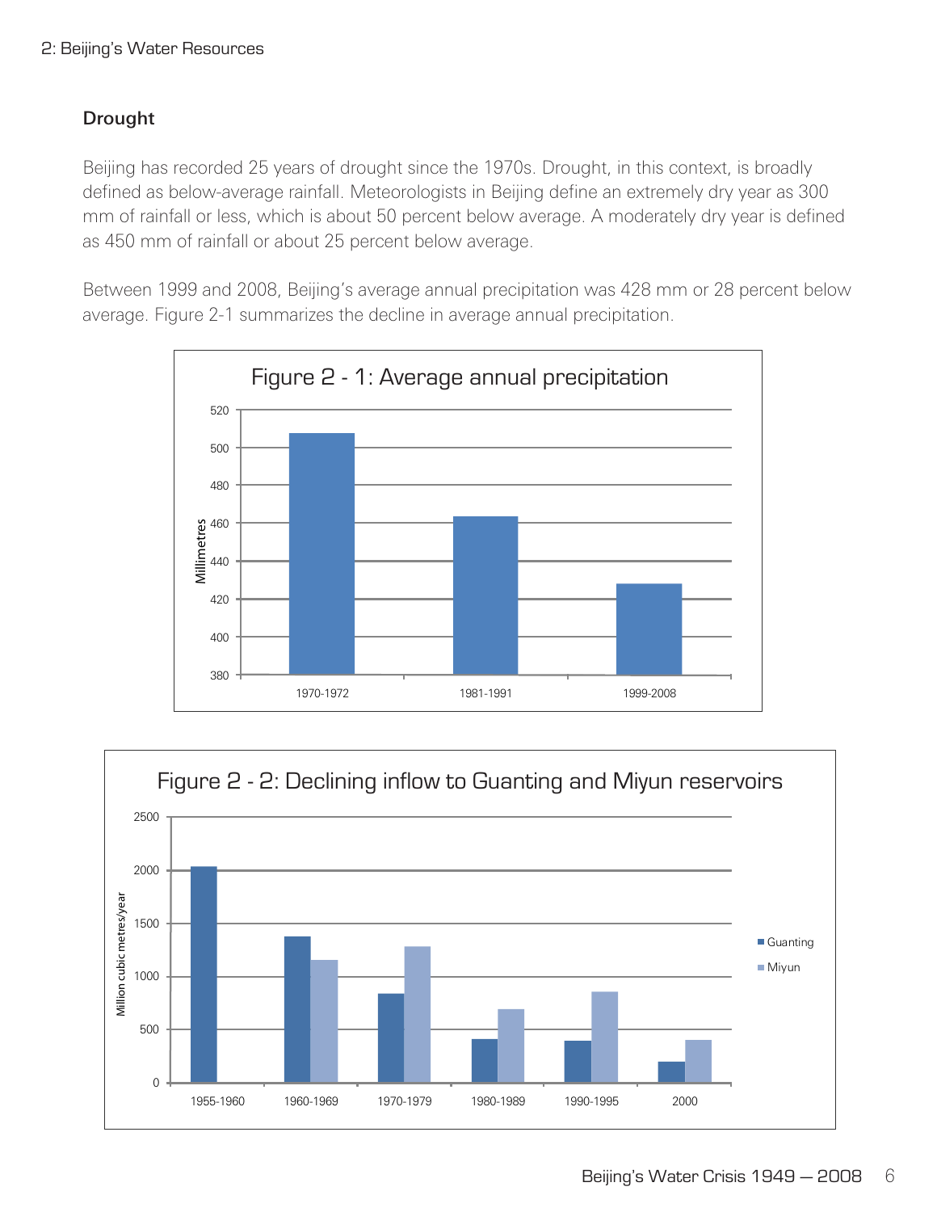## Drought

Beijing has recorded 25 years of drought since the 1970s. Drought, in this context, is broadly defined as below-average rainfall. Meteorologists in Beijing define an extremely dry year as 300 mm of rainfall or less, which is about 50 percent below average. A moderately dry year is defined as 450 mm of rainfall or about 25 percent below average.

Between 1999 and 2008, Beijing's average annual precipitation was 428 mm or 28 percent below average. Figure 2-1 summarizes the decline in average annual precipitation.

Figure 2 - 1: Average annual precipitation

Figure 2 - 2: Declining inflow to Guanting and Miyun reservoirs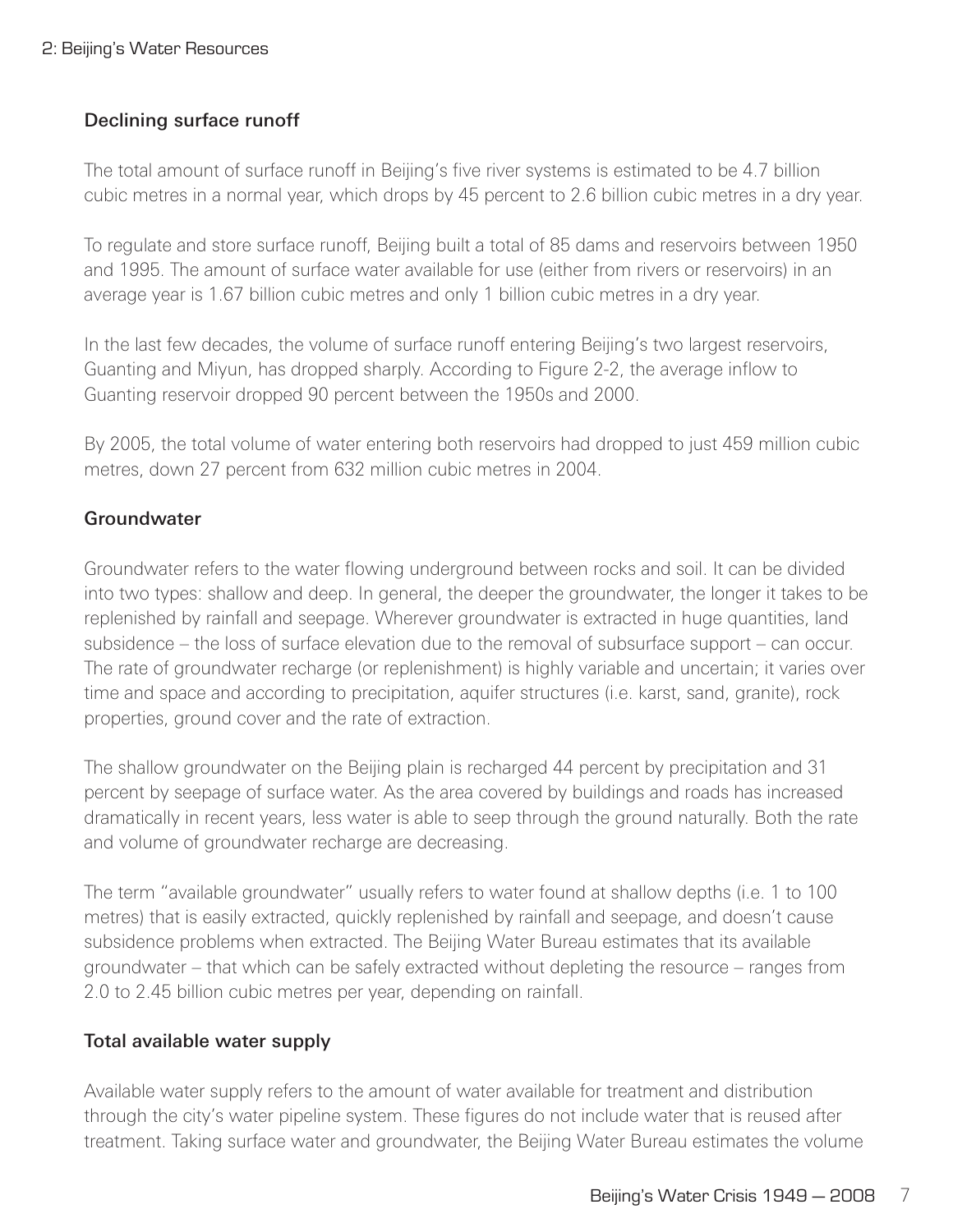### Declining surface runoff

The total amount of surface runoff in Beijing's five river systems is estimated to be 4.7 billion cubic metres in a normal year, which drops by 45 percent to 2.6 billion cubic metres in a dry year.

To regulate and store surface runoff, Beijing built a total of 85 dams and reservoirs between 1950 and 1995. The amount of surface water available for use (either from rivers or reservoirs) in an average year is 1.67 billion cubic metres and only 1 billion cubic metres in a dry year.

In the last few decades, the volume of surface runoff entering Beijing's two largest reservoirs, Guanting and Miyun, has dropped sharply. According to Figure 2-2, the average inflow to Guanting reservoir dropped 90 percent between the 1950s and 2000.

By 2005, the total volume of water entering both reservoirs had dropped to just 459 million cubic metres, down 27 percent from 632 million cubic metres in 2004.

### Groundwater

Groundwater refers to the water flowing underground between rocks and soil. It can be divided into two types: shallow and deep. In general, the deeper the groundwater, the longer it takes to be replenished by rainfall and seepage. Wherever groundwater is extracted in huge quantities, land subsidence – the loss of surface elevation due to the removal of subsurface support – can occur. The rate of groundwater recharge (or replenishment) is highly variable and uncertain; it varies over time and space and according to precipitation, aquifer structures (i.e. karst, sand, granite), rock properties, ground cover and the rate of extraction.

The shallow groundwater on the Beijing plain is recharged 44 percent by precipitation and 31 percent by seepage of surface water. As the area covered by buildings and roads has increased dramatically in recent years, less water is able to seep through the ground naturally. Both the rate and volume of groundwater recharge are decreasing.

The term "available groundwater" usually refers to water found at shallow depths (i.e. 1 to 100 metres) that is easily extracted, quickly replenished by rainfall and seepage, and doesn't cause subsidence problems when extracted. The Beijing Water Bureau estimates that its available groundwater – that which can be safely extracted without depleting the resource – ranges from 2.0 to 2.45 billion cubic metres per year, depending on rainfall.

### Total available water supply

Available water supply refers to the amount of water available for treatment and distribution through the city's water pipeline system. These figures do not include water that is reused after treatment. Taking surface water and groundwater, the Beijing Water Bureau estimates the volume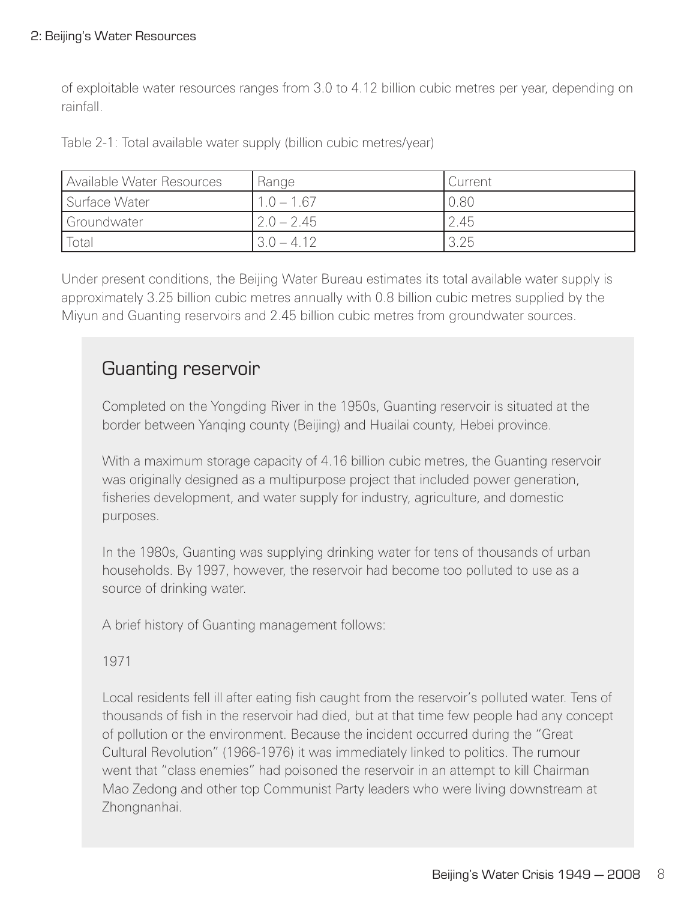of exploitable water resources ranges from 3.0 to 4.12 billion cubic metres per year, depending on rainfall.

Table 2-1: Total available water supply (billion cubic metres/year)

| Available Water Resources | Range | Current |
|---|---|---|
| Surface Water | 1.0 – 1.67 | 0.80 |
| Groundwater | 2.0 – 2.45 | 2.45 |
| Total | 3.0 – 4.12 | 3.25 |

Under present conditions, the Beijing Water Bureau estimates its total available water supply is approximately 3.25 billion cubic metres annually with 0.8 billion cubic metres supplied by the Miyun and Guanting reservoirs and 2.45 billion cubic metres from groundwater sources.

## Guanting reservoir

Completed on the Yongding River in the 1950s, Guanting reservoir is situated at the border between Yanqing county (Beijing) and Huailai county, Hebei province.

With a maximum storage capacity of 4.16 billion cubic metres, the Guanting reservoir was originally designed as a multipurpose project that included power generation, fisheries development, and water supply for industry, agriculture, and domestic purposes.

In the 1980s, Guanting was supplying drinking water for tens of thousands of urban households. By 1997, however, the reservoir had become too polluted to use as a source of drinking water.

A brief history of Guanting management follows:

1971

Local residents fell ill after eating fish caught from the reservoir's polluted water. Tens of thousands of fish in the reservoir had died, but at that time few people had any concept of pollution or the environment. Because the incident occurred during the "Great Cultural Revolution" (1966-1976) it was immediately linked to politics. The rumour went that "class enemies" had poisoned the reservoir in an attempt to kill Chairman Mao Zedong and other top Communist Party leaders who were living downstream at Zhongnanhai.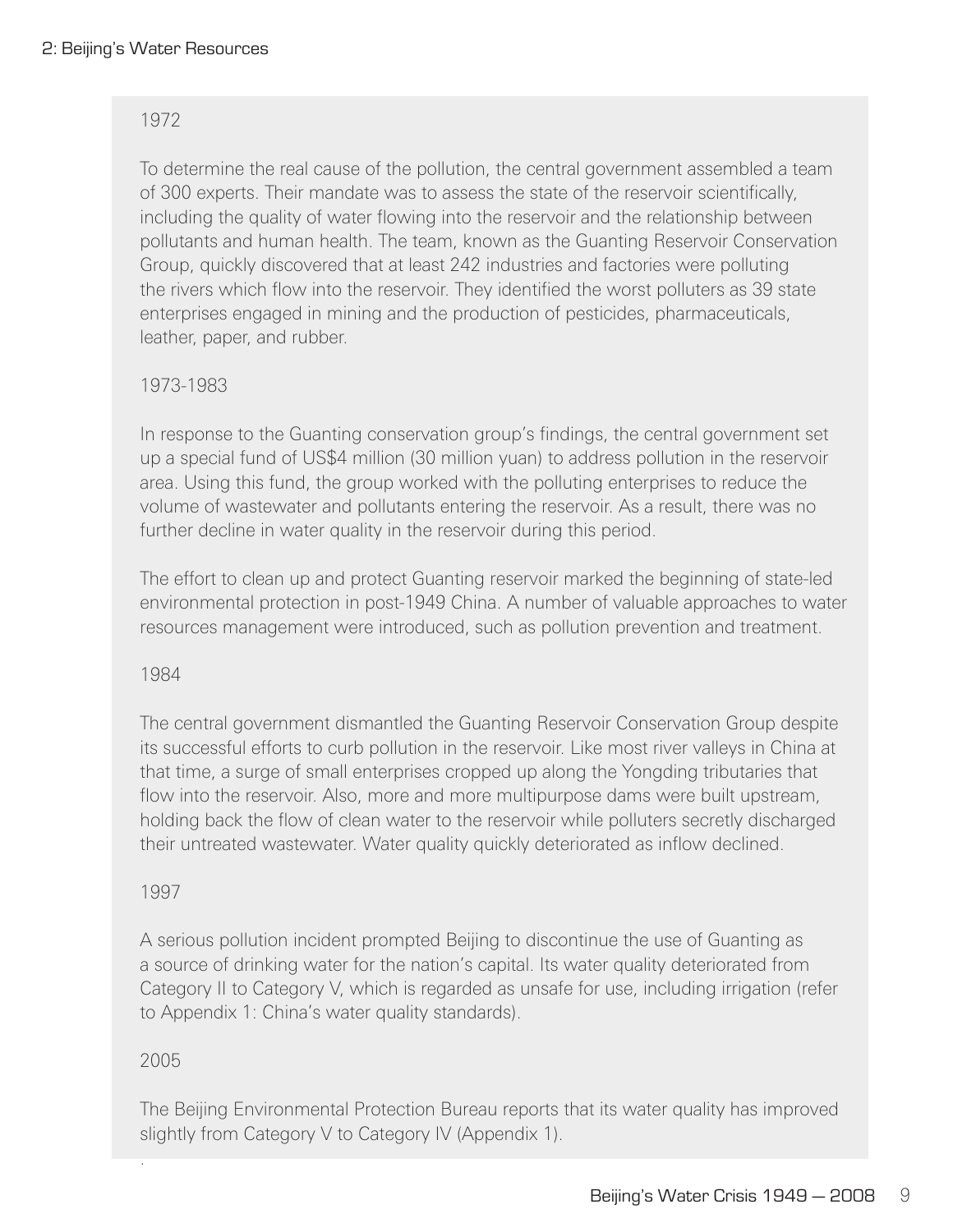1972

To determine the real cause of the pollution, the central government assembled a team of 300 experts. Their mandate was to assess the state of the reservoir scientifically, including the quality of water flowing into the reservoir and the relationship between pollutants and human health. The team, known as the Guanting Reservoir Conservation Group, quickly discovered that at least 242 industries and factories were polluting the rivers which flow into the reservoir. They identified the worst polluters as 39 state enterprises engaged in mining and the production of pesticides, pharmaceuticals, leather, paper, and rubber.

1973-1983

In response to the Guanting conservation group's findings, the central government set up a special fund of US$4 million (30 million yuan) to address pollution in the reservoir area. Using this fund, the group worked with the polluting enterprises to reduce the volume of wastewater and pollutants entering the reservoir. As a result, there was no further decline in water quality in the reservoir during this period.

The effort to clean up and protect Guanting reservoir marked the beginning of state-led environmental protection in post-1949 China. A number of valuable approaches to water resources management were introduced, such as pollution prevention and treatment.

1984

The central government dismantled the Guanting Reservoir Conservation Group despite its successful efforts to curb pollution in the reservoir. Like most river valleys in China at that time, a surge of small enterprises cropped up along the Yongding tributaries that flow into the reservoir. Also, more and more multipurpose dams were built upstream, holding back the flow of clean water to the reservoir while polluters secretly discharged their untreated wastewater. Water quality quickly deteriorated as inflow declined.

1997

A serious pollution incident prompted Beijing to discontinue the use of Guanting as a source of drinking water for the nation's capital. Its water quality deteriorated from Category II to Category V, which is regarded as unsafe for use, including irrigation (refer to Appendix 1: China's water quality standards).

2005

The Beijing Environmental Protection Bureau reports that its water quality has improved slightly from Category V to Category IV (Appendix 1).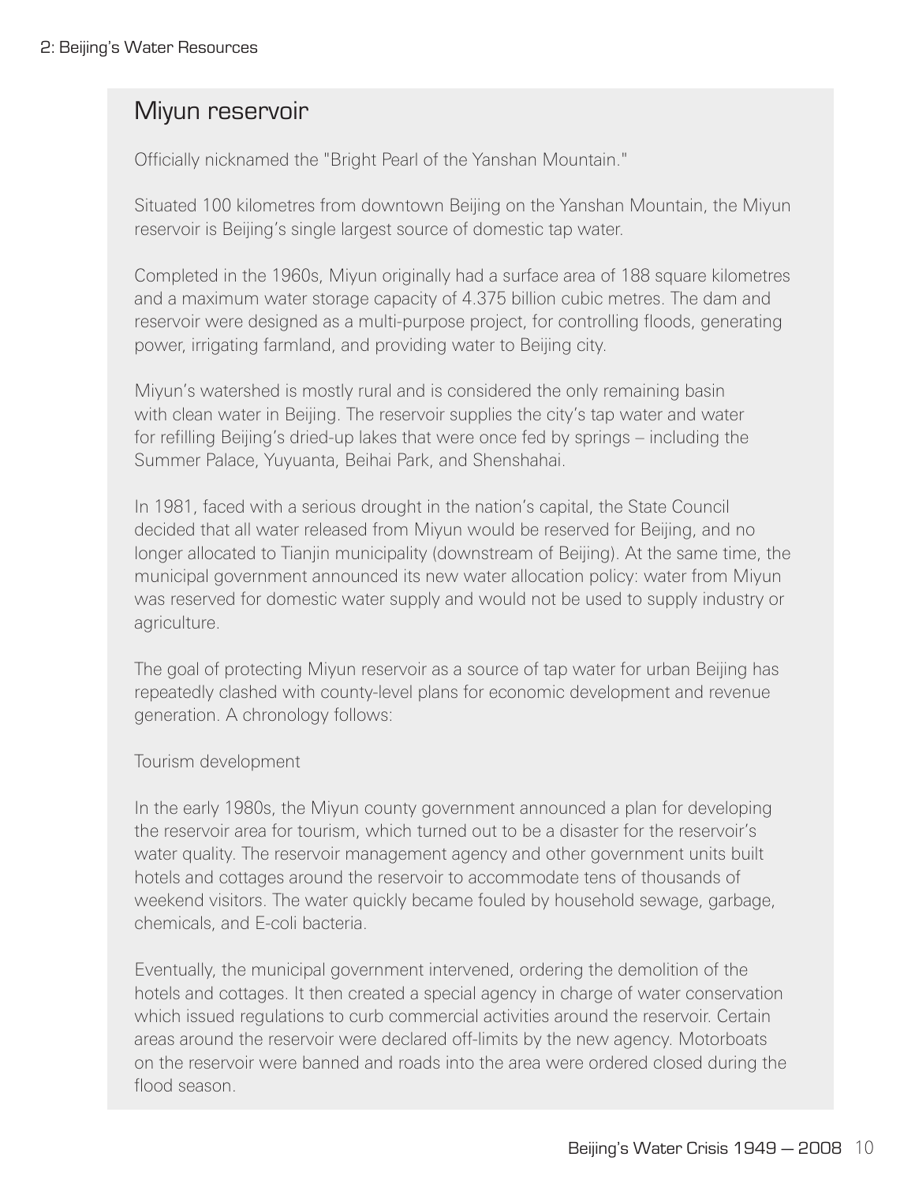## Miyun reservoir

Officially nicknamed the "Bright Pearl of the Yanshan Mountain."

Situated 100 kilometres from downtown Beijing on the Yanshan Mountain, the Miyun reservoir is Beijing's single largest source of domestic tap water.

Completed in the 1960s, Miyun originally had a surface area of 188 square kilometres and a maximum water storage capacity of 4.375 billion cubic metres. The dam and reservoir were designed as a multi-purpose project, for controlling floods, generating power, irrigating farmland, and providing water to Beijing city.

Miyun's watershed is mostly rural and is considered the only remaining basin with clean water in Beijing. The reservoir supplies the city's tap water and water for refilling Beijing's dried-up lakes that were once fed by springs – including the Summer Palace, Yuyuanta, Beihai Park, and Shenshahai.

In 1981, faced with a serious drought in the nation's capital, the State Council decided that all water released from Miyun would be reserved for Beijing, and no longer allocated to Tianjin municipality (downstream of Beijing). At the same time, the municipal government announced its new water allocation policy: water from Miyun was reserved for domestic water supply and would not be used to supply industry or agriculture.

The goal of protecting Miyun reservoir as a source of tap water for urban Beijing has repeatedly clashed with county-level plans for economic development and revenue generation. A chronology follows:

Tourism development

In the early 1980s, the Miyun county government announced a plan for developing the reservoir area for tourism, which turned out to be a disaster for the reservoir's water quality. The reservoir management agency and other government units built hotels and cottages around the reservoir to accommodate tens of thousands of weekend visitors. The water quickly became fouled by household sewage, garbage, chemicals, and E-coli bacteria.

Eventually, the municipal government intervened, ordering the demolition of the hotels and cottages. It then created a special agency in charge of water conservation which issued regulations to curb commercial activities around the reservoir. Certain areas around the reservoir were declared off-limits by the new agency. Motorboats on the reservoir were banned and roads into the area were ordered closed during the flood season.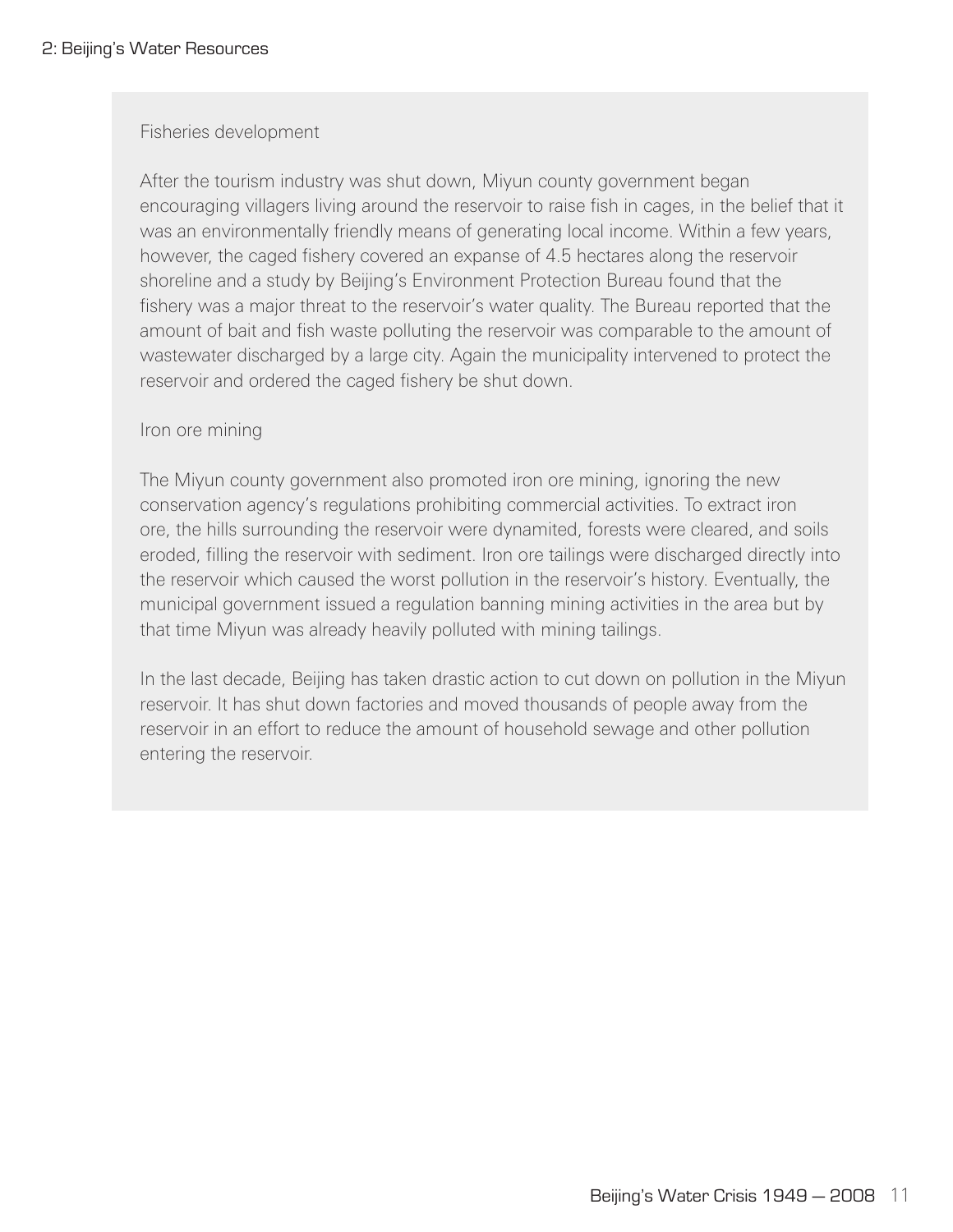### Fisheries development

After the tourism industry was shut down, Miyun county government began encouraging villagers living around the reservoir to raise fish in cages, in the belief that it was an environmentally friendly means of generating local income. Within a few years, however, the caged fishery covered an expanse of 4.5 hectares along the reservoir shoreline and a study by Beijing's Environment Protection Bureau found that the fishery was a major threat to the reservoir's water quality. The Bureau reported that the amount of bait and fish waste polluting the reservoir was comparable to the amount of wastewater discharged by a large city. Again the municipality intervened to protect the reservoir and ordered the caged fishery be shut down.

### Iron ore mining

The Miyun county government also promoted iron ore mining, ignoring the new conservation agency's regulations prohibiting commercial activities. To extract iron ore, the hills surrounding the reservoir were dynamited, forests were cleared, and soils eroded, filling the reservoir with sediment. Iron ore tailings were discharged directly into the reservoir which caused the worst pollution in the reservoir's history. Eventually, the municipal government issued a regulation banning mining activities in the area but by that time Miyun was already heavily polluted with mining tailings.

In the last decade, Beijing has taken drastic action to cut down on pollution in the Miyun reservoir. It has shut down factories and moved thousands of people away from the reservoir in an effort to reduce the amount of household sewage and other pollution entering the reservoir.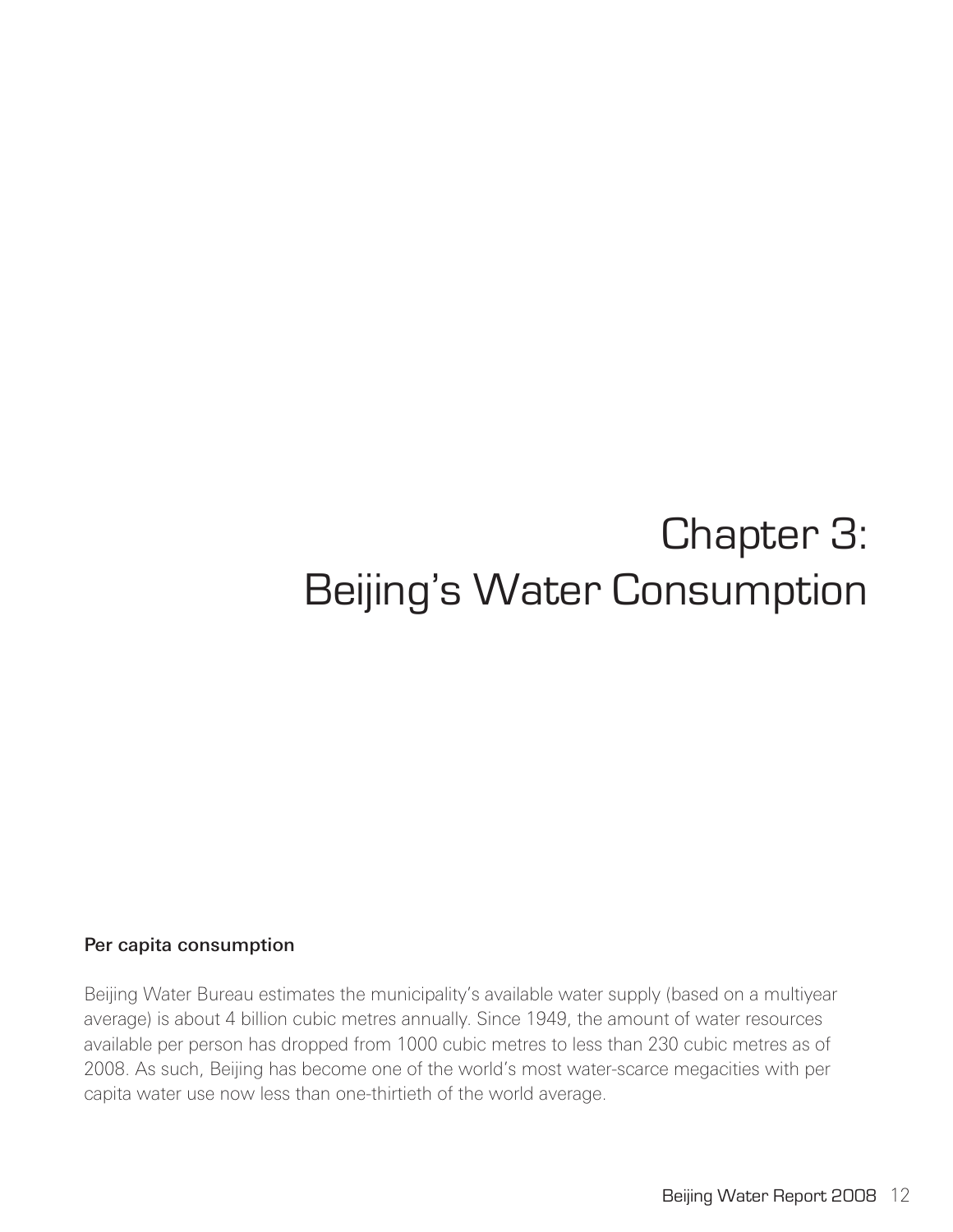# Chapter 3: Beijing's Water Consumption

## Per capita consumption

Beijing Water Bureau estimates the municipality's available water supply (based on a multiyear average) is about 4 billion cubic metres annually. Since 1949, the amount of water resources available per person has dropped from 1000 cubic metres to less than 230 cubic metres as of 2008. As such, Beijing has become one of the world's most water-scarce megacities with per capita water use now less than one-thirtieth of the world average.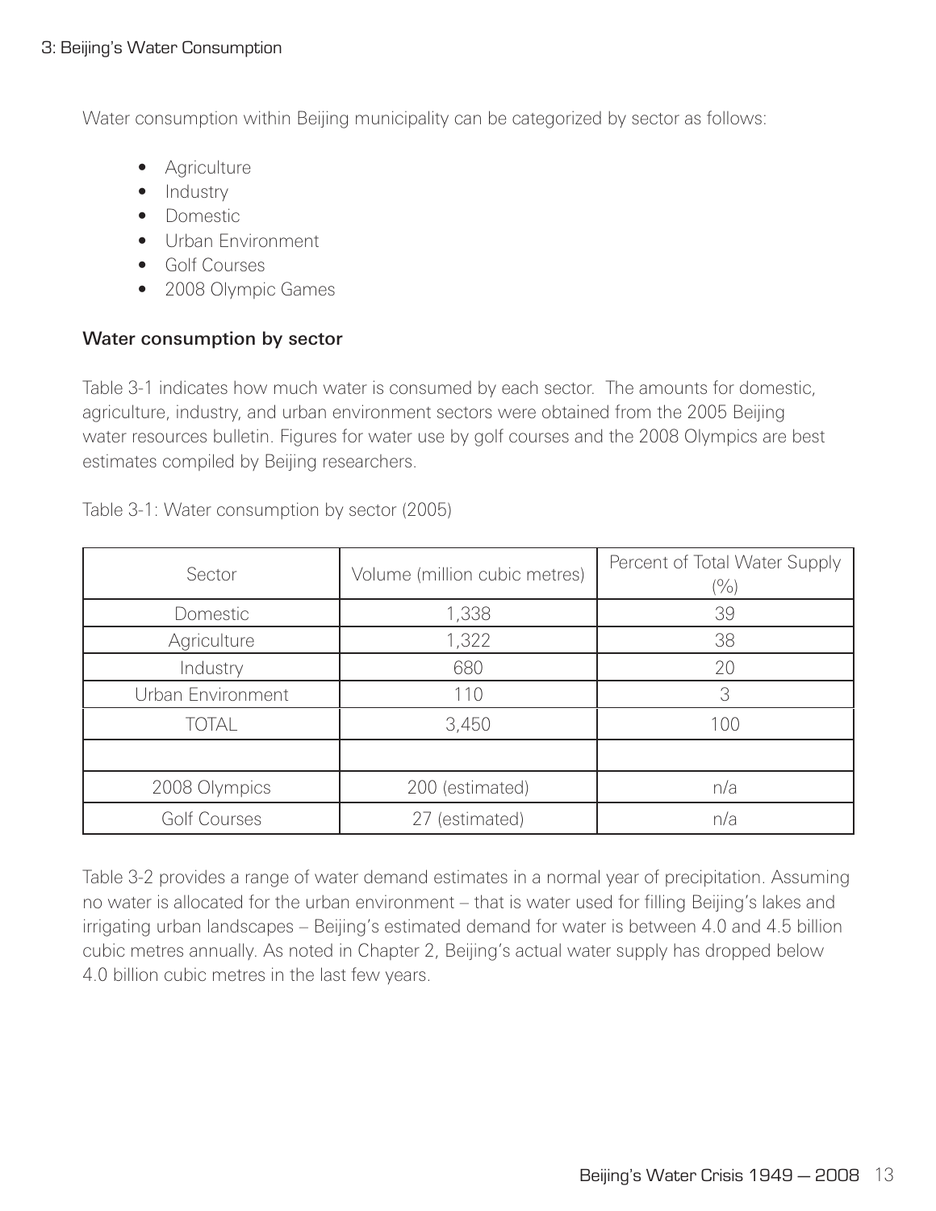Water consumption within Beijing municipality can be categorized by sector as follows:

- Agriculture
- Industry
- Domestic
- Urban Environment
- Golf Courses
- 2008 Olympic Games

### Water consumption by sector

Table 3-1 indicates how much water is consumed by each sector. The amounts for domestic, agriculture, industry, and urban environment sectors were obtained from the 2005 Beijing water resources bulletin. Figures for water use by golf courses and the 2008 Olympics are best estimates compiled by Beijing researchers.

Table 3-1: Water consumption by sector (2005)

| Sector | Volume (million cubic metres) | Percent of Total Water Supply (%) |
|---|---|---|
| Domestic | 1,338 | 39 |
| Agriculture | 1,322 | 38 |
| Industry | 680 | 20 |
| Urban Environment | 110 | 3 |
| TOTAL | 3,450 | 100 |
| | | |
| 2008 Olympics | 200 (estimated) | n/a |
| Golf Courses | 27 (estimated) | n/a |

Table 3-2 provides a range of water demand estimates in a normal year of precipitation. Assuming no water is allocated for the urban environment – that is water used for filling Beijing's lakes and irrigating urban landscapes – Beijing's estimated demand for water is between 4.0 and 4.5 billion cubic metres annually. As noted in Chapter 2, Beijing's actual water supply has dropped below 4.0 billion cubic metres in the last few years.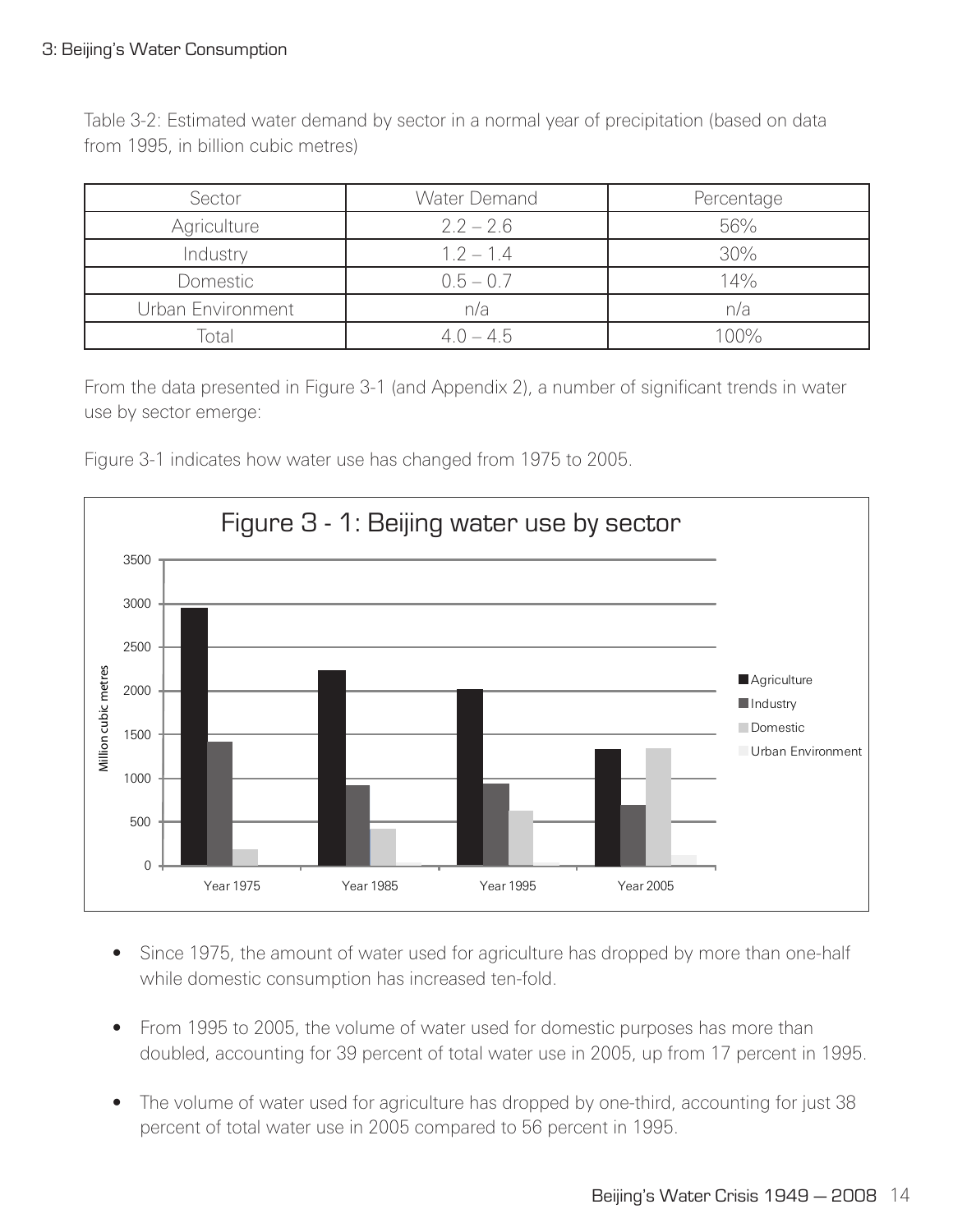Table 3-2: Estimated water demand by sector in a normal year of precipitation (based on data from 1995, in billion cubic metres)

| Sector | Water Demand | Percentage |
|---|---|---|
| Agriculture | 2.2 – 2.6 | 56% |
| Industry | 1.2 – 1.4 | 30% |
| Domestic | 0.5 – 0.7 | 14% |
| Urban Environment | n/a | n/a |
| Total | 4.0 – 4.5 | 100% |

From the data presented in Figure 3-1 (and Appendix 2), a number of significant trends in water use by sector emerge:

Figure 3-1 indicates how water use has changed from 1975 to 2005.

Figure 3 - 1: Beijing water use by sector

- Since 1975, the amount of water used for agriculture has dropped by more than one-half while domestic consumption has increased ten-fold.
- From 1995 to 2005, the volume of water used for domestic purposes has more than doubled, accounting for 39 percent of total water use in 2005, up from 17 percent in 1995.
- The volume of water used for agriculture has dropped by one-third, accounting for just 38 percent of total water use in 2005 compared to 56 percent in 1995.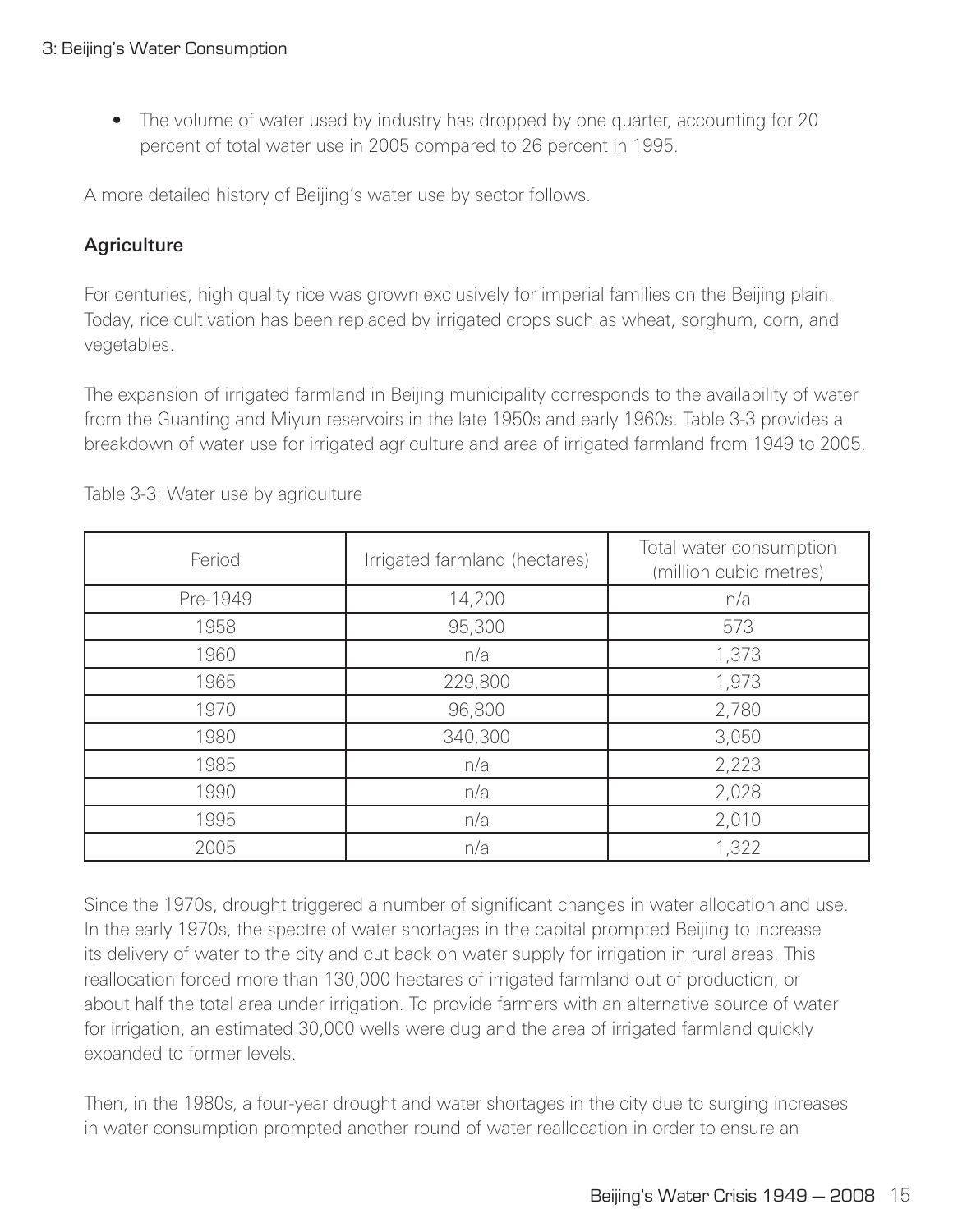- The volume of water used by industry has dropped by one quarter, accounting for 20 percent of total water use in 2005 compared to 26 percent in 1995.

A more detailed history of Beijing's water use by sector follows.

### Agriculture

For centuries, high quality rice was grown exclusively for imperial families on the Beijing plain. Today, rice cultivation has been replaced by irrigated crops such as wheat, sorghum, corn, and vegetables.

The expansion of irrigated farmland in Beijing municipality corresponds to the availability of water from the Guanting and Miyun reservoirs in the late 1950s and early 1960s. Table 3-3 provides a breakdown of water use for irrigated agriculture and area of irrigated farmland from 1949 to 2005.

Table 3-3: Water use by agriculture

| Period | Irrigated farmland (hectares) | Total water consumption (million cubic metres) |
|---|---|---|
| Pre-1949 | 14,200 | n/a |
| 1958 | 95,300 | 573 |
| 1960 | n/a | 1,373 |
| 1965 | 229,800 | 1,973 |
| 1970 | 96,800 | 2,780 |
| 1980 | 340,300 | 3,050 |
| 1985 | n/a | 2,223 |
| 1990 | n/a | 2,028 |
| 1995 | n/a | 2,010 |
| 2005 | n/a | 1,322 |

Since the 1970s, drought triggered a number of significant changes in water allocation and use. In the early 1970s, the spectre of water shortages in the capital prompted Beijing to increase its delivery of water to the city and cut back on water supply for irrigation in rural areas. This reallocation forced more than 130,000 hectares of irrigated farmland out of production, or about half the total area under irrigation. To provide farmers with an alternative source of water for irrigation, an estimated 30,000 wells were dug and the area of irrigated farmland quickly expanded to former levels.

Then, in the 1980s, a four-year drought and water shortages in the city due to surging increases in water consumption prompted another round of water reallocation in order to ensure an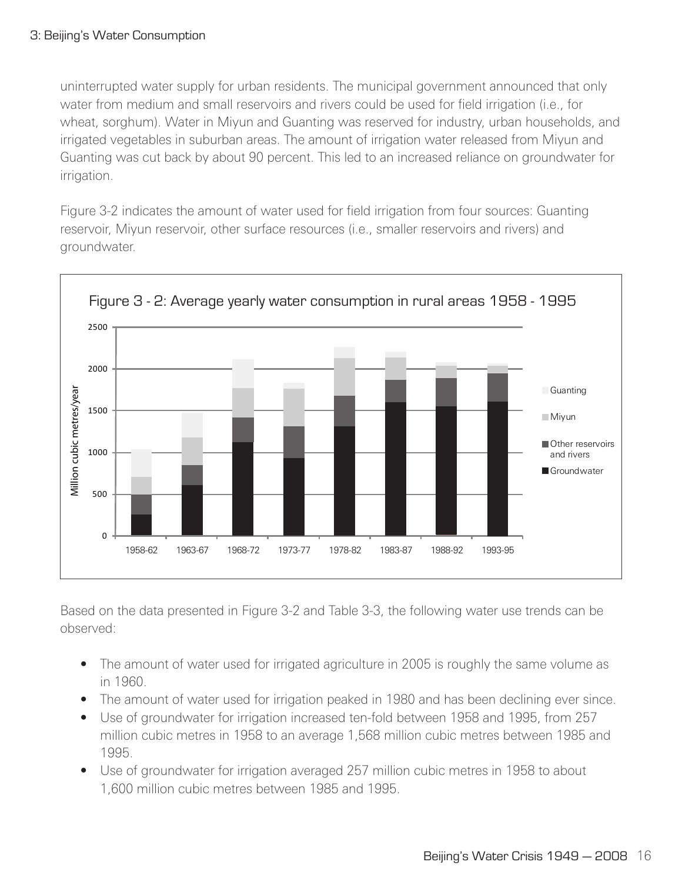uninterrupted water supply for urban residents. The municipal government announced that only water from medium and small reservoirs and rivers could be used for field irrigation (i.e., for wheat, sorghum). Water in Miyun and Guanting was reserved for industry, urban households, and irrigated vegetables in suburban areas. The amount of irrigation water released from Miyun and Guanting was cut back by about 90 percent. This led to an increased reliance on groundwater for irrigation.

Figure 3-2 indicates the amount of water used for field irrigation from four sources: Guanting reservoir, Miyun reservoir, other surface resources (i.e., smaller reservoirs and rivers) and groundwater.

Figure 3 - 2: Average yearly water consumption in rural areas 1958 - 1995

Based on the data presented in Figure 3-2 and Table 3-3, the following water use trends can be observed:

- The amount of water used for irrigated agriculture in 2005 is roughly the same volume as in 1960.
- The amount of water used for irrigation peaked in 1980 and has been declining ever since.
- Use of groundwater for irrigation increased ten-fold between 1958 and 1995, from 257 million cubic metres in 1958 to an average 1,568 million cubic metres between 1985 and 1995.
- Use of groundwater for irrigation averaged 257 million cubic metres in 1958 to about 1,600 million cubic metres between 1985 and 1995.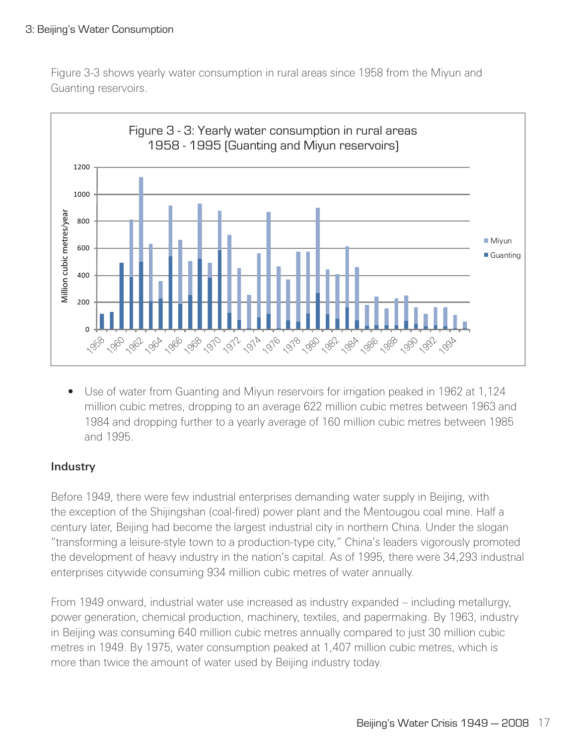Figure 3-3 shows yearly water consumption in rural areas since 1958 from the Miyun and Guanting reservoirs.

Figure 3 - 3: Yearly water consumption in rural areas 1958 - 1995 (Guanting and Miyun reservoirs)

- Use of water from Guanting and Miyun reservoirs for irrigation peaked in 1962 at 1,124 million cubic metres, dropping to an average 622 million cubic metres between 1963 and 1984 and dropping further to a yearly average of 160 million cubic metres between 1985 and 1995.

### Industry

Before 1949, there were few industrial enterprises demanding water supply in Beijing, with the exception of the Shijingshan (coal-fired) power plant and the Mentougou coal mine. Half a century later, Beijing had become the largest industrial city in northern China. Under the slogan "transforming a leisure-style town to a production-type city," China's leaders vigorously promoted the development of heavy industry in the nation's capital. As of 1995, there were 34,293 industrial enterprises citywide consuming 934 million cubic metres of water annually.

From 1949 onward, industrial water use increased as industry expanded – including metallurgy, power generation, chemical production, machinery, textiles, and papermaking. By 1963, industry in Beijing was consuming 640 million cubic metres annually compared to just 30 million cubic metres in 1949. By 1975, water consumption peaked at 1,407 million cubic metres, which is more than twice the amount of water used by Beijing industry today.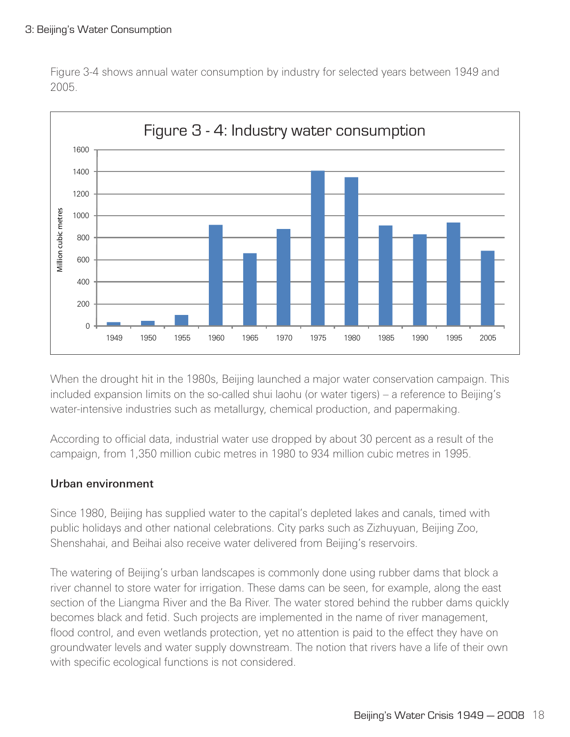Figure 3-4 shows annual water consumption by industry for selected years between 1949 and 2005.

Figure 3 - 4: Industry water consumption

When the drought hit in the 1980s, Beijing launched a major water conservation campaign. This included expansion limits on the so-called shui laohu (or water tigers) – a reference to Beijing's water-intensive industries such as metallurgy, chemical production, and papermaking.

According to official data, industrial water use dropped by about 30 percent as a result of the campaign, from 1,350 million cubic metres in 1980 to 934 million cubic metres in 1995.

## Urban environment

Since 1980, Beijing has supplied water to the capital's depleted lakes and canals, timed with public holidays and other national celebrations. City parks such as Zizhuyuan, Beijing Zoo, Shenshahai, and Beihai also receive water delivered from Beijing's reservoirs.

The watering of Beijing's urban landscapes is commonly done using rubber dams that block a river channel to store water for irrigation. These dams can be seen, for example, along the east section of the Liangma River and the Ba River. The water stored behind the rubber dams quickly becomes black and fetid. Such projects are implemented in the name of river management, flood control, and even wetlands protection, yet no attention is paid to the effect they have on groundwater levels and water supply downstream. The notion that rivers have a life of their own with specific ecological functions is not considered.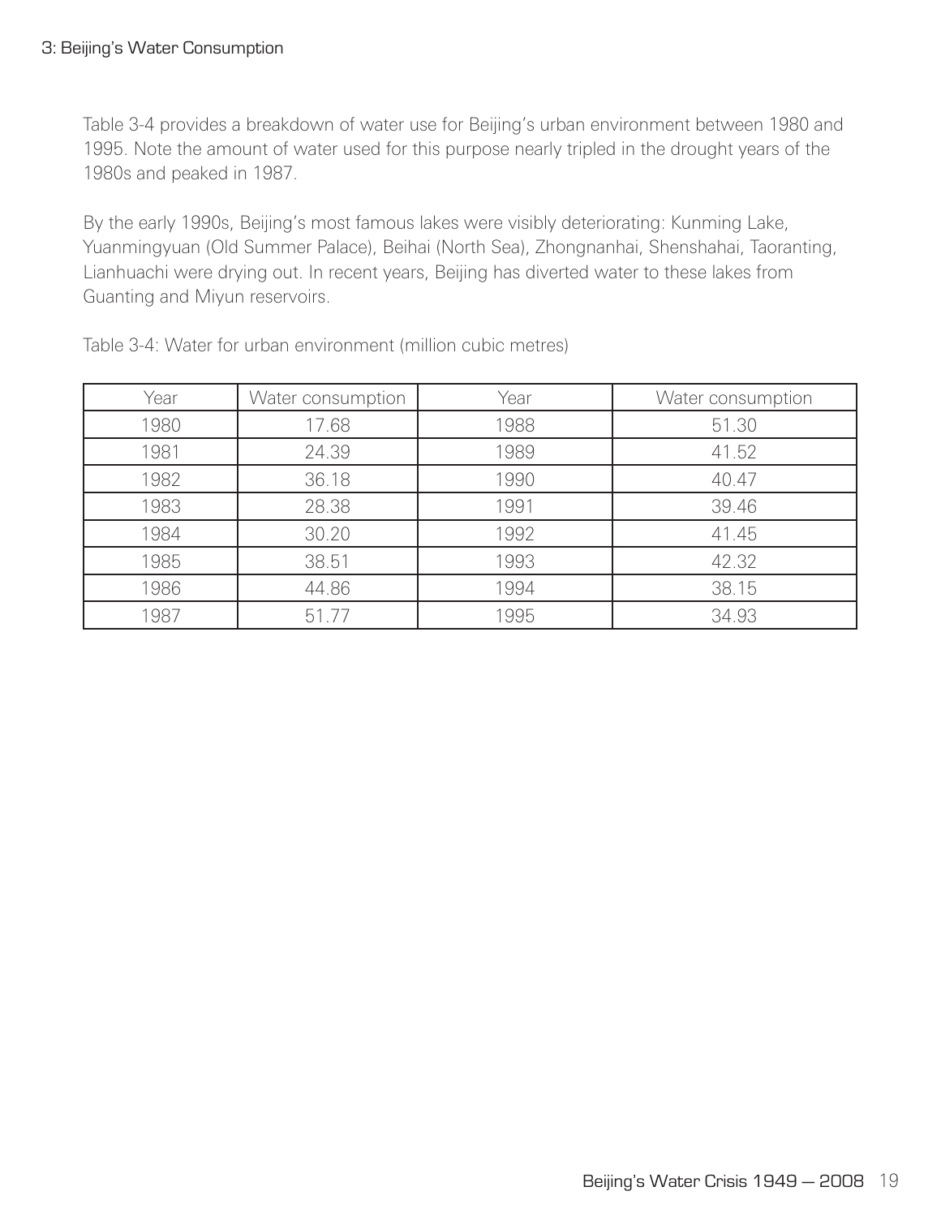Table 3-4 provides a breakdown of water use for Beijing's urban environment between 1980 and 1995. Note the amount of water used for this purpose nearly tripled in the drought years of the 1980s and peaked in 1987.

By the early 1990s, Beijing's most famous lakes were visibly deteriorating: Kunming Lake, Yuanmingyuan (Old Summer Palace), Beihai (North Sea), Zhongnanhai, Shenshahai, Taoranting, Lianhuachi were drying out. In recent years, Beijing has diverted water to these lakes from Guanting and Miyun reservoirs.

Table 3-4: Water for urban environment (million cubic metres)

| Year | Water consumption | Year | Water consumption |
|---|---|---|---|
| 1980 | 17.68 | 1988 | 51.30 |
| 1981 | 24.39 | 1989 | 41.52 |
| 1982 | 36.18 | 1990 | 40.47 |
| 1983 | 28.38 | 1991 | 39.46 |
| 1984 | 30.20 | 1992 | 41.45 |
| 1985 | 38.51 | 1993 | 42.32 |
| 1986 | 44.86 | 1994 | 38.15 |
| 1987 | 51.77 | 1995 | 34.93 |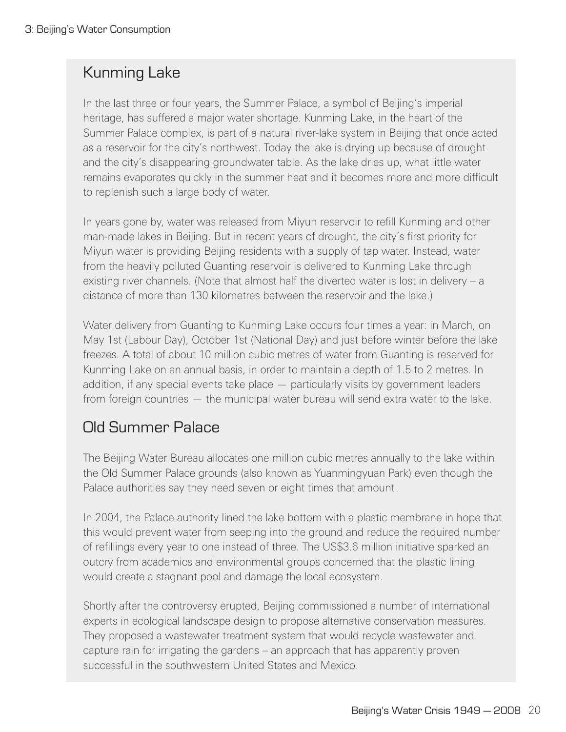## Kunming Lake

In the last three or four years, the Summer Palace, a symbol of Beijing's imperial heritage, has suffered a major water shortage. Kunming Lake, in the heart of the Summer Palace complex, is part of a natural river-lake system in Beijing that once acted as a reservoir for the city's northwest. Today the lake is drying up because of drought and the city's disappearing groundwater table. As the lake dries up, what little water remains evaporates quickly in the summer heat and it becomes more and more difficult to replenish such a large body of water.

In years gone by, water was released from Miyun reservoir to refill Kunming and other man-made lakes in Beijing. But in recent years of drought, the city's first priority for Miyun water is providing Beijing residents with a supply of tap water. Instead, water from the heavily polluted Guanting reservoir is delivered to Kunming Lake through existing river channels. (Note that almost half the diverted water is lost in delivery – a distance of more than 130 kilometres between the reservoir and the lake.)

Water delivery from Guanting to Kunming Lake occurs four times a year: in March, on May 1st (Labour Day), October 1st (National Day) and just before winter before the lake freezes. A total of about 10 million cubic metres of water from Guanting is reserved for Kunming Lake on an annual basis, in order to maintain a depth of 1.5 to 2 metres. In addition, if any special events take place — particularly visits by government leaders from foreign countries — the municipal water bureau will send extra water to the lake.

## Old Summer Palace

The Beijing Water Bureau allocates one million cubic metres annually to the lake within the Old Summer Palace grounds (also known as Yuanmingyuan Park) even though the Palace authorities say they need seven or eight times that amount.

In 2004, the Palace authority lined the lake bottom with a plastic membrane in hope that this would prevent water from seeping into the ground and reduce the required number of refillings every year to one instead of three. The US$3.6 million initiative sparked an outcry from academics and environmental groups concerned that the plastic lining would create a stagnant pool and damage the local ecosystem.

Shortly after the controversy erupted, Beijing commissioned a number of international experts in ecological landscape design to propose alternative conservation measures. They proposed a wastewater treatment system that would recycle wastewater and capture rain for irrigating the gardens – an approach that has apparently proven successful in the southwestern United States and Mexico.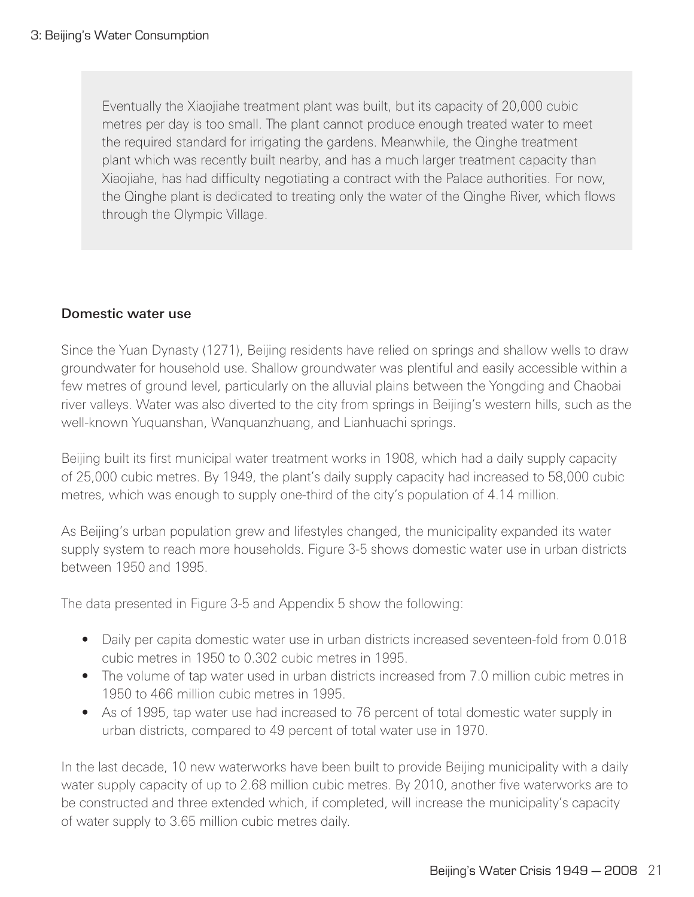Eventually the Xiaojiahe treatment plant was built, but its capacity of 20,000 cubic metres per day is too small. The plant cannot produce enough treated water to meet the required standard for irrigating the gardens. Meanwhile, the Qinghe treatment plant which was recently built nearby, and has a much larger treatment capacity than Xiaojiahe, has had difficulty negotiating a contract with the Palace authorities. For now, the Qinghe plant is dedicated to treating only the water of the Qinghe River, which flows through the Olympic Village.

### Domestic water use

Since the Yuan Dynasty (1271), Beijing residents have relied on springs and shallow wells to draw groundwater for household use. Shallow groundwater was plentiful and easily accessible within a few metres of ground level, particularly on the alluvial plains between the Yongding and Chaobai river valleys. Water was also diverted to the city from springs in Beijing's western hills, such as the well-known Yuquanshan, Wanquanzhuang, and Lianhuachi springs.

Beijing built its first municipal water treatment works in 1908, which had a daily supply capacity of 25,000 cubic metres. By 1949, the plant's daily supply capacity had increased to 58,000 cubic metres, which was enough to supply one-third of the city's population of 4.14 million.

As Beijing's urban population grew and lifestyles changed, the municipality expanded its water supply system to reach more households. Figure 3-5 shows domestic water use in urban districts between 1950 and 1995.

The data presented in Figure 3-5 and Appendix 5 show the following:

- Daily per capita domestic water use in urban districts increased seventeen-fold from 0.018 cubic metres in 1950 to 0.302 cubic metres in 1995.
- The volume of tap water used in urban districts increased from 7.0 million cubic metres in 1950 to 466 million cubic metres in 1995.
- As of 1995, tap water use had increased to 76 percent of total domestic water supply in urban districts, compared to 49 percent of total water use in 1970.

In the last decade, 10 new waterworks have been built to provide Beijing municipality with a daily water supply capacity of up to 2.68 million cubic metres. By 2010, another five waterworks are to be constructed and three extended which, if completed, will increase the municipality's capacity of water supply to 3.65 million cubic metres daily.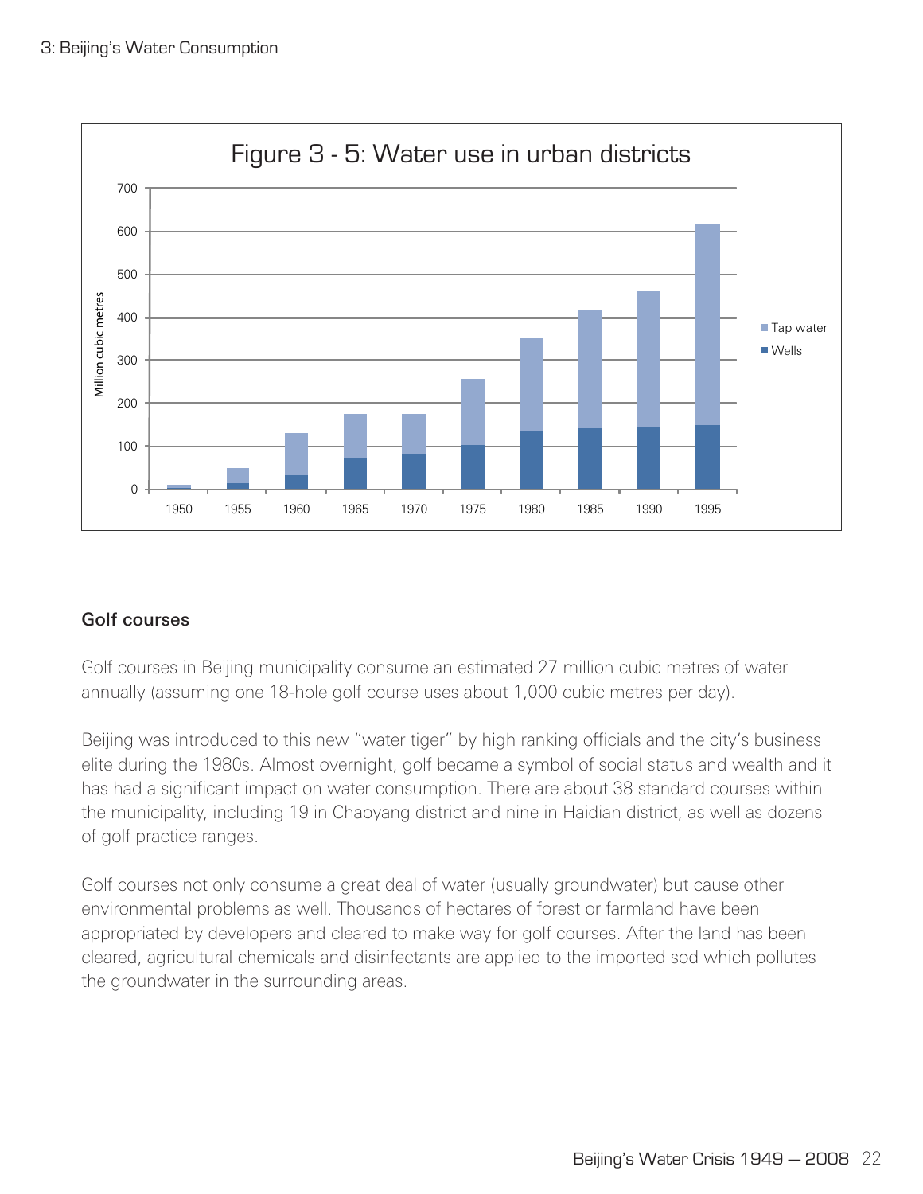Figure 3 - 5: Water use in urban districts

## Golf courses

Golf courses in Beijing municipality consume an estimated 27 million cubic metres of water annually (assuming one 18-hole golf course uses about 1,000 cubic metres per day).

Beijing was introduced to this new "water tiger" by high ranking officials and the city's business elite during the 1980s. Almost overnight, golf became a symbol of social status and wealth and it has had a significant impact on water consumption. There are about 38 standard courses within the municipality, including 19 in Chaoyang district and nine in Haidian district, as well as dozens of golf practice ranges.

Golf courses not only consume a great deal of water (usually groundwater) but cause other environmental problems as well. Thousands of hectares of forest or farmland have been appropriated by developers and cleared to make way for golf courses. After the land has been cleared, agricultural chemicals and disinfectants are applied to the imported sod which pollutes the groundwater in the surrounding areas.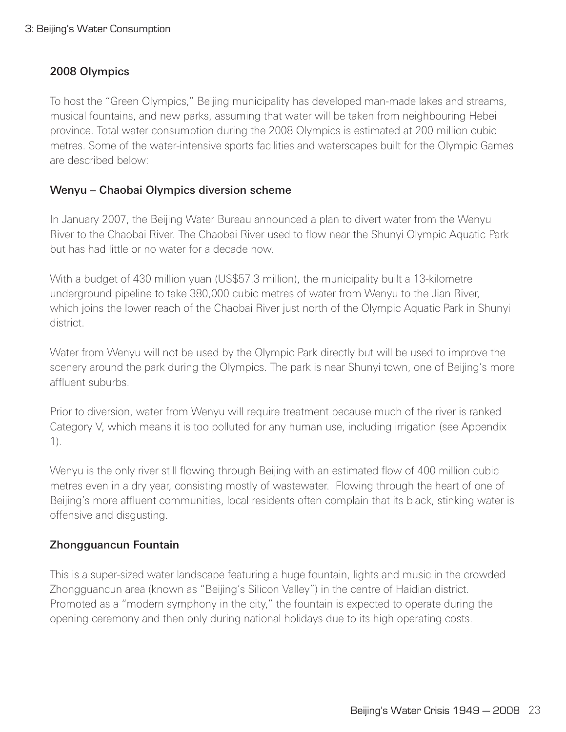## 2008 Olympics

To host the "Green Olympics," Beijing municipality has developed man-made lakes and streams, musical fountains, and new parks, assuming that water will be taken from neighbouring Hebei province. Total water consumption during the 2008 Olympics is estimated at 200 million cubic metres. Some of the water-intensive sports facilities and waterscapes built for the Olympic Games are described below:

### Wenyu – Chaobai Olympics diversion scheme

In January 2007, the Beijing Water Bureau announced a plan to divert water from the Wenyu River to the Chaobai River. The Chaobai River used to flow near the Shunyi Olympic Aquatic Park but has had little or no water for a decade now.

With a budget of 430 million yuan (US$57.3 million), the municipality built a 13-kilometre underground pipeline to take 380,000 cubic metres of water from Wenyu to the Jian River, which joins the lower reach of the Chaobai River just north of the Olympic Aquatic Park in Shunyi district.

Water from Wenyu will not be used by the Olympic Park directly but will be used to improve the scenery around the park during the Olympics. The park is near Shunyi town, one of Beijing's more affluent suburbs.

Prior to diversion, water from Wenyu will require treatment because much of the river is ranked Category V, which means it is too polluted for any human use, including irrigation (see Appendix 1).

Wenyu is the only river still flowing through Beijing with an estimated flow of 400 million cubic metres even in a dry year, consisting mostly of wastewater. Flowing through the heart of one of Beijing's more affluent communities, local residents often complain that its black, stinking water is offensive and disgusting.

### Zhongguancun Fountain

This is a super-sized water landscape featuring a huge fountain, lights and music in the crowded Zhongguancun area (known as "Beijing's Silicon Valley") in the centre of Haidian district. Promoted as a "modern symphony in the city," the fountain is expected to operate during the opening ceremony and then only during national holidays due to its high operating costs.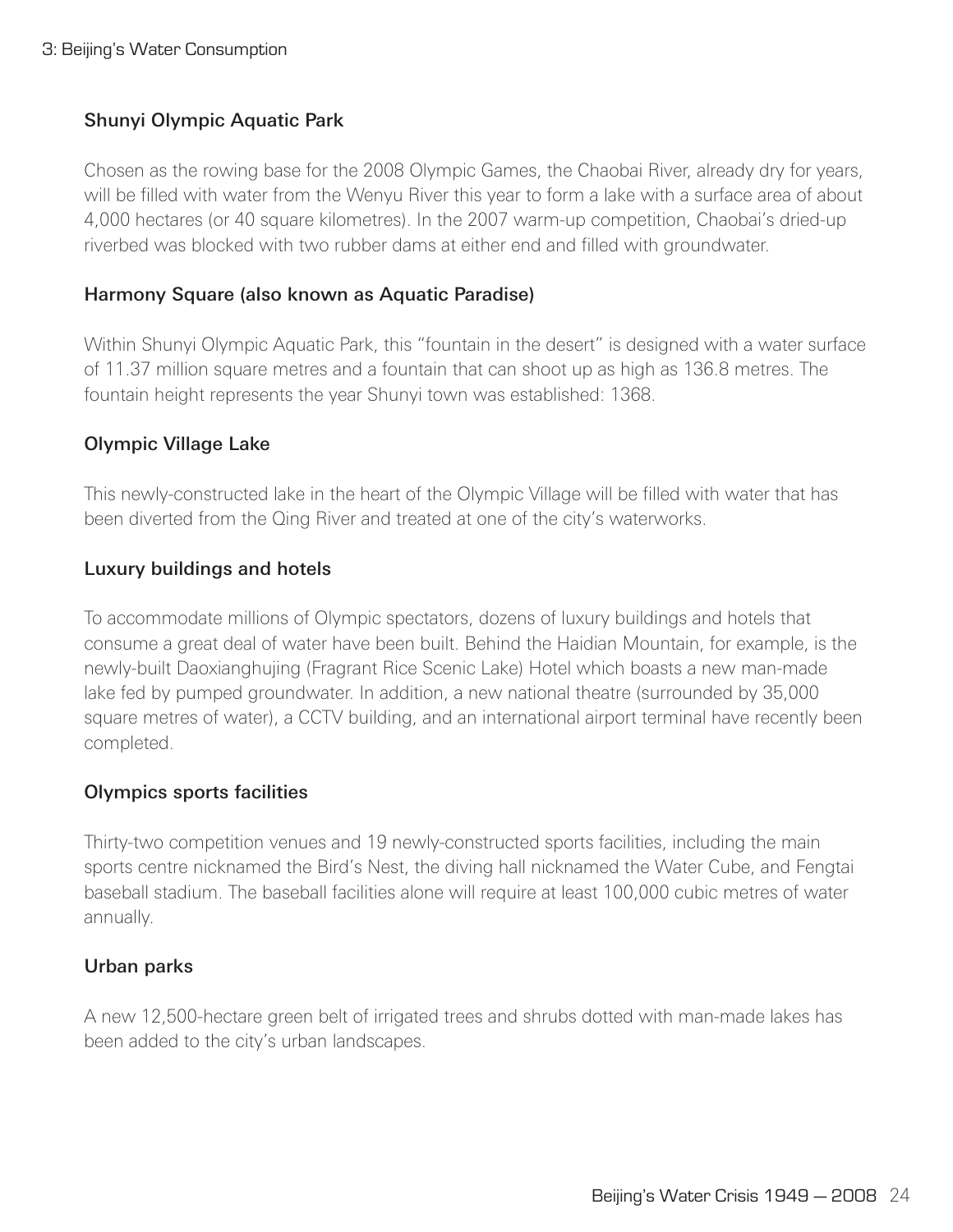### Shunyi Olympic Aquatic Park

Chosen as the rowing base for the 2008 Olympic Games, the Chaobai River, already dry for years, will be filled with water from the Wenyu River this year to form a lake with a surface area of about 4,000 hectares (or 40 square kilometres). In the 2007 warm-up competition, Chaobai's dried-up riverbed was blocked with two rubber dams at either end and filled with groundwater.

### Harmony Square (also known as Aquatic Paradise)

Within Shunyi Olympic Aquatic Park, this "fountain in the desert" is designed with a water surface of 11.37 million square metres and a fountain that can shoot up as high as 136.8 metres. The fountain height represents the year Shunyi town was established: 1368.

### Olympic Village Lake

This newly-constructed lake in the heart of the Olympic Village will be filled with water that has been diverted from the Qing River and treated at one of the city's waterworks.

### Luxury buildings and hotels

To accommodate millions of Olympic spectators, dozens of luxury buildings and hotels that consume a great deal of water have been built. Behind the Haidian Mountain, for example, is the newly-built Daoxianghujing (Fragrant Rice Scenic Lake) Hotel which boasts a new man-made lake fed by pumped groundwater. In addition, a new national theatre (surrounded by 35,000 square metres of water), a CCTV building, and an international airport terminal have recently been completed.

### Olympics sports facilities

Thirty-two competition venues and 19 newly-constructed sports facilities, including the main sports centre nicknamed the Bird's Nest, the diving hall nicknamed the Water Cube, and Fengtai baseball stadium. The baseball facilities alone will require at least 100,000 cubic metres of water annually.

### Urban parks

A new 12,500-hectare green belt of irrigated trees and shrubs dotted with man-made lakes has been added to the city's urban landscapes.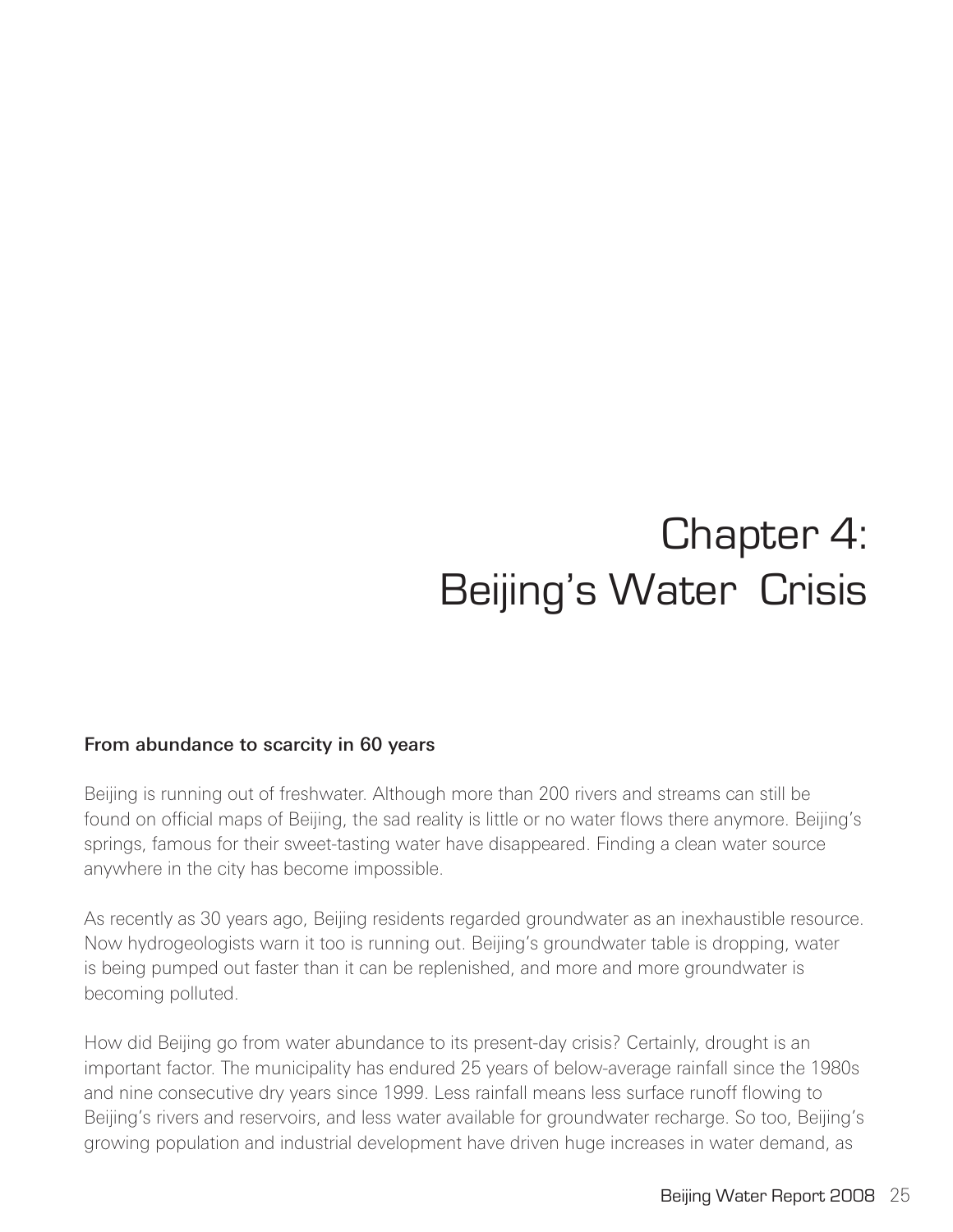# Chapter 4: Beijing's Water Crisis

### From abundance to scarcity in 60 years

Beijing is running out of freshwater. Although more than 200 rivers and streams can still be found on official maps of Beijing, the sad reality is little or no water flows there anymore. Beijing's springs, famous for their sweet-tasting water have disappeared. Finding a clean water source anywhere in the city has become impossible.

As recently as 30 years ago, Beijing residents regarded groundwater as an inexhaustible resource. Now hydrogeologists warn it too is running out. Beijing's groundwater table is dropping, water is being pumped out faster than it can be replenished, and more and more groundwater is becoming polluted.

How did Beijing go from water abundance to its present-day crisis? Certainly, drought is an important factor. The municipality has endured 25 years of below-average rainfall since the 1980s and nine consecutive dry years since 1999. Less rainfall means less surface runoff flowing to Beijing's rivers and reservoirs, and less water available for groundwater recharge. So too, Beijing's growing population and industrial development have driven huge increases in water demand, as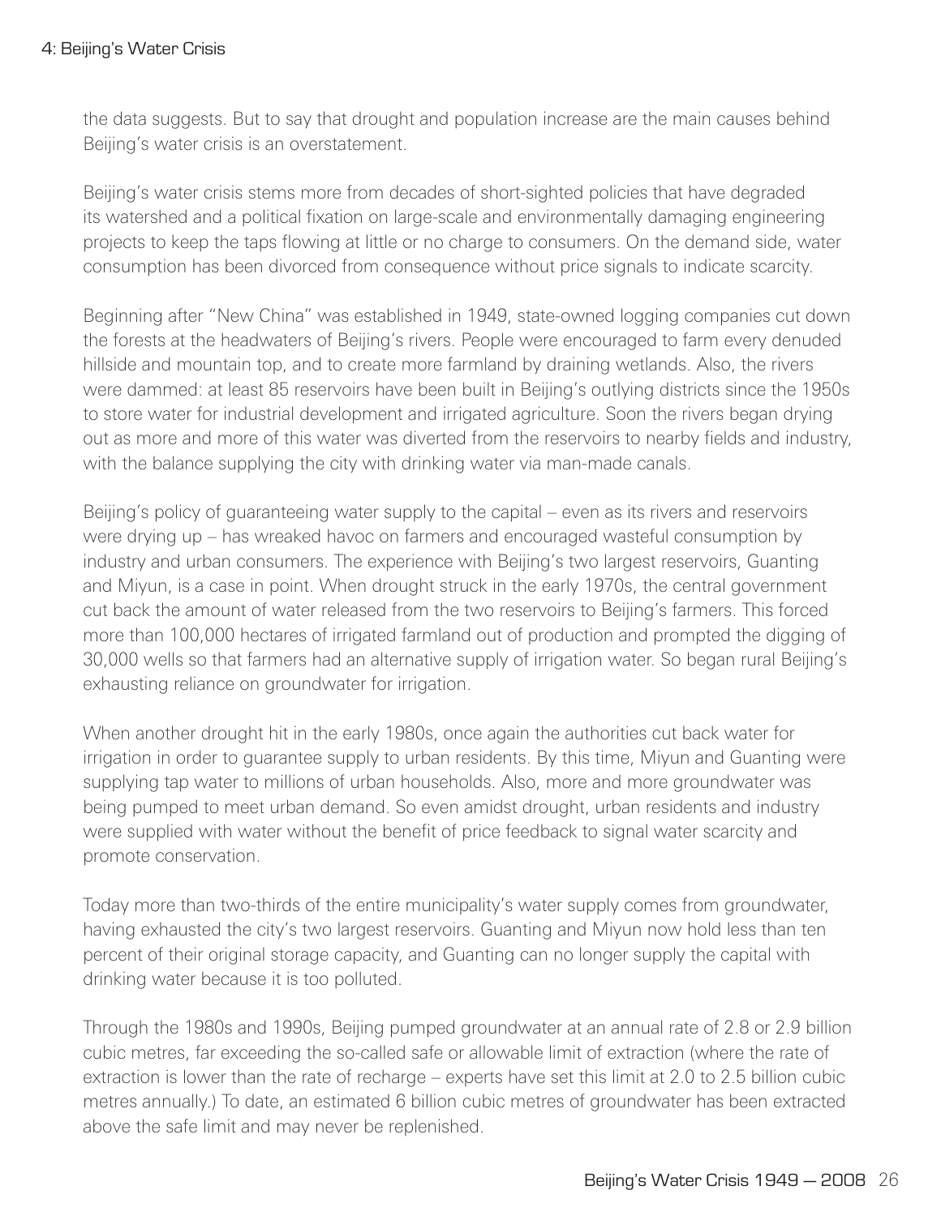the data suggests. But to say that drought and population increase are the main causes behind Beijing's water crisis is an overstatement.

Beijing's water crisis stems more from decades of short-sighted policies that have degraded its watershed and a political fixation on large-scale and environmentally damaging engineering projects to keep the taps flowing at little or no charge to consumers. On the demand side, water consumption has been divorced from consequence without price signals to indicate scarcity.

Beginning after "New China" was established in 1949, state-owned logging companies cut down the forests at the headwaters of Beijing's rivers. People were encouraged to farm every denuded hillside and mountain top, and to create more farmland by draining wetlands. Also, the rivers were dammed: at least 85 reservoirs have been built in Beijing's outlying districts since the 1950s to store water for industrial development and irrigated agriculture. Soon the rivers began drying out as more and more of this water was diverted from the reservoirs to nearby fields and industry, with the balance supplying the city with drinking water via man-made canals.

Beijing's policy of guaranteeing water supply to the capital – even as its rivers and reservoirs were drying up – has wreaked havoc on farmers and encouraged wasteful consumption by industry and urban consumers. The experience with Beijing's two largest reservoirs, Guanting and Miyun, is a case in point. When drought struck in the early 1970s, the central government cut back the amount of water released from the two reservoirs to Beijing's farmers. This forced more than 100,000 hectares of irrigated farmland out of production and prompted the digging of 30,000 wells so that farmers had an alternative supply of irrigation water. So began rural Beijing's exhausting reliance on groundwater for irrigation.

When another drought hit in the early 1980s, once again the authorities cut back water for irrigation in order to guarantee supply to urban residents. By this time, Miyun and Guanting were supplying tap water to millions of urban households. Also, more and more groundwater was being pumped to meet urban demand. So even amidst drought, urban residents and industry were supplied with water without the benefit of price feedback to signal water scarcity and promote conservation.

Today more than two-thirds of the entire municipality's water supply comes from groundwater, having exhausted the city's two largest reservoirs. Guanting and Miyun now hold less than ten percent of their original storage capacity, and Guanting can no longer supply the capital with drinking water because it is too polluted.

Through the 1980s and 1990s, Beijing pumped groundwater at an annual rate of 2.8 or 2.9 billion cubic metres, far exceeding the so-called safe or allowable limit of extraction (where the rate of extraction is lower than the rate of recharge – experts have set this limit at 2.0 to 2.5 billion cubic metres annually.) To date, an estimated 6 billion cubic metres of groundwater has been extracted above the safe limit and may never be replenished.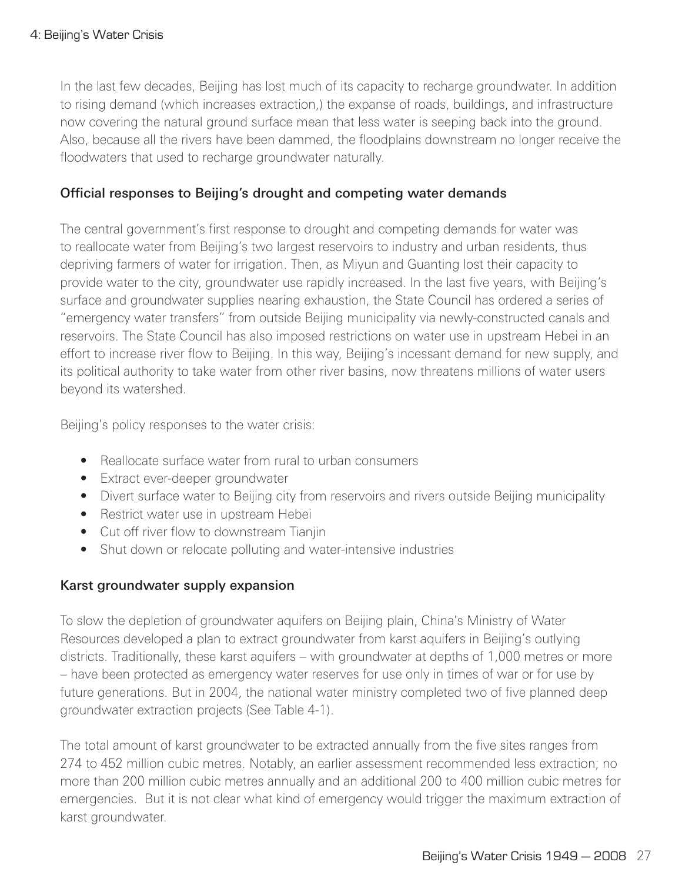In the last few decades, Beijing has lost much of its capacity to recharge groundwater. In addition to rising demand (which increases extraction,) the expanse of roads, buildings, and infrastructure now covering the natural ground surface mean that less water is seeping back into the ground. Also, because all the rivers have been dammed, the floodplains downstream no longer receive the floodwaters that used to recharge groundwater naturally.

### Official responses to Beijing's drought and competing water demands

The central government's first response to drought and competing demands for water was to reallocate water from Beijing's two largest reservoirs to industry and urban residents, thus depriving farmers of water for irrigation. Then, as Miyun and Guanting lost their capacity to provide water to the city, groundwater use rapidly increased. In the last five years, with Beijing's surface and groundwater supplies nearing exhaustion, the State Council has ordered a series of "emergency water transfers" from outside Beijing municipality via newly-constructed canals and reservoirs. The State Council has also imposed restrictions on water use in upstream Hebei in an effort to increase river flow to Beijing. In this way, Beijing's incessant demand for new supply, and its political authority to take water from other river basins, now threatens millions of water users beyond its watershed.

Beijing's policy responses to the water crisis:

- Reallocate surface water from rural to urban consumers
- Extract ever-deeper groundwater
- Divert surface water to Beijing city from reservoirs and rivers outside Beijing municipality
- Restrict water use in upstream Hebei
- Cut off river flow to downstream Tianjin
- Shut down or relocate polluting and water-intensive industries

### Karst groundwater supply expansion

To slow the depletion of groundwater aquifers on Beijing plain, China's Ministry of Water Resources developed a plan to extract groundwater from karst aquifers in Beijing's outlying districts. Traditionally, these karst aquifers – with groundwater at depths of 1,000 metres or more – have been protected as emergency water reserves for use only in times of war or for use by future generations. But in 2004, the national water ministry completed two of five planned deep groundwater extraction projects (See Table 4-1).

The total amount of karst groundwater to be extracted annually from the five sites ranges from 274 to 452 million cubic metres. Notably, an earlier assessment recommended less extraction; no more than 200 million cubic metres annually and an additional 200 to 400 million cubic metres for emergencies. But it is not clear what kind of emergency would trigger the maximum extraction of karst groundwater.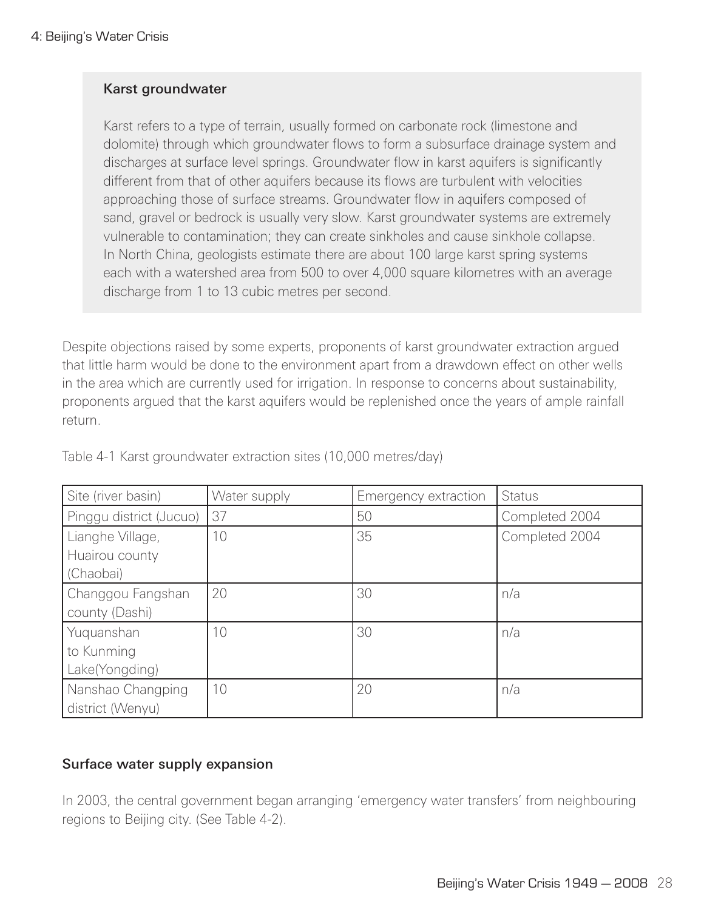### Karst groundwater

Karst refers to a type of terrain, usually formed on carbonate rock (limestone and dolomite) through which groundwater flows to form a subsurface drainage system and discharges at surface level springs. Groundwater flow in karst aquifers is significantly different from that of other aquifers because its flows are turbulent with velocities approaching those of surface streams. Groundwater flow in aquifers composed of sand, gravel or bedrock is usually very slow. Karst groundwater systems are extremely vulnerable to contamination; they can create sinkholes and cause sinkhole collapse. In North China, geologists estimate there are about 100 large karst spring systems each with a watershed area from 500 to over 4,000 square kilometres with an average discharge from 1 to 13 cubic metres per second.

Despite objections raised by some experts, proponents of karst groundwater extraction argued that little harm would be done to the environment apart from a drawdown effect on other wells in the area which are currently used for irrigation. In response to concerns about sustainability, proponents argued that the karst aquifers would be replenished once the years of ample rainfall return.

Table 4-1 Karst groundwater extraction sites (10,000 metres/day)

| Site (river basin) | Water supply | Emergency extraction | Status |
|---|---|---|---|
| Pinggu district (Jucuo) | 37 | 50 | Completed 2004 |
| Lianghe Village, Huairou county (Chaobai) | 10 | 35 | Completed 2004 |
| Changgou Fangshan county (Dashi) | 20 | 30 | n/a |
| Yuquanshan to Kunming Lake(Yongding) | 10 | 30 | n/a |
| Nanshao Changping district (Wenyu) | 10 | 20 | n/a |

### Surface water supply expansion

In 2003, the central government began arranging 'emergency water transfers' from neighbouring regions to Beijing city. (See Table 4-2).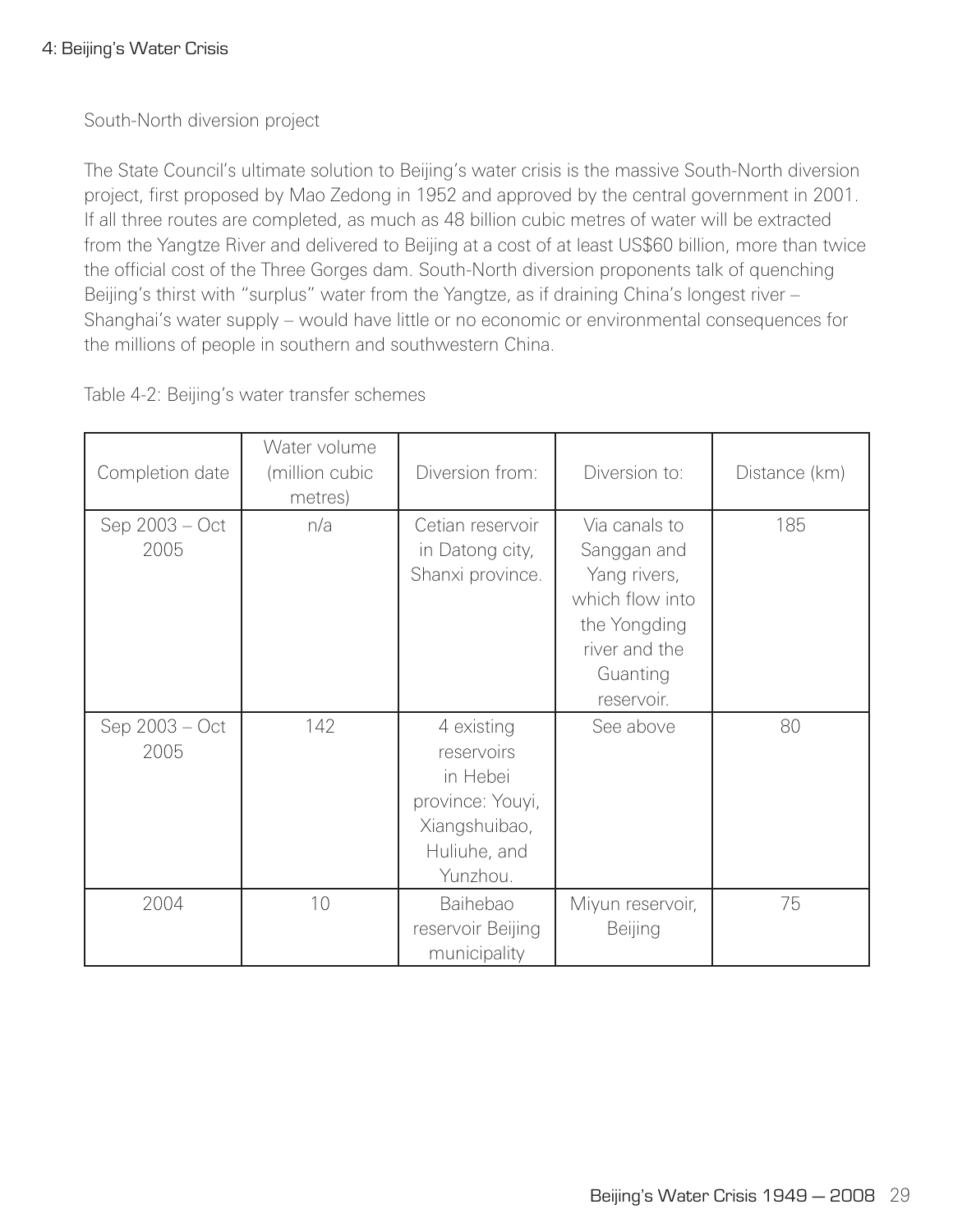## South-North diversion project

The State Council's ultimate solution to Beijing's water crisis is the massive South-North diversion project, first proposed by Mao Zedong in 1952 and approved by the central government in 2001. If all three routes are completed, as much as 48 billion cubic metres of water will be extracted from the Yangtze River and delivered to Beijing at a cost of at least US$60 billion, more than twice the official cost of the Three Gorges dam. South-North diversion proponents talk of quenching Beijing's thirst with "surplus" water from the Yangtze, as if draining China's longest river – Shanghai's water supply – would have little or no economic or environmental consequences for the millions of people in southern and southwestern China.

Table 4-2: Beijing's water transfer schemes

| Completion date | Water volume (million cubic metres) | Diversion from: | Diversion to: | Distance (km) |
|---|---|---|---|---|
| Sep 2003 – Oct 2005 | n/a | Cetian reservoir in Datong city, Shanxi province. | Via canals to Sanggan and Yang rivers, which flow into the Yongding river and the Guanting reservoir. | 185 |
| Sep 2003 – Oct 2005 | 142 | 4 existing reservoirs in Hebei province: Youyi, Xiangshuibao, Huliuhe, and Yunzhou. | See above | 80 |
| 2004 | 10 | Baihebao reservoir Beijing municipality | Miyun reservoir, Beijing | 75 |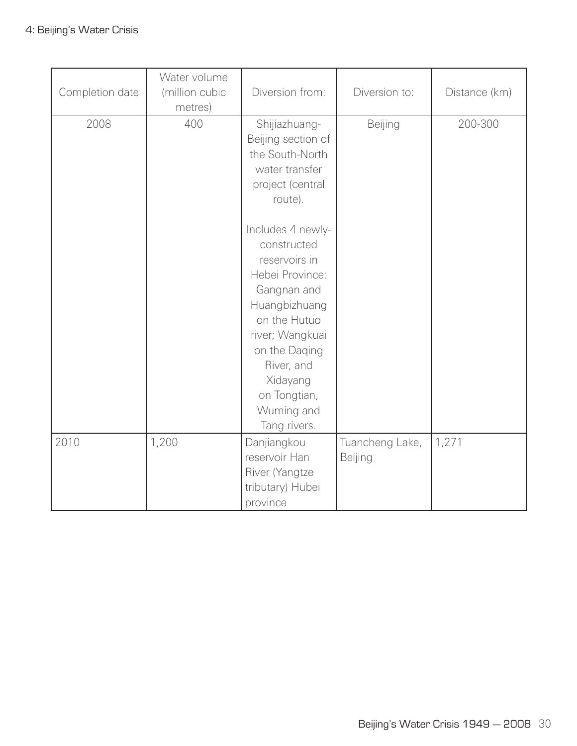| Completion date | Water volume (million cubic metres) | Diversion from: | Diversion to: | Distance (km) |
|---|---|---|---|---|
| 2008 | 400 | Shijiazhuang-Beijing section of the South-North water transfer project (central route).<br><br>Includes 4 newly-constructed reservoirs in Hebei Province: Gangnan and Huangbizhuang on the Hutuo river; Wangkuai on the Daqing River, and Xidayang on Tongtian, Wuming and Tang rivers. | Beijing | 200-300 |
| 2010 | 1,200 | Danjiangkou reservoir Han River (Yangtze tributary) Hubei province | Tuancheng Lake, Beijing | 1,271 |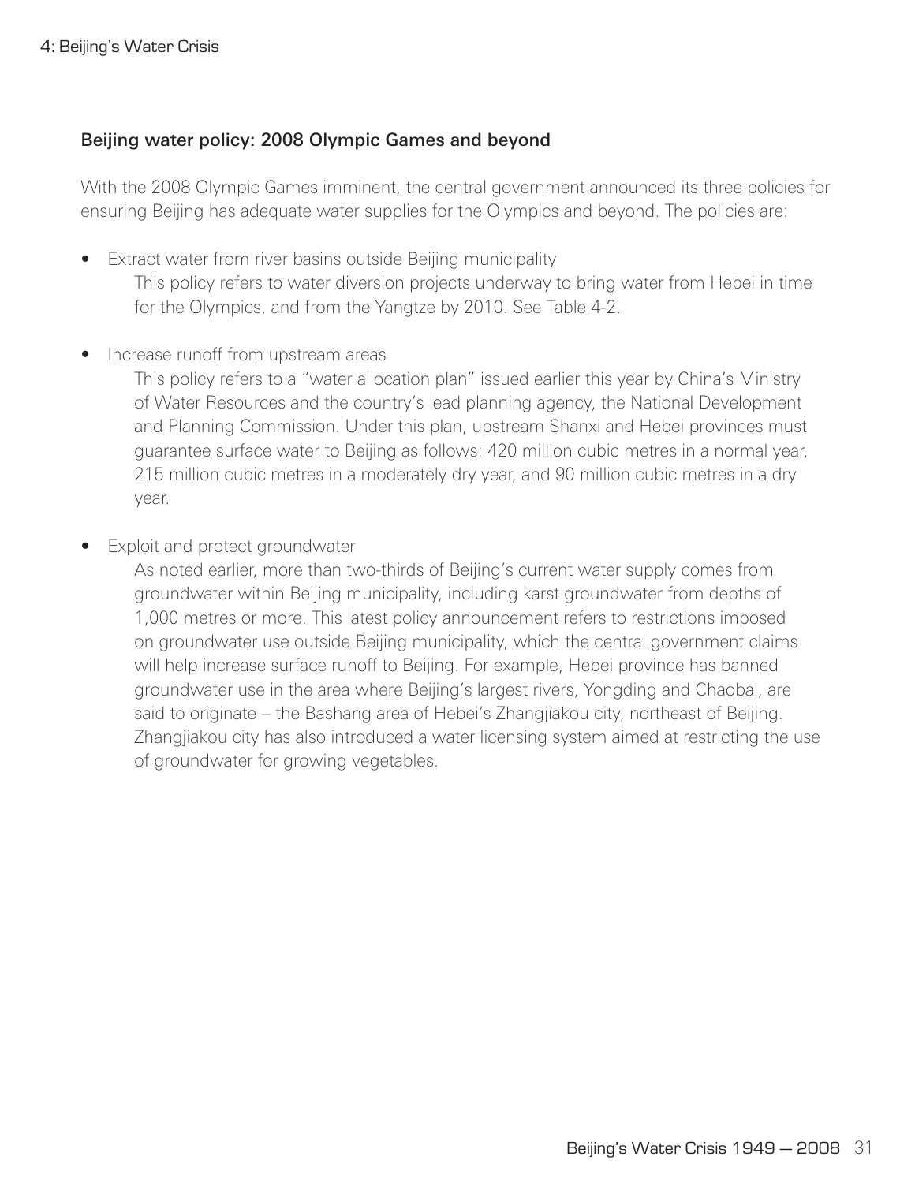### Beijing water policy: 2008 Olympic Games and beyond

With the 2008 Olympic Games imminent, the central government announced its three policies for ensuring Beijing has adequate water supplies for the Olympics and beyond. The policies are:

- Extract water from river basins outside Beijing municipality

  This policy refers to water diversion projects underway to bring water from Hebei in time for the Olympics, and from the Yangtze by 2010. See Table 4-2.

- Increase runoff from upstream areas

  This policy refers to a "water allocation plan" issued earlier this year by China's Ministry of Water Resources and the country's lead planning agency, the National Development and Planning Commission. Under this plan, upstream Shanxi and Hebei provinces must guarantee surface water to Beijing as follows: 420 million cubic metres in a normal year, 215 million cubic metres in a moderately dry year, and 90 million cubic metres in a dry year.

- Exploit and protect groundwater

  As noted earlier, more than two-thirds of Beijing's current water supply comes from groundwater within Beijing municipality, including karst groundwater from depths of 1,000 metres or more. This latest policy announcement refers to restrictions imposed on groundwater use outside Beijing municipality, which the central government claims will help increase surface runoff to Beijing. For example, Hebei province has banned groundwater use in the area where Beijing's largest rivers, Yongding and Chaobai, are said to originate – the Bashang area of Hebei's Zhangjiakou city, northeast of Beijing. Zhangjiakou city has also introduced a water licensing system aimed at restricting the use of groundwater for growing vegetables.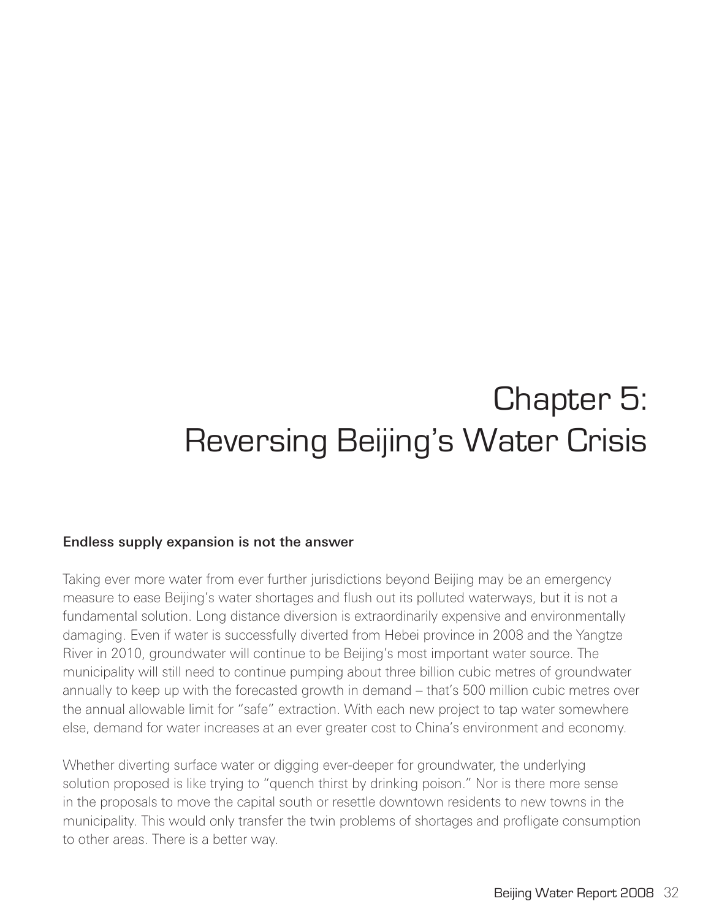# Chapter 5: Reversing Beijing's Water Crisis

### Endless supply expansion is not the answer

Taking ever more water from ever further jurisdictions beyond Beijing may be an emergency measure to ease Beijing's water shortages and flush out its polluted waterways, but it is not a fundamental solution. Long distance diversion is extraordinarily expensive and environmentally damaging. Even if water is successfully diverted from Hebei province in 2008 and the Yangtze River in 2010, groundwater will continue to be Beijing's most important water source. The municipality will still need to continue pumping about three billion cubic metres of groundwater annually to keep up with the forecasted growth in demand – that's 500 million cubic metres over the annual allowable limit for "safe" extraction. With each new project to tap water somewhere else, demand for water increases at an ever greater cost to China's environment and economy.

Whether diverting surface water or digging ever-deeper for groundwater, the underlying solution proposed is like trying to "quench thirst by drinking poison." Nor is there more sense in the proposals to move the capital south or resettle downtown residents to new towns in the municipality. This would only transfer the twin problems of shortages and profligate consumption to other areas. There is a better way.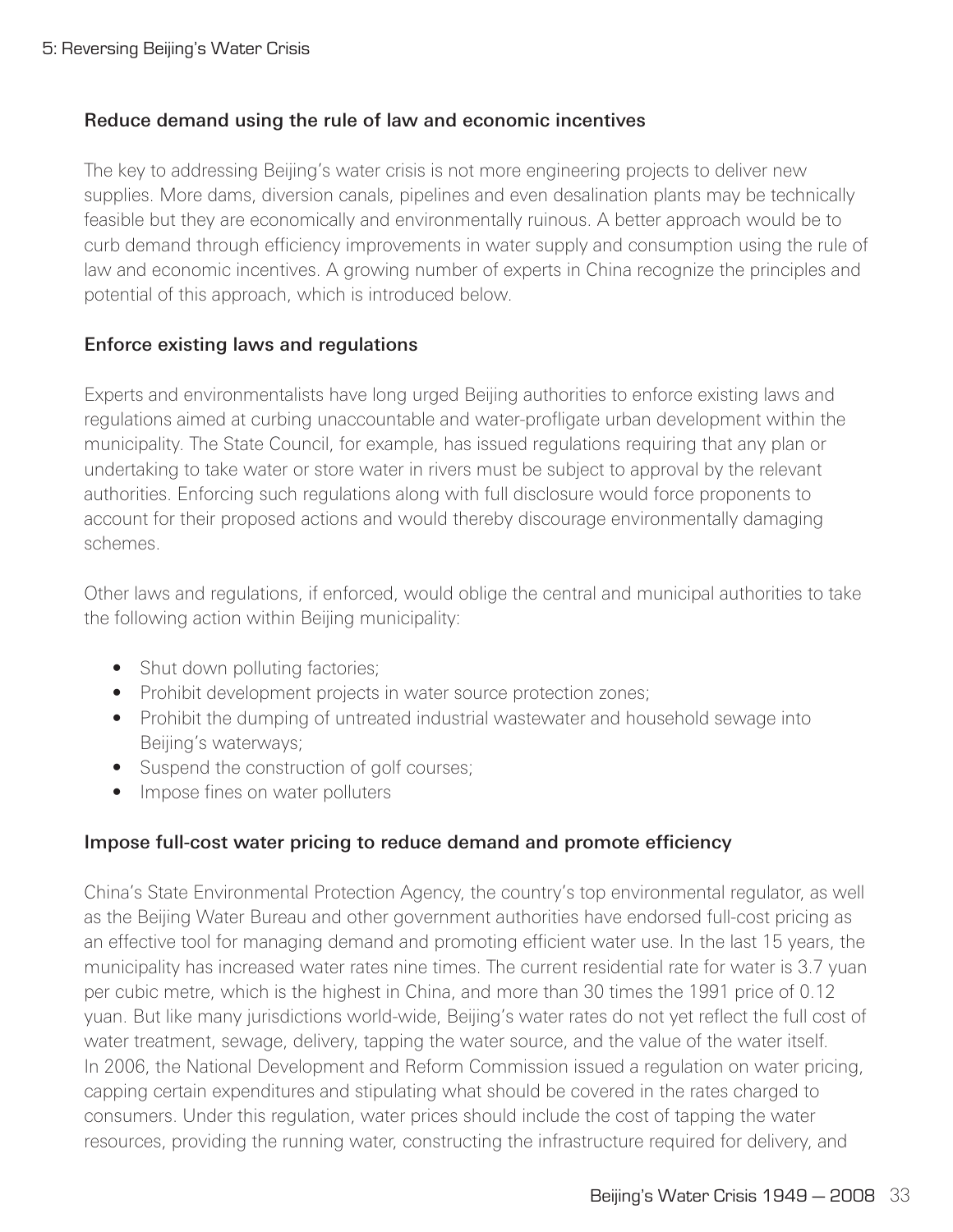### Reduce demand using the rule of law and economic incentives

The key to addressing Beijing's water crisis is not more engineering projects to deliver new supplies. More dams, diversion canals, pipelines and even desalination plants may be technically feasible but they are economically and environmentally ruinous. A better approach would be to curb demand through efficiency improvements in water supply and consumption using the rule of law and economic incentives. A growing number of experts in China recognize the principles and potential of this approach, which is introduced below.

### Enforce existing laws and regulations

Experts and environmentalists have long urged Beijing authorities to enforce existing laws and regulations aimed at curbing unaccountable and water-profligate urban development within the municipality. The State Council, for example, has issued regulations requiring that any plan or undertaking to take water or store water in rivers must be subject to approval by the relevant authorities. Enforcing such regulations along with full disclosure would force proponents to account for their proposed actions and would thereby discourage environmentally damaging schemes.

Other laws and regulations, if enforced, would oblige the central and municipal authorities to take the following action within Beijing municipality:

- Shut down polluting factories;
- Prohibit development projects in water source protection zones;
- Prohibit the dumping of untreated industrial wastewater and household sewage into Beijing's waterways;
- Suspend the construction of golf courses;
- Impose fines on water polluters

### Impose full-cost water pricing to reduce demand and promote efficiency

China's State Environmental Protection Agency, the country's top environmental regulator, as well as the Beijing Water Bureau and other government authorities have endorsed full-cost pricing as an effective tool for managing demand and promoting efficient water use. In the last 15 years, the municipality has increased water rates nine times. The current residential rate for water is 3.7 yuan per cubic metre, which is the highest in China, and more than 30 times the 1991 price of 0.12 yuan. But like many jurisdictions world-wide, Beijing's water rates do not yet reflect the full cost of water treatment, sewage, delivery, tapping the water source, and the value of the water itself. In 2006, the National Development and Reform Commission issued a regulation on water pricing, capping certain expenditures and stipulating what should be covered in the rates charged to consumers. Under this regulation, water prices should include the cost of tapping the water resources, providing the running water, constructing the infrastructure required for delivery, and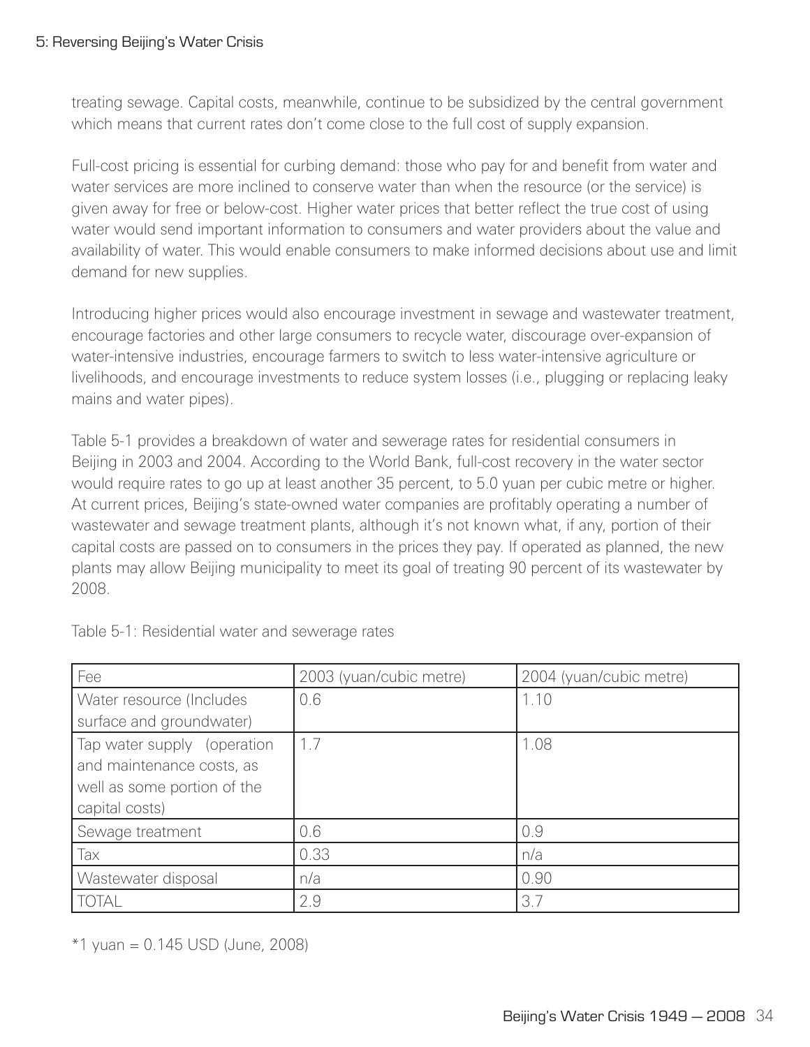treating sewage. Capital costs, meanwhile, continue to be subsidized by the central government which means that current rates don't come close to the full cost of supply expansion.

Full-cost pricing is essential for curbing demand: those who pay for and benefit from water and water services are more inclined to conserve water than when the resource (or the service) is given away for free or below-cost. Higher water prices that better reflect the true cost of using water would send important information to consumers and water providers about the value and availability of water. This would enable consumers to make informed decisions about use and limit demand for new supplies.

Introducing higher prices would also encourage investment in sewage and wastewater treatment, encourage factories and other large consumers to recycle water, discourage over-expansion of water-intensive industries, encourage farmers to switch to less water-intensive agriculture or livelihoods, and encourage investments to reduce system losses (i.e., plugging or replacing leaky mains and water pipes).

Table 5-1 provides a breakdown of water and sewerage rates for residential consumers in Beijing in 2003 and 2004. According to the World Bank, full-cost recovery in the water sector would require rates to go up at least another 35 percent, to 5.0 yuan per cubic metre or higher. At current prices, Beijing's state-owned water companies are profitably operating a number of wastewater and sewage treatment plants, although it's not known what, if any, portion of their capital costs are passed on to consumers in the prices they pay. If operated as planned, the new plants may allow Beijing municipality to meet its goal of treating 90 percent of its wastewater by 2008.

Table 5-1: Residential water and sewerage rates

| Fee | 2003 (yuan/cubic metre) | 2004 (yuan/cubic metre) |
|---|---|---|
| Water resource (Includes surface and groundwater) | 0.6 | 1.10 |
| Tap water supply (operation and maintenance costs, as well as some portion of the capital costs) | 1.7 | 1.08 |
| Sewage treatment | 0.6 | 0.9 |
| Tax | 0.33 | n/a |
| Wastewater disposal | n/a | 0.90 |
| TOTAL | 2.9 | 3.7 |

*1 yuan = 0.145 USD (June, 2008)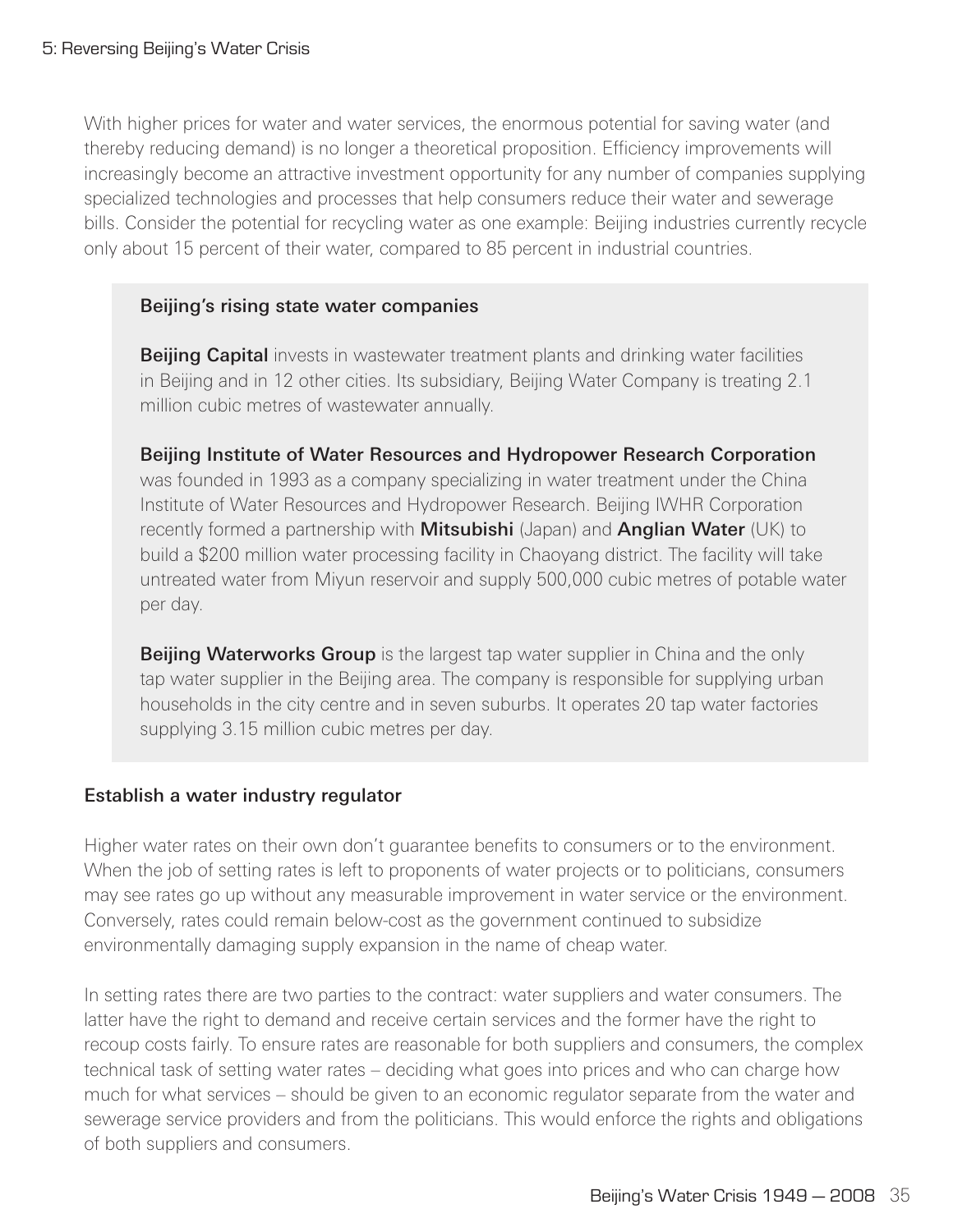With higher prices for water and water services, the enormous potential for saving water (and thereby reducing demand) is no longer a theoretical proposition. Efficiency improvements will increasingly become an attractive investment opportunity for any number of companies supplying specialized technologies and processes that help consumers reduce their water and sewerage bills. Consider the potential for recycling water as one example: Beijing industries currently recycle only about 15 percent of their water, compared to 85 percent in industrial countries.

### Beijing's rising state water companies

**Beijing Capital** invests in wastewater treatment plants and drinking water facilities in Beijing and in 12 other cities. Its subsidiary, Beijing Water Company is treating 2.1 million cubic metres of wastewater annually.

**Beijing Institute of Water Resources and Hydropower Research Corporation** was founded in 1993 as a company specializing in water treatment under the China Institute of Water Resources and Hydropower Research. Beijing IWHR Corporation recently formed a partnership with **Mitsubishi** (Japan) and **Anglian Water** (UK) to build a $200 million water processing facility in Chaoyang district. The facility will take untreated water from Miyun reservoir and supply 500,000 cubic metres of potable water per day.

**Beijing Waterworks Group** is the largest tap water supplier in China and the only tap water supplier in the Beijing area. The company is responsible for supplying urban households in the city centre and in seven suburbs. It operates 20 tap water factories supplying 3.15 million cubic metres per day.

## Establish a water industry regulator

Higher water rates on their own don't guarantee benefits to consumers or to the environment. When the job of setting rates is left to proponents of water projects or to politicians, consumers may see rates go up without any measurable improvement in water service or the environment. Conversely, rates could remain below-cost as the government continued to subsidize environmentally damaging supply expansion in the name of cheap water.

In setting rates there are two parties to the contract: water suppliers and water consumers. The latter have the right to demand and receive certain services and the former have the right to recoup costs fairly. To ensure rates are reasonable for both suppliers and consumers, the complex technical task of setting water rates – deciding what goes into prices and who can charge how much for what services – should be given to an economic regulator separate from the water and sewerage service providers and from the politicians. This would enforce the rights and obligations of both suppliers and consumers.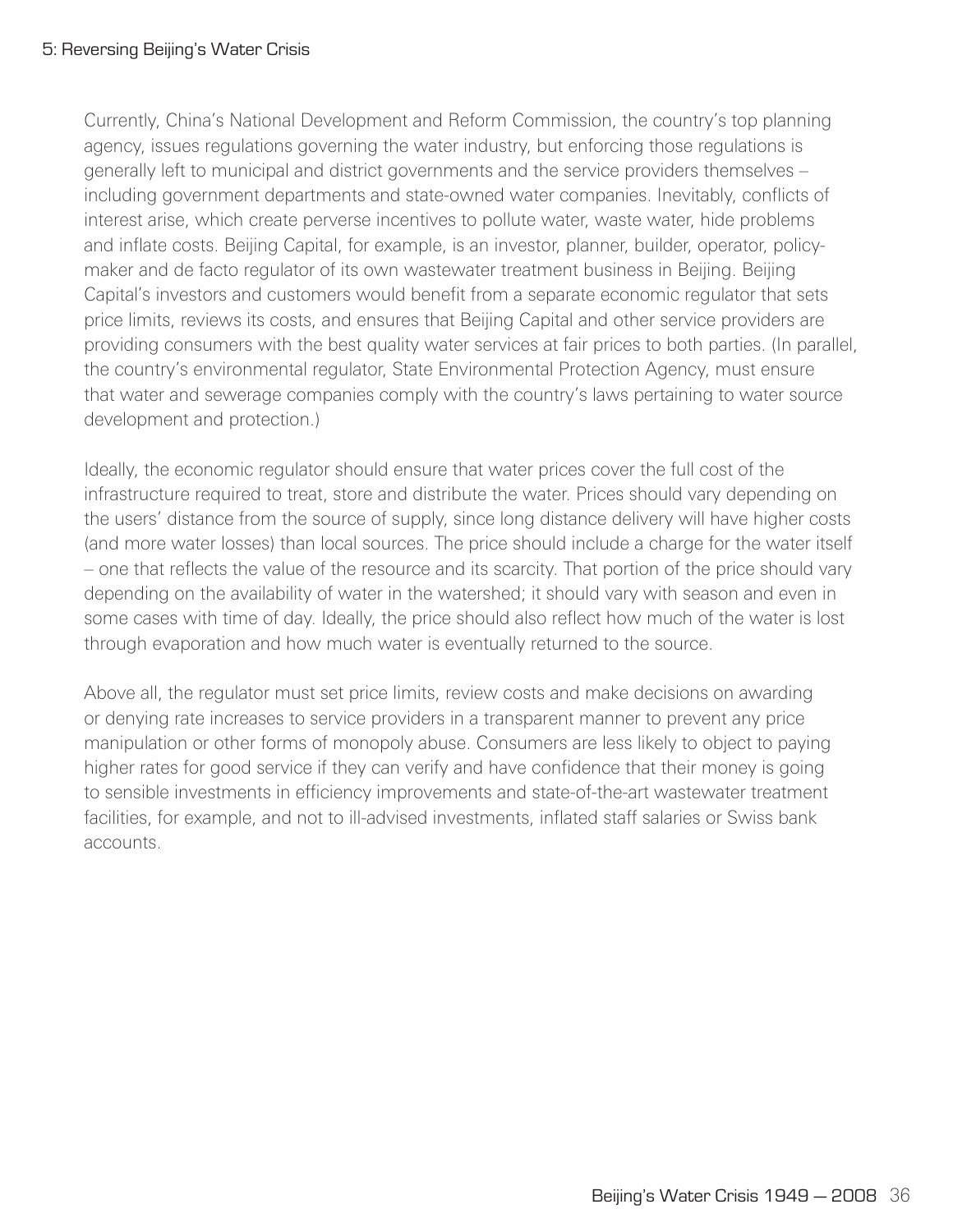Currently, China's National Development and Reform Commission, the country's top planning agency, issues regulations governing the water industry, but enforcing those regulations is generally left to municipal and district governments and the service providers themselves – including government departments and state-owned water companies. Inevitably, conflicts of interest arise, which create perverse incentives to pollute water, waste water, hide problems and inflate costs. Beijing Capital, for example, is an investor, planner, builder, operator, policy-maker and de facto regulator of its own wastewater treatment business in Beijing. Beijing Capital's investors and customers would benefit from a separate economic regulator that sets price limits, reviews its costs, and ensures that Beijing Capital and other service providers are providing consumers with the best quality water services at fair prices to both parties. (In parallel, the country's environmental regulator, State Environmental Protection Agency, must ensure that water and sewerage companies comply with the country's laws pertaining to water source development and protection.)

Ideally, the economic regulator should ensure that water prices cover the full cost of the infrastructure required to treat, store and distribute the water. Prices should vary depending on the users' distance from the source of supply, since long distance delivery will have higher costs (and more water losses) than local sources. The price should include a charge for the water itself – one that reflects the value of the resource and its scarcity. That portion of the price should vary depending on the availability of water in the watershed; it should vary with season and even in some cases with time of day. Ideally, the price should also reflect how much of the water is lost through evaporation and how much water is eventually returned to the source.

Above all, the regulator must set price limits, review costs and make decisions on awarding or denying rate increases to service providers in a transparent manner to prevent any price manipulation or other forms of monopoly abuse. Consumers are less likely to object to paying higher rates for good service if they can verify and have confidence that their money is going to sensible investments in efficiency improvements and state-of-the-art wastewater treatment facilities, for example, and not to ill-advised investments, inflated staff salaries or Swiss bank accounts.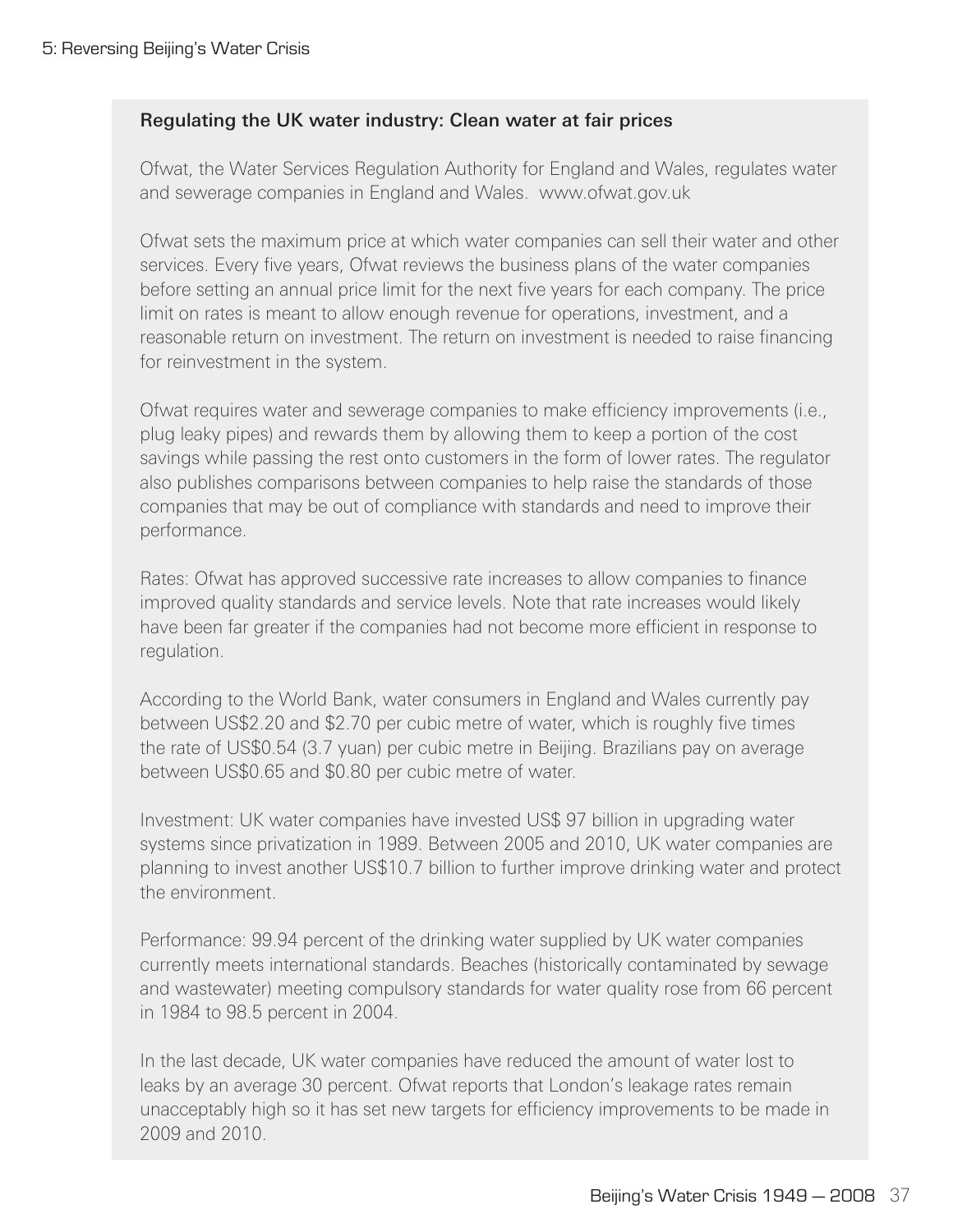### Regulating the UK water industry: Clean water at fair prices

Ofwat, the Water Services Regulation Authority for England and Wales, regulates water and sewerage companies in England and Wales. www.ofwat.gov.uk

Ofwat sets the maximum price at which water companies can sell their water and other services. Every five years, Ofwat reviews the business plans of the water companies before setting an annual price limit for the next five years for each company. The price limit on rates is meant to allow enough revenue for operations, investment, and a reasonable return on investment. The return on investment is needed to raise financing for reinvestment in the system.

Ofwat requires water and sewerage companies to make efficiency improvements (i.e., plug leaky pipes) and rewards them by allowing them to keep a portion of the cost savings while passing the rest onto customers in the form of lower rates. The regulator also publishes comparisons between companies to help raise the standards of those companies that may be out of compliance with standards and need to improve their performance.

Rates: Ofwat has approved successive rate increases to allow companies to finance improved quality standards and service levels. Note that rate increases would likely have been far greater if the companies had not become more efficient in response to regulation.

According to the World Bank, water consumers in England and Wales currently pay between US$2.20 and $2.70 per cubic metre of water, which is roughly five times the rate of US$0.54 (3.7 yuan) per cubic metre in Beijing. Brazilians pay on average between US$0.65 and $0.80 per cubic metre of water.

Investment: UK water companies have invested US$ 97 billion in upgrading water systems since privatization in 1989. Between 2005 and 2010, UK water companies are planning to invest another US$10.7 billion to further improve drinking water and protect the environment.

Performance: 99.94 percent of the drinking water supplied by UK water companies currently meets international standards. Beaches (historically contaminated by sewage and wastewater) meeting compulsory standards for water quality rose from 66 percent in 1984 to 98.5 percent in 2004.

In the last decade, UK water companies have reduced the amount of water lost to leaks by an average 30 percent. Ofwat reports that London's leakage rates remain unacceptably high so it has set new targets for efficiency improvements to be made in 2009 and 2010.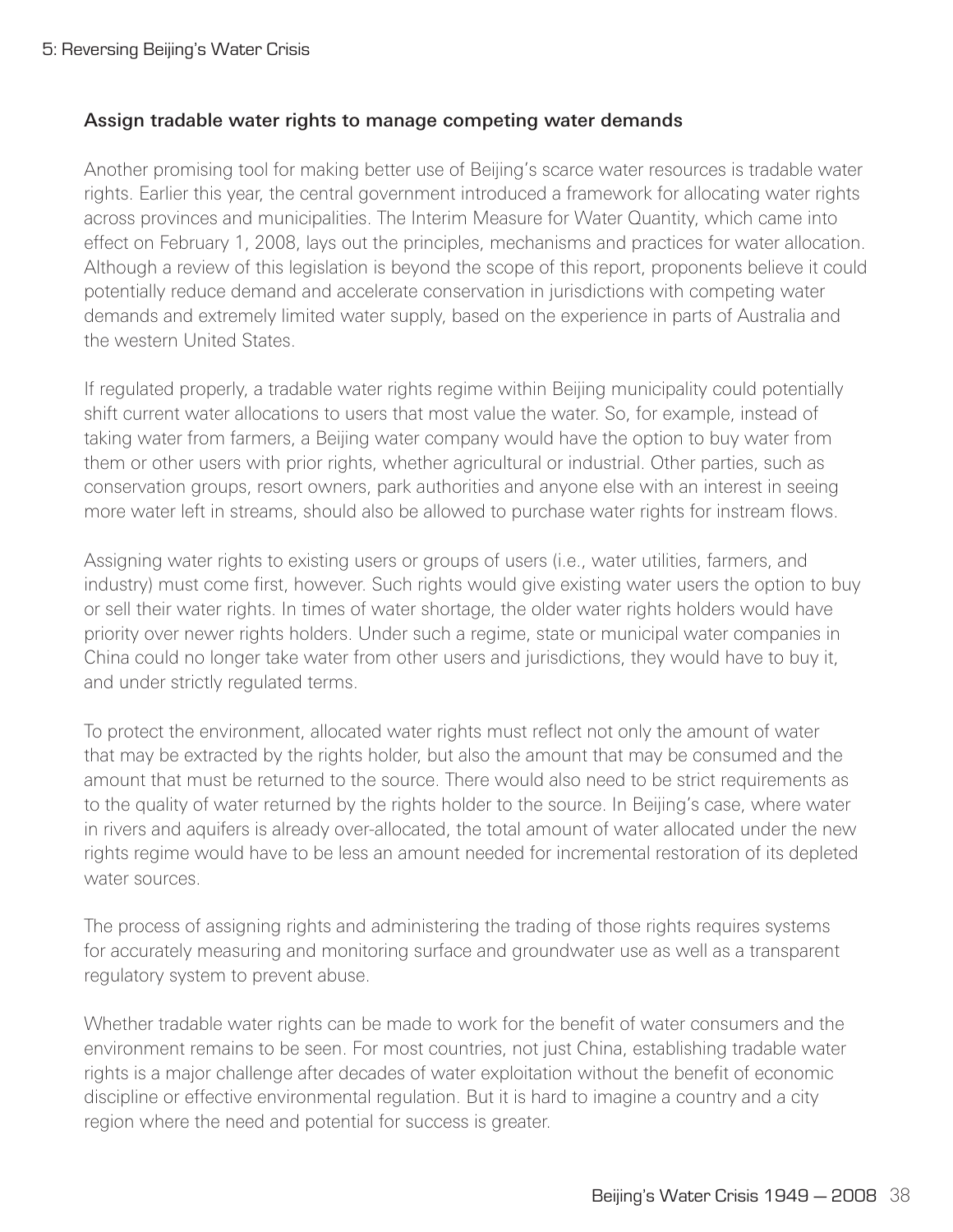### Assign tradable water rights to manage competing water demands

Another promising tool for making better use of Beijing's scarce water resources is tradable water rights. Earlier this year, the central government introduced a framework for allocating water rights across provinces and municipalities. The Interim Measure for Water Quantity, which came into effect on February 1, 2008, lays out the principles, mechanisms and practices for water allocation. Although a review of this legislation is beyond the scope of this report, proponents believe it could potentially reduce demand and accelerate conservation in jurisdictions with competing water demands and extremely limited water supply, based on the experience in parts of Australia and the western United States.

If regulated properly, a tradable water rights regime within Beijing municipality could potentially shift current water allocations to users that most value the water. So, for example, instead of taking water from farmers, a Beijing water company would have the option to buy water from them or other users with prior rights, whether agricultural or industrial. Other parties, such as conservation groups, resort owners, park authorities and anyone else with an interest in seeing more water left in streams, should also be allowed to purchase water rights for instream flows.

Assigning water rights to existing users or groups of users (i.e., water utilities, farmers, and industry) must come first, however. Such rights would give existing water users the option to buy or sell their water rights. In times of water shortage, the older water rights holders would have priority over newer rights holders. Under such a regime, state or municipal water companies in China could no longer take water from other users and jurisdictions, they would have to buy it, and under strictly regulated terms.

To protect the environment, allocated water rights must reflect not only the amount of water that may be extracted by the rights holder, but also the amount that may be consumed and the amount that must be returned to the source. There would also need to be strict requirements as to the quality of water returned by the rights holder to the source. In Beijing's case, where water in rivers and aquifers is already over-allocated, the total amount of water allocated under the new rights regime would have to be less an amount needed for incremental restoration of its depleted water sources.

The process of assigning rights and administering the trading of those rights requires systems for accurately measuring and monitoring surface and groundwater use as well as a transparent regulatory system to prevent abuse.

Whether tradable water rights can be made to work for the benefit of water consumers and the environment remains to be seen. For most countries, not just China, establishing tradable water rights is a major challenge after decades of water exploitation without the benefit of economic discipline or effective environmental regulation. But it is hard to imagine a country and a city region where the need and potential for success is greater.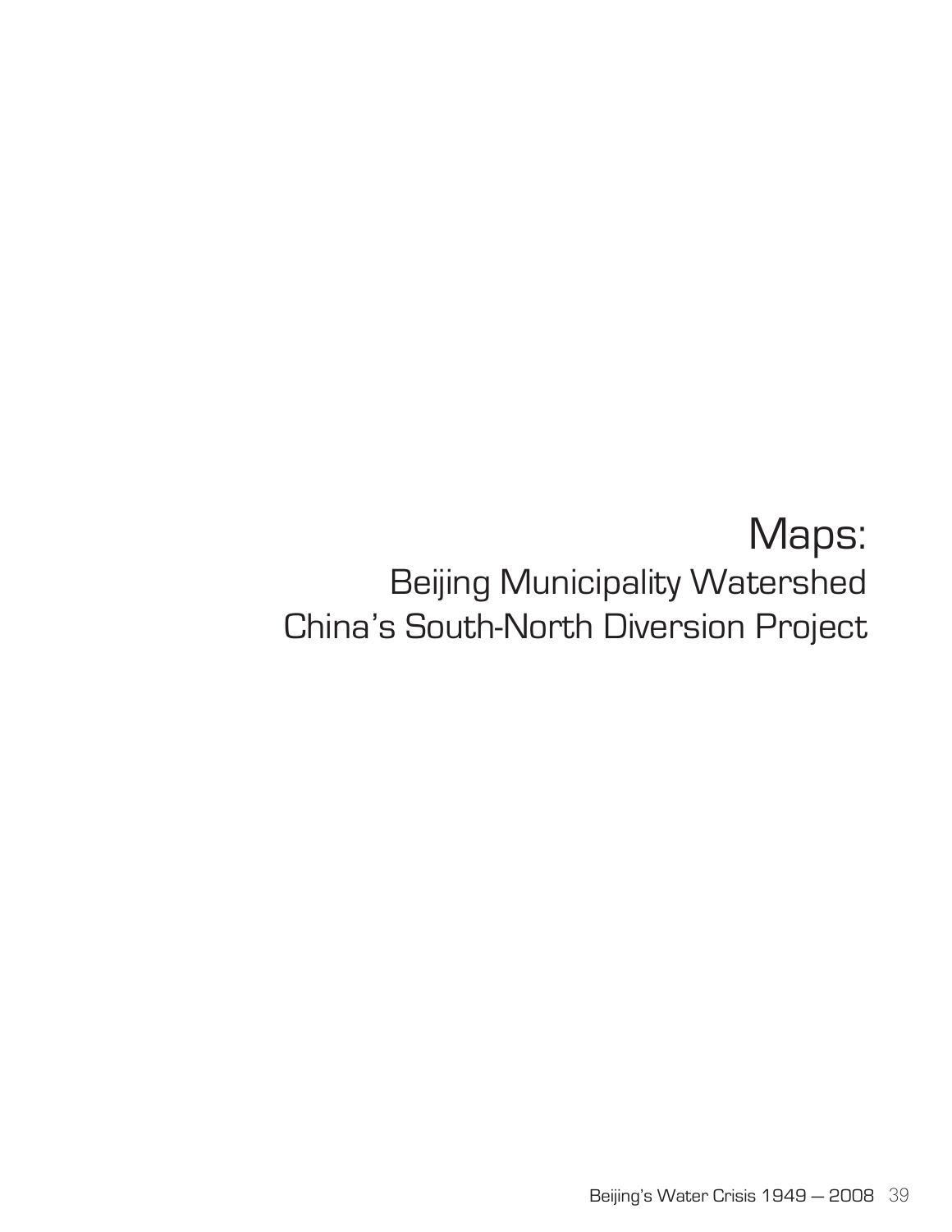# Maps:

## Beijing Municipality Watershed
## China's South-North Diversion Project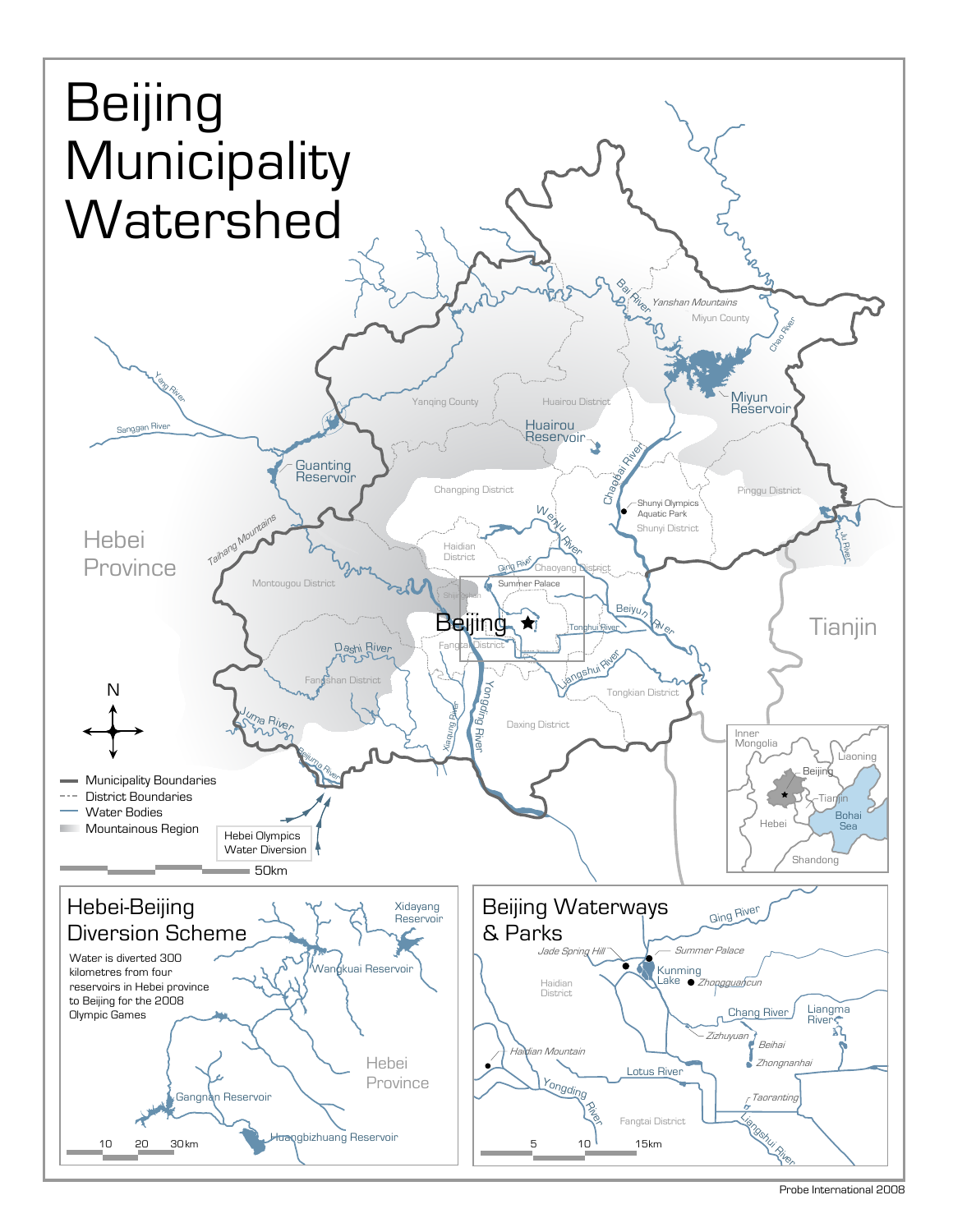# Beijing Municipality Watershed

Yanshan Mountains
Miyun County
Bai River
Chao River
Miyun Reservoir
Yanqing County
Huairou District
Huairou Reservoir
Chaobai River
Yang River
Sanggan River
Guanting Reservoir
Changping District
Shunyi Olympics Aquatic Park
Shunyi District
Pinggu District
Ju River
Taihang Mountains
Wenyu River
Haidian District
Qing River
Chaoyang District
Hebei Province
Montougou District
Shijingshan
Summer Palace
Beijing
Tonghui River
Beiyun River
Tianjin
Fangtai District
Dashi River
Liangshui River
Fangshan District
Tongkian District
Yongding River
Xiaoqing River
Daxing District
Juma River
Beijuma River

Inner Mongolia
Liaoning
Beijing
Tianjin
Hebei
Bohai Sea
Shandong

N

- Municipality Boundaries
- District Boundaries
- Water Bodies
- Mountainous Region

Hebei Olympics Water Diversion

50km

## Hebei-Beijing Diversion Scheme

Water is diverted 300 kilometres from four reservoirs in Hebei province to Beijing for the 2008 Olympic Games

Xidayang Reservoir
Wangkuai Reservoir
Hebei Province
Gangnan Reservoir
Huangbizhuang Reservoir

10 20 30 km

## Beijing Waterways & Parks

Qing River
Jade Spring Hill
Summer Palace
Kunming Lake
Zhongguancun
Haidian District
Chang River
Liangma River
Zizhuyuan
Beihai
Zhongnanhai
Haidian Mountain
Lotus River
Yongding River
Taoranting
Fangtai District
Liangshui River

5 10 15km

Probe International 2008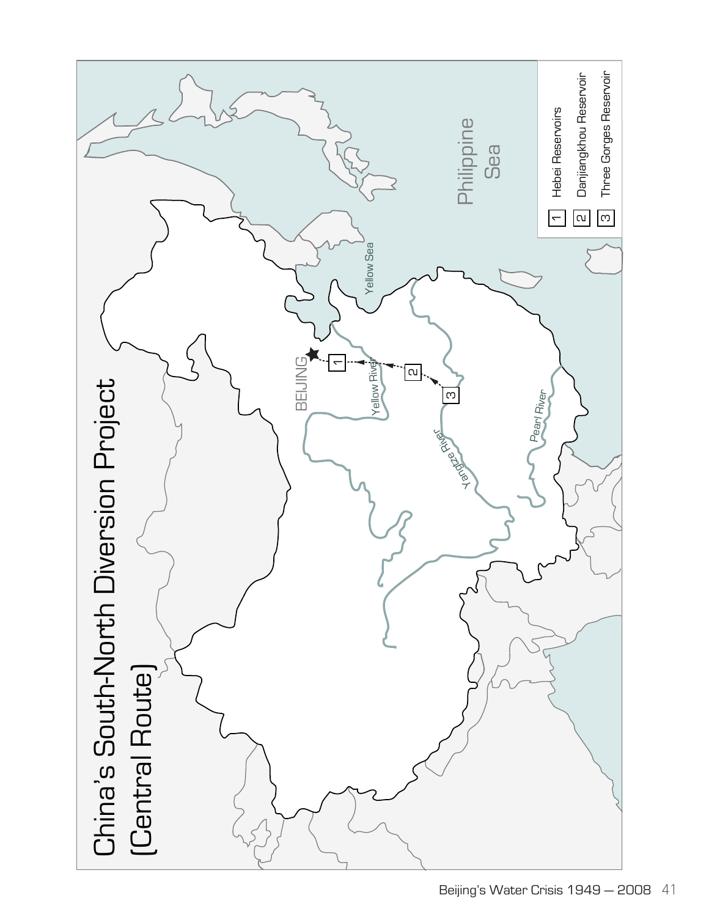# China's South-North Diversion Project (Central Route)

BEIJING

Yellow Sea

Philippine Sea

Yellow River

Yangtze River

Pearl River

1 Hebei Reservoirs

2 Danjiangkhou Reservoir

3 Three Gorges Reservoir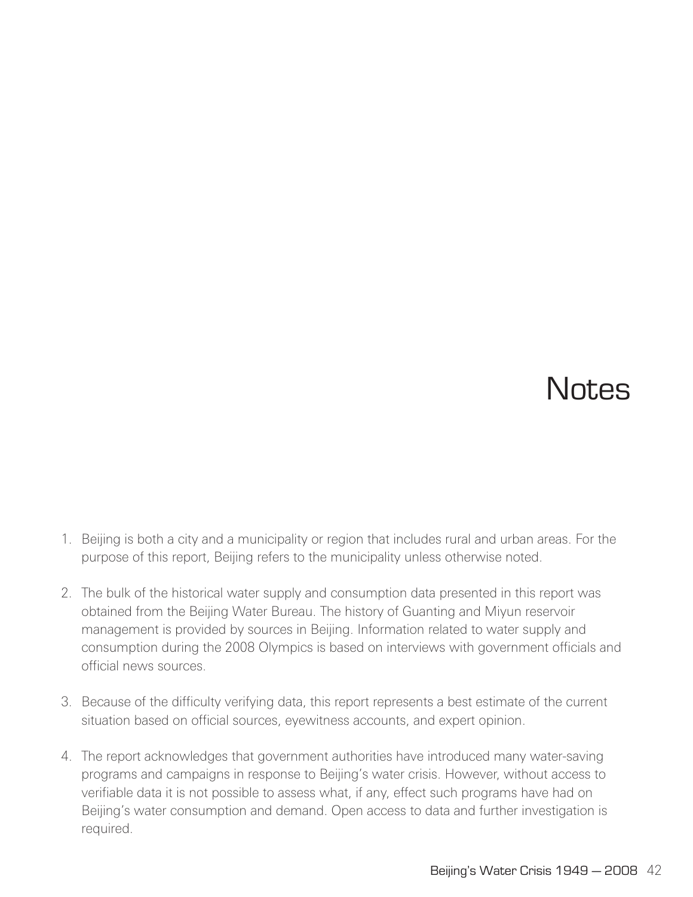# Notes

1. Beijing is both a city and a municipality or region that includes rural and urban areas. For the purpose of this report, Beijing refers to the municipality unless otherwise noted.

2. The bulk of the historical water supply and consumption data presented in this report was obtained from the Beijing Water Bureau. The history of Guanting and Miyun reservoir management is provided by sources in Beijing. Information related to water supply and consumption during the 2008 Olympics is based on interviews with government officials and official news sources.

3. Because of the difficulty verifying data, this report represents a best estimate of the current situation based on official sources, eyewitness accounts, and expert opinion.

4. The report acknowledges that government authorities have introduced many water-saving programs and campaigns in response to Beijing's water crisis. However, without access to verifiable data it is not possible to assess what, if any, effect such programs have had on Beijing's water consumption and demand. Open access to data and further investigation is required.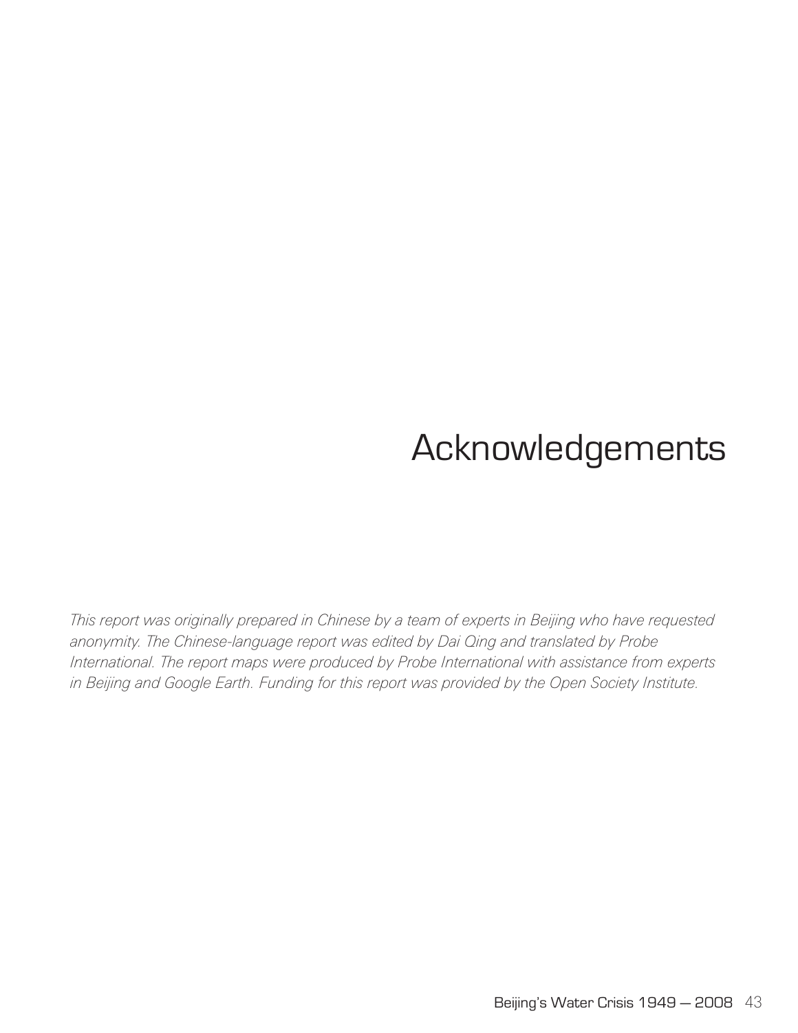# Acknowledgements

*This report was originally prepared in Chinese by a team of experts in Beijing who have requested anonymity. The Chinese-language report was edited by Dai Qing and translated by Probe International. The report maps were produced by Probe International with assistance from experts in Beijing and Google Earth. Funding for this report was provided by the Open Society Institute.*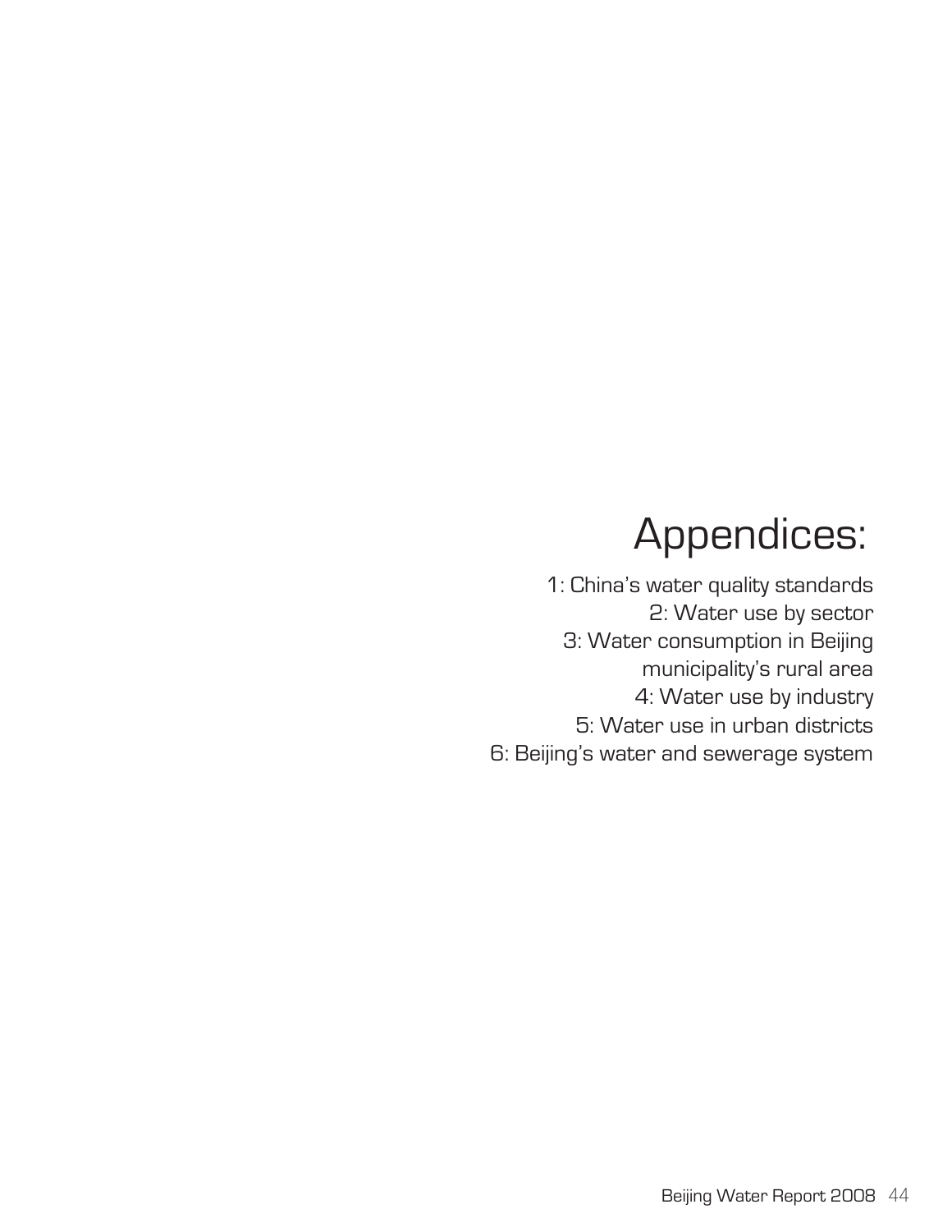# Appendices:

1: China's water quality standards
2: Water use by sector
3: Water consumption in Beijing municipality's rural area
4: Water use by industry
5: Water use in urban districts
6: Beijing's water and sewerage system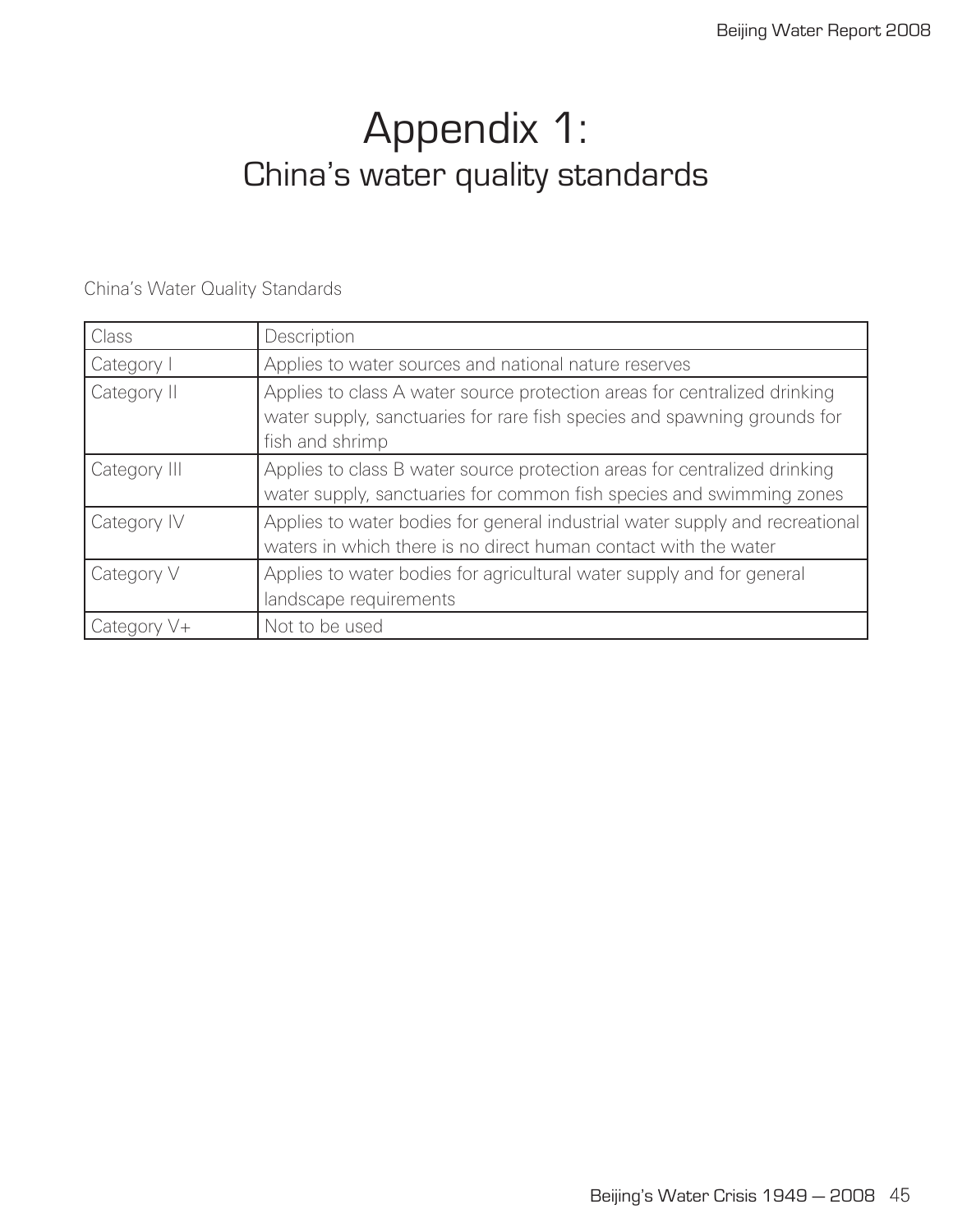# Appendix 1:
## China's water quality standards

China's Water Quality Standards

| Class | Description |
|---|---|
| Category I | Applies to water sources and national nature reserves |
| Category II | Applies to class A water source protection areas for centralized drinking water supply, sanctuaries for rare fish species and spawning grounds for fish and shrimp |
| Category III | Applies to class B water source protection areas for centralized drinking water supply, sanctuaries for common fish species and swimming zones |
| Category IV | Applies to water bodies for general industrial water supply and recreational waters in which there is no direct human contact with the water |
| Category V | Applies to water bodies for agricultural water supply and for general landscape requirements |
| Category V+ | Not to be used |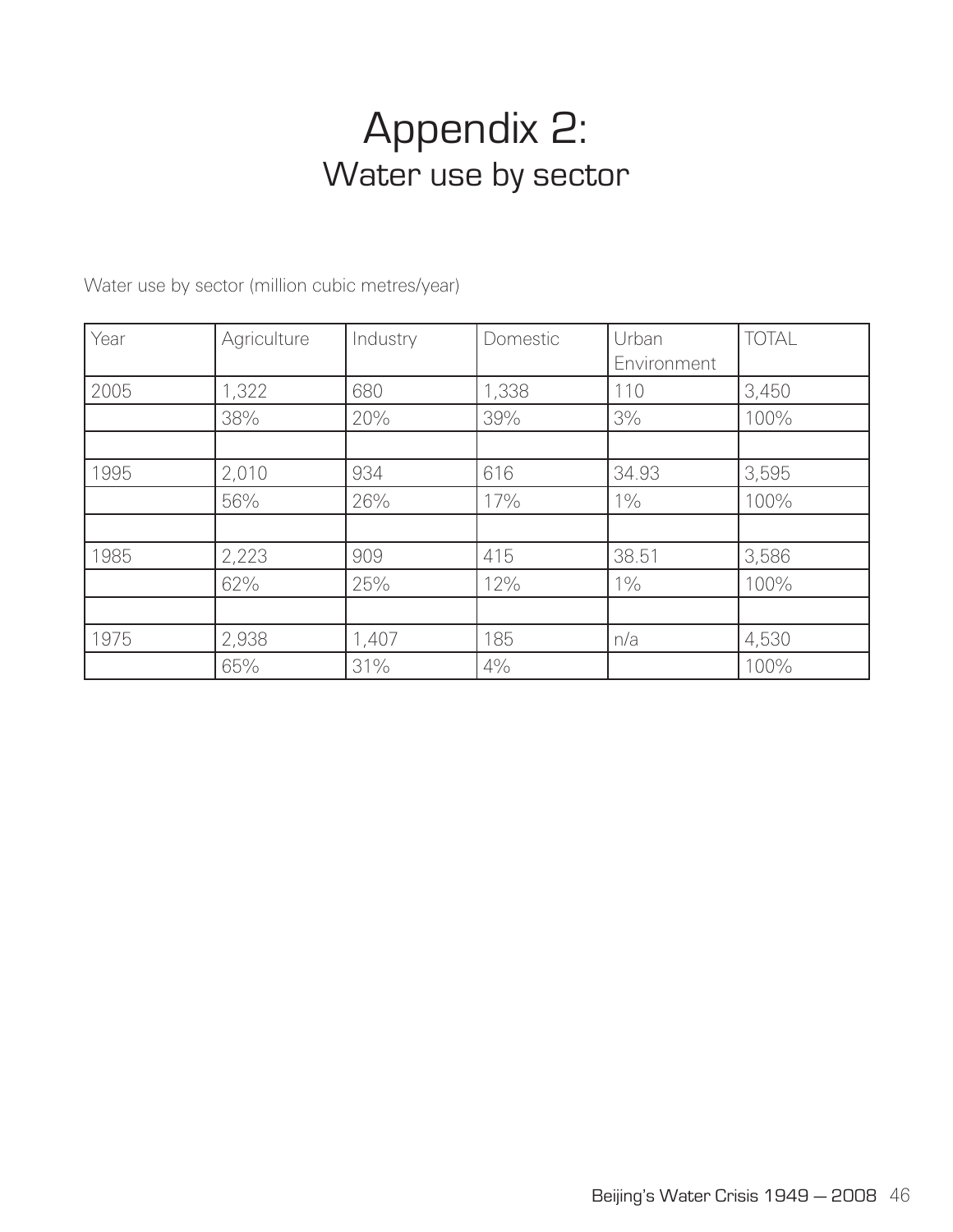# Appendix 2:
## Water use by sector

Water use by sector (million cubic metres/year)

| Year | Agriculture | Industry | Domestic | Urban Environment | TOTAL |
|---|---|---|---|---|---|
| 2005 | 1,322 | 680 | 1,338 | 110 | 3,450 |
| | 38% | 20% | 39% | 3% | 100% |
| | | | | | |
| 1995 | 2,010 | 934 | 616 | 34.93 | 3,595 |
| | 56% | 26% | 17% | 1% | 100% |
| | | | | | |
| 1985 | 2,223 | 909 | 415 | 38.51 | 3,586 |
| | 62% | 25% | 12% | 1% | 100% |
| | | | | | |
| 1975 | 2,938 | 1,407 | 185 | n/a | 4,530 |
| | 65% | 31% | 4% | | 100% |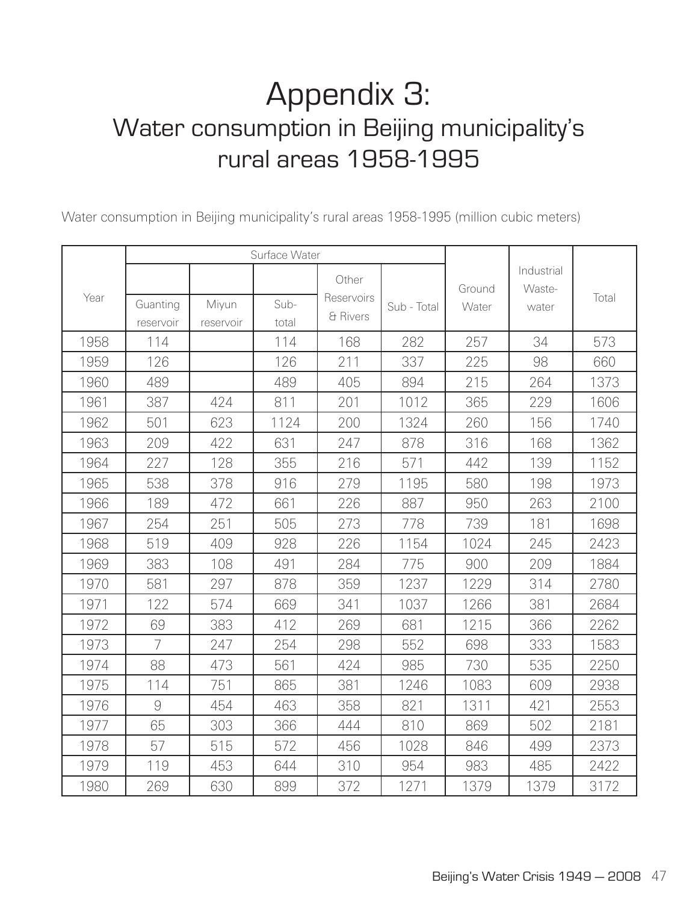# Appendix 3:
## Water consumption in Beijing municipality's rural areas 1958-1995

Water consumption in Beijing municipality's rural areas 1958-1995 (million cubic meters)

| Year | Surface Water | | | | | Ground Water | Industrial Waste-water | Total |
|---|---|---|---|---|---|---|---|---|
| | Guanting reservoir | Miyun reservoir | Sub-total | Other Reservoirs & Rivers | Sub - Total | | | |
| 1958 | 114 | | 114 | 168 | 282 | 257 | 34 | 573 |
| 1959 | 126 | | 126 | 211 | 337 | 225 | 98 | 660 |
| 1960 | 489 | | 489 | 405 | 894 | 215 | 264 | 1373 |
| 1961 | 387 | 424 | 811 | 201 | 1012 | 365 | 229 | 1606 |
| 1962 | 501 | 623 | 1124 | 200 | 1324 | 260 | 156 | 1740 |
| 1963 | 209 | 422 | 631 | 247 | 878 | 316 | 168 | 1362 |
| 1964 | 227 | 128 | 355 | 216 | 571 | 442 | 139 | 1152 |
| 1965 | 538 | 378 | 916 | 279 | 1195 | 580 | 198 | 1973 |
| 1966 | 189 | 472 | 661 | 226 | 887 | 950 | 263 | 2100 |
| 1967 | 254 | 251 | 505 | 273 | 778 | 739 | 181 | 1698 |
| 1968 | 519 | 409 | 928 | 226 | 1154 | 1024 | 245 | 2423 |
| 1969 | 383 | 108 | 491 | 284 | 775 | 900 | 209 | 1884 |
| 1970 | 581 | 297 | 878 | 359 | 1237 | 1229 | 314 | 2780 |
| 1971 | 122 | 574 | 669 | 341 | 1037 | 1266 | 381 | 2684 |
| 1972 | 69 | 383 | 412 | 269 | 681 | 1215 | 366 | 2262 |
| 1973 | 7 | 247 | 254 | 298 | 552 | 698 | 333 | 1583 |
| 1974 | 88 | 473 | 561 | 424 | 985 | 730 | 535 | 2250 |
| 1975 | 114 | 751 | 865 | 381 | 1246 | 1083 | 609 | 2938 |
| 1976 | 9 | 454 | 463 | 358 | 821 | 1311 | 421 | 2553 |
| 1977 | 65 | 303 | 366 | 444 | 810 | 869 | 502 | 2181 |
| 1978 | 57 | 515 | 572 | 456 | 1028 | 846 | 499 | 2373 |
| 1979 | 119 | 453 | 644 | 310 | 954 | 983 | 485 | 2422 |
| 1980 | 269 | 630 | 899 | 372 | 1271 | 1379 | 1379 | 3172 |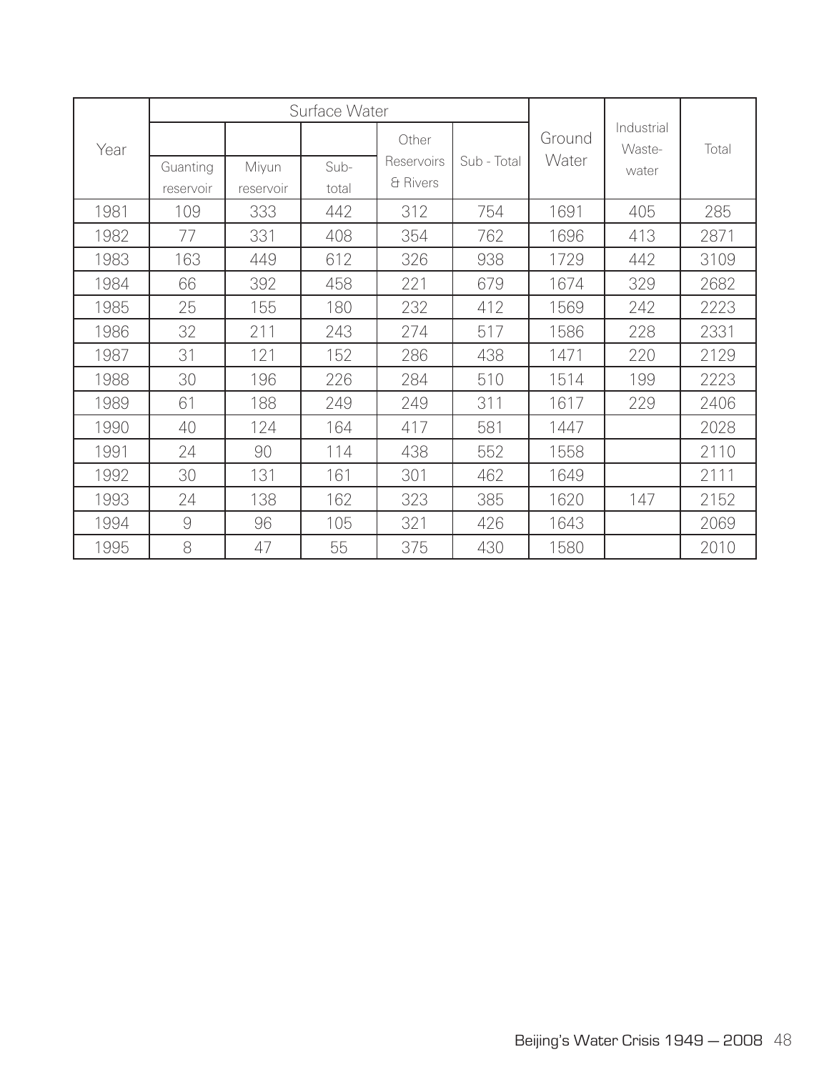| Year | Surface Water | | | | | Ground Water | Industrial Waste-water | Total |
|---|---|---|---|---|---|---|---|---|
| | Guanting reservoir | Miyun reservoir | Sub-total | Other Reservoirs & Rivers | Sub - Total | | | |
| 1981 | 109 | 333 | 442 | 312 | 754 | 1691 | 405 | 285 |
| 1982 | 77 | 331 | 408 | 354 | 762 | 1696 | 413 | 2871 |
| 1983 | 163 | 449 | 612 | 326 | 938 | 1729 | 442 | 3109 |
| 1984 | 66 | 392 | 458 | 221 | 679 | 1674 | 329 | 2682 |
| 1985 | 25 | 155 | 180 | 232 | 412 | 1569 | 242 | 2223 |
| 1986 | 32 | 211 | 243 | 274 | 517 | 1586 | 228 | 2331 |
| 1987 | 31 | 121 | 152 | 286 | 438 | 1471 | 220 | 2129 |
| 1988 | 30 | 196 | 226 | 284 | 510 | 1514 | 199 | 2223 |
| 1989 | 61 | 188 | 249 | 249 | 311 | 1617 | 229 | 2406 |
| 1990 | 40 | 124 | 164 | 417 | 581 | 1447 | | 2028 |
| 1991 | 24 | 90 | 114 | 438 | 552 | 1558 | | 2110 |
| 1992 | 30 | 131 | 161 | 301 | 462 | 1649 | | 2111 |
| 1993 | 24 | 138 | 162 | 323 | 385 | 1620 | 147 | 2152 |
| 1994 | 9 | 96 | 105 | 321 | 426 | 1643 | | 2069 |
| 1995 | 8 | 47 | 55 | 375 | 430 | 1580 | | 2010 |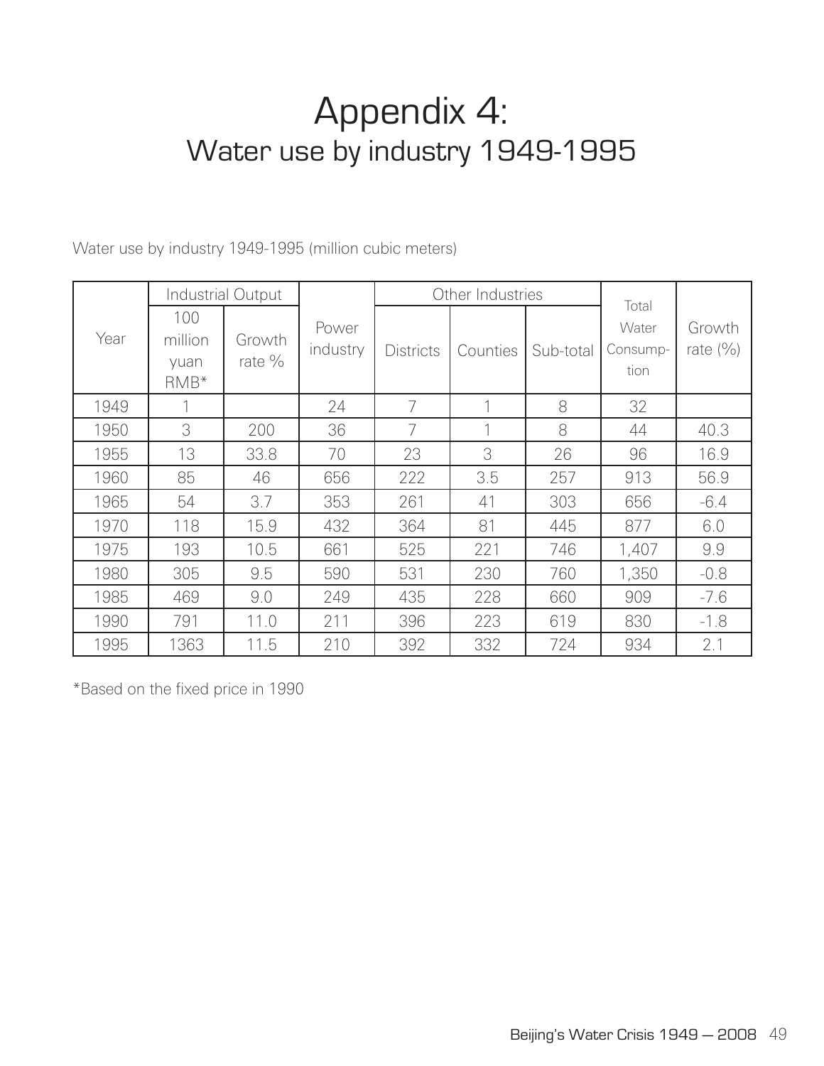# Appendix 4:
## Water use by industry 1949-1995

Water use by industry 1949-1995 (million cubic meters)

| Year | Industrial Output | | Power industry | Other Industries | | | Total Water Consump-tion | Growth rate (%) |
|---|---|---|---|---|---|---|---|---|
| | 100 million yuan RMB* | Growth rate % | | Districts | Counties | Sub-total | | |
| 1949 | 1 | | 24 | 7 | 1 | 8 | 32 | |
| 1950 | 3 | 200 | 36 | 7 | 1 | 8 | 44 | 40.3 |
| 1955 | 13 | 33.8 | 70 | 23 | 3 | 26 | 96 | 16.9 |
| 1960 | 85 | 46 | 656 | 222 | 3.5 | 257 | 913 | 56.9 |
| 1965 | 54 | 3.7 | 353 | 261 | 41 | 303 | 656 | -6.4 |
| 1970 | 118 | 15.9 | 432 | 364 | 81 | 445 | 877 | 6.0 |
| 1975 | 193 | 10.5 | 661 | 525 | 221 | 746 | 1,407 | 9.9 |
| 1980 | 305 | 9.5 | 590 | 531 | 230 | 760 | 1,350 | -0.8 |
| 1985 | 469 | 9.0 | 249 | 435 | 228 | 660 | 909 | -7.6 |
| 1990 | 791 | 11.0 | 211 | 396 | 223 | 619 | 830 | -1.8 |
| 1995 | 1363 | 11.5 | 210 | 392 | 332 | 724 | 934 | 2.1 |

*Based on the fixed price in 1990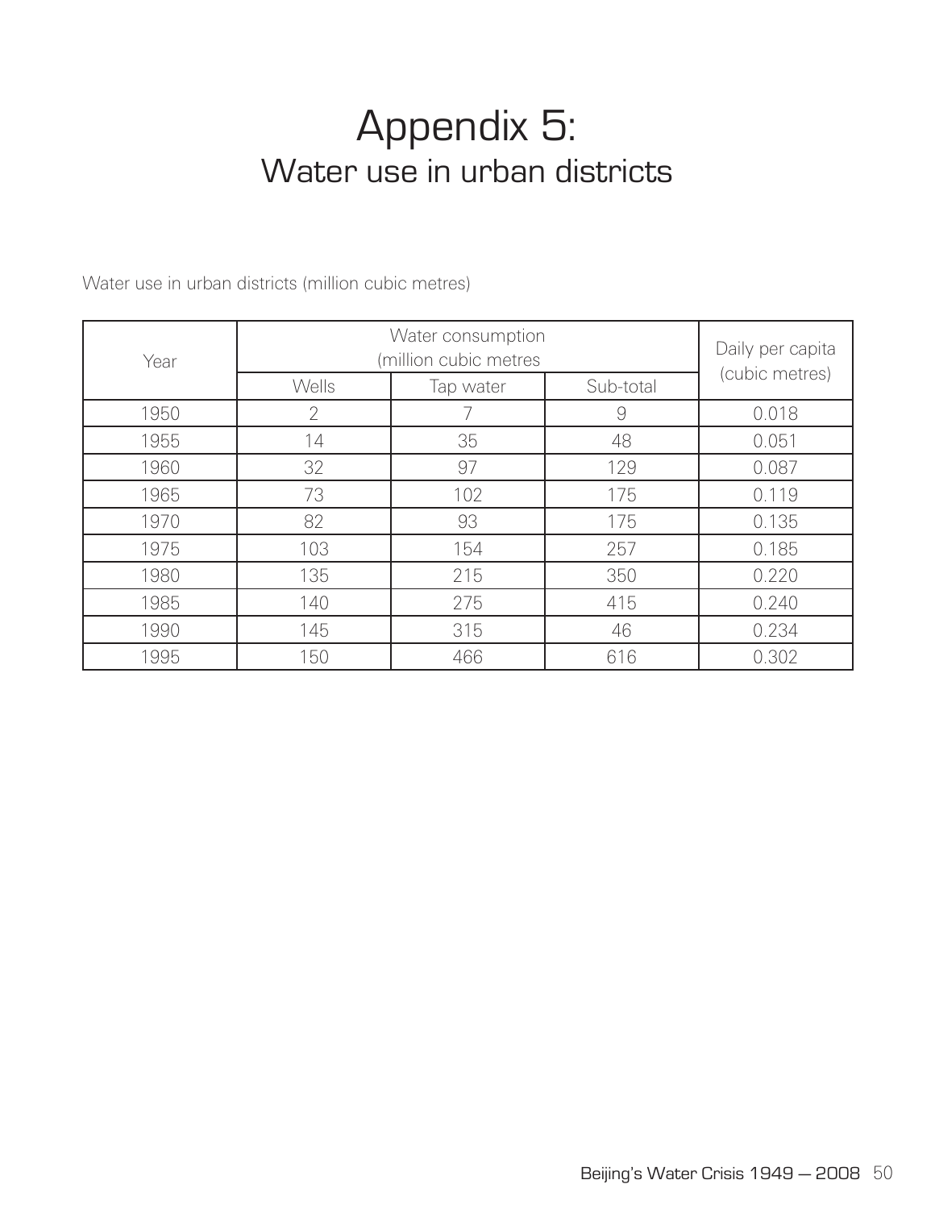# Appendix 5:
## Water use in urban districts

Water use in urban districts (million cubic metres)

| Year | Water consumption (million cubic metres | | | Daily per capita (cubic metres) |
|---|---|---|---|---|
| | Wells | Tap water | Sub-total | |
| 1950 | 2 | 7 | 9 | 0.018 |
| 1955 | 14 | 35 | 48 | 0.051 |
| 1960 | 32 | 97 | 129 | 0.087 |
| 1965 | 73 | 102 | 175 | 0.119 |
| 1970 | 82 | 93 | 175 | 0.135 |
| 1975 | 103 | 154 | 257 | 0.185 |
| 1980 | 135 | 215 | 350 | 0.220 |
| 1985 | 140 | 275 | 415 | 0.240 |
| 1990 | 145 | 315 | 46 | 0.234 |
| 1995 | 150 | 466 | 616 | 0.302 |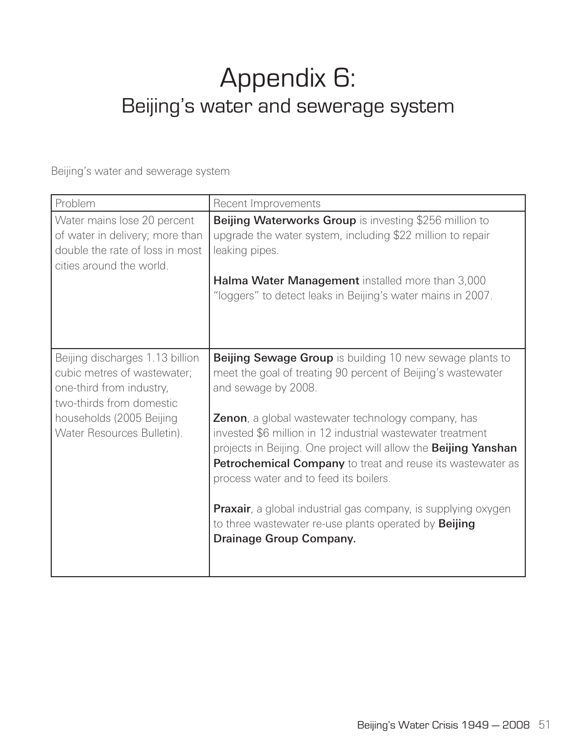# Appendix 6:
## Beijing's water and sewerage system

Beijing's water and sewerage system

| Problem | Recent Improvements |
|---|---|
| Water mains lose 20 percent of water in delivery; more than double the rate of loss in most cities around the world. | **Beijing Waterworks Group** is investing $256 million to upgrade the water system, including $22 million to repair leaking pipes.<br><br>**Halma Water Management** installed more than 3,000 "loggers" to detect leaks in Beijing's water mains in 2007. |
| Beijing discharges 1.13 billion cubic metres of wastewater; one-third from industry, two-thirds from domestic households (2005 Beijing Water Resources Bulletin). | **Beijing Sewage Group** is building 10 new sewage plants to meet the goal of treating 90 percent of Beijing's wastewater and sewage by 2008.<br><br>**Zenon**, a global wastewater technology company, has invested $6 million in 12 industrial wastewater treatment projects in Beijing. One project will allow the **Beijing Yanshan Petrochemical Company** to treat and reuse its wastewater as process water and to feed its boilers.<br><br>**Praxair**, a global industrial gas company, is supplying oxygen to three wastewater re-use plants operated by **Beijing Drainage Group Company.** |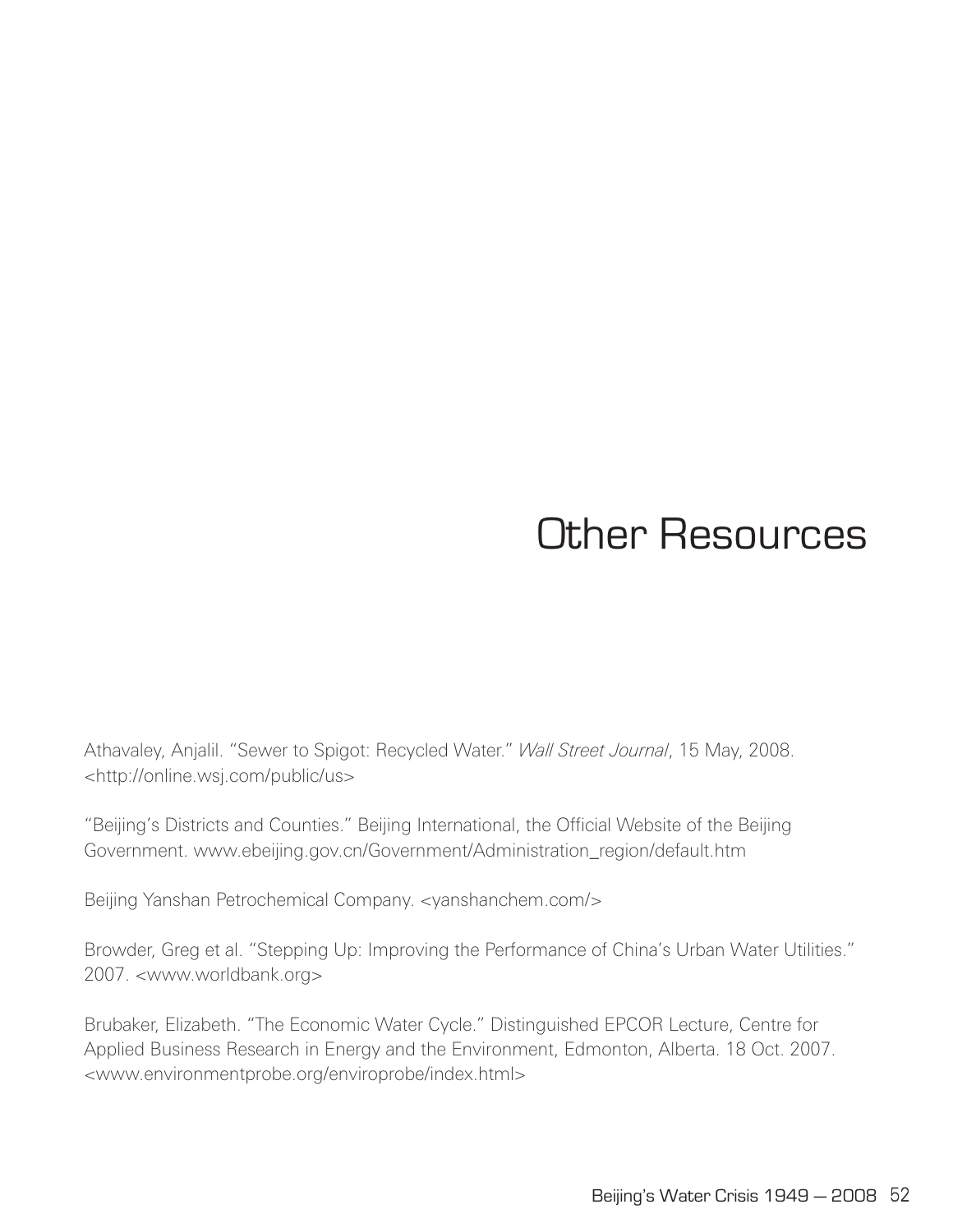# Other Resources

Athavaley, Anjalil. "Sewer to Spigot: Recycled Water." *Wall Street Journal*, 15 May, 2008. <http://online.wsj.com/public/us>

"Beijing's Districts and Counties." Beijing International, the Official Website of the Beijing Government. www.ebeijing.gov.cn/Government/Administration_region/default.htm

Beijing Yanshan Petrochemical Company. <yanshanchem.com/>

Browder, Greg et al. "Stepping Up: Improving the Performance of China's Urban Water Utilities." 2007. <www.worldbank.org>

Brubaker, Elizabeth. "The Economic Water Cycle." Distinguished EPCOR Lecture, Centre for Applied Business Research in Energy and the Environment, Edmonton, Alberta. 18 Oct. 2007. <www.environmentprobe.org/enviroprobe/index.html>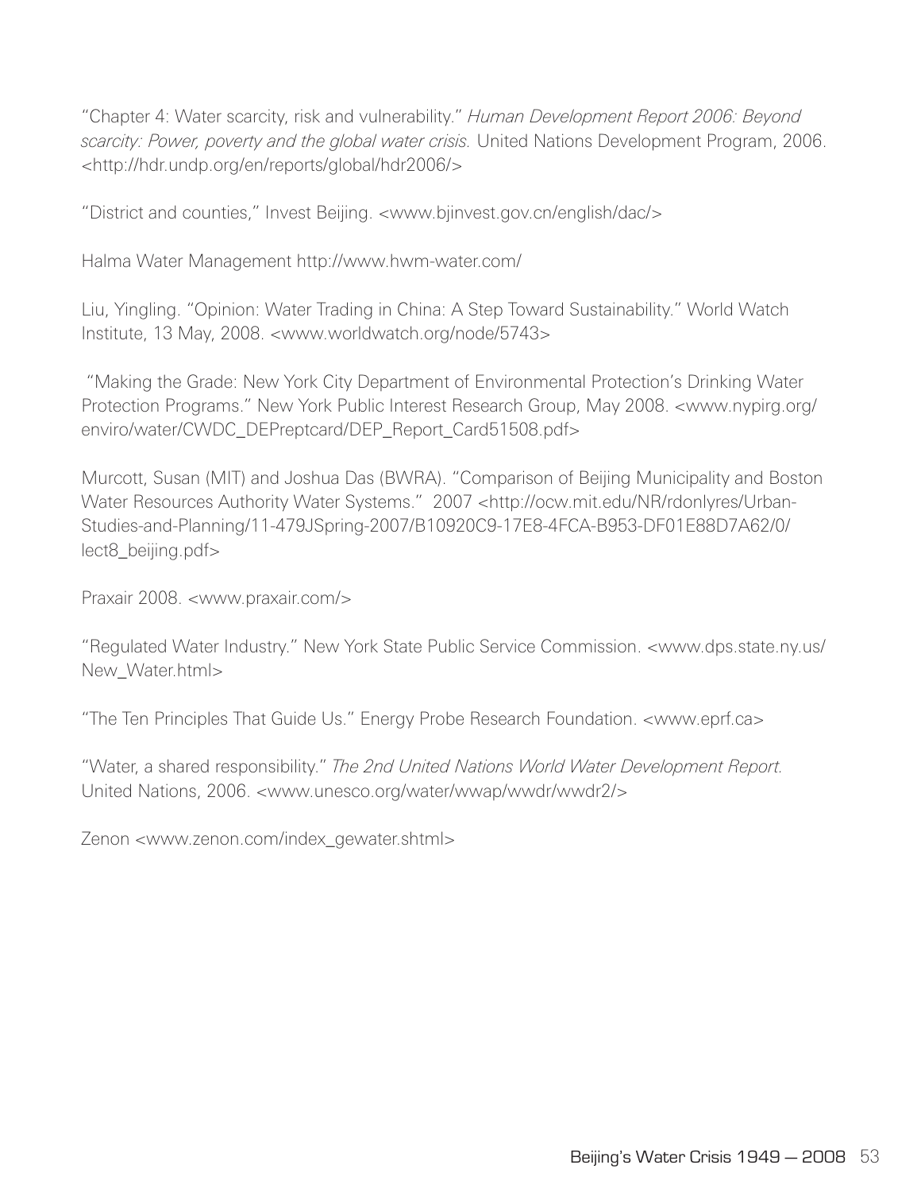"Chapter 4: Water scarcity, risk and vulnerability." *Human Development Report 2006: Beyond scarcity: Power, poverty and the global water crisis.* United Nations Development Program, 2006. <http://hdr.undp.org/en/reports/global/hdr2006/>

"District and counties," Invest Beijing. <www.bjinvest.gov.cn/english/dac/>

Halma Water Management http://www.hwm-water.com/

Liu, Yingling. "Opinion: Water Trading in China: A Step Toward Sustainability." World Watch Institute, 13 May, 2008. <www.worldwatch.org/node/5743>

"Making the Grade: New York City Department of Environmental Protection's Drinking Water Protection Programs." New York Public Interest Research Group, May 2008. <www.nypirg.org/enviro/water/CWDC_DEPreptcard/DEP_Report_Card51508.pdf>

Murcott, Susan (MIT) and Joshua Das (BWRA). "Comparison of Beijing Municipality and Boston Water Resources Authority Water Systems." 2007 <http://ocw.mit.edu/NR/rdonlyres/Urban-Studies-and-Planning/11-479JSpring-2007/B10920C9-17E8-4FCA-B953-DF01E88D7A62/0/lect8_beijing.pdf>

Praxair 2008. <www.praxair.com/>

"Regulated Water Industry." New York State Public Service Commission. <www.dps.state.ny.us/New_Water.html>

"The Ten Principles That Guide Us." Energy Probe Research Foundation. <www.eprf.ca>

"Water, a shared responsibility." *The 2nd United Nations World Water Development Report.* United Nations, 2006. <www.unesco.org/water/wwap/wwdr/wwdr2/>

Zenon <www.zenon.com/index_gewater.shtml>